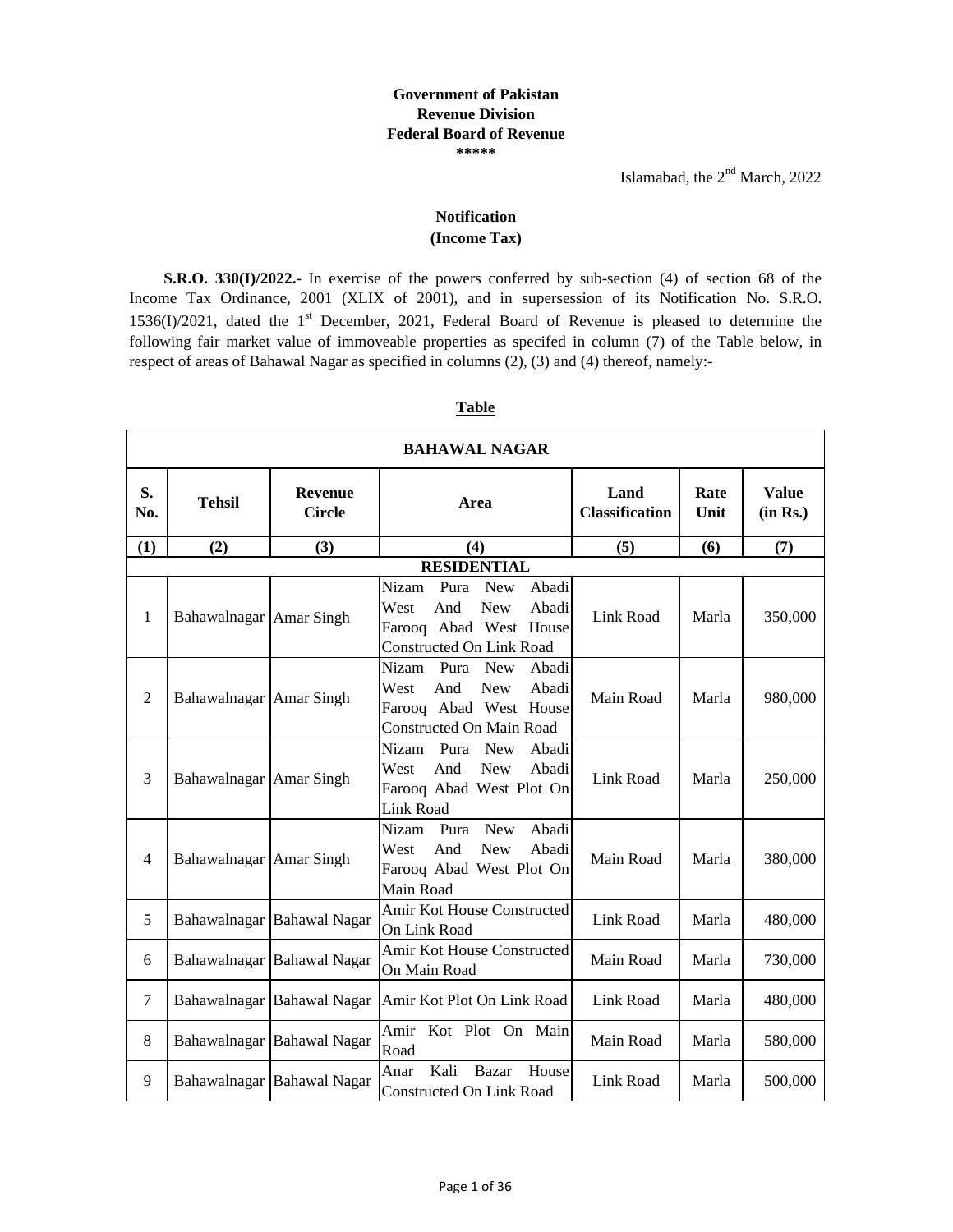**Government of Pakistan**
**Revenue Division**
**Federal Board of Revenue**
**\*\*\*\*\***

Islamabad, the 2nd March, 2022

**Notification**
**(Income Tax)**

**S.R.O. 330(I)/2022.-** In exercise of the powers conferred by sub-section (4) of section 68 of the Income Tax Ordinance, 2001 (XLIX of 2001), and in supersession of its Notification No. S.R.O. 1536(I)/2021, dated the 1st December, 2021, Federal Board of Revenue is pleased to determine the following fair market value of immoveable properties as specifed in column (7) of the Table below, in respect of areas of Bahawal Nagar as specified in columns (2), (3) and (4) thereof, namely:-

**Table**

| **BAHAWAL NAGAR** | | | | | | |
|---|---|---|---|---|---|---|
| **S. No.** | **Tehsil** | **Revenue Circle** | **Area** | **Land Classification** | **Rate Unit** | **Value (in Rs.)** |
| **(1)** | **(2)** | **(3)** | **(4)** | **(5)** | **(6)** | **(7)** |
| | | | **RESIDENTIAL** | | | |
| 1 | Bahawalnagar | Amar Singh | Nizam Pura New Abadi West And New Abadi Farooq Abad West House Constructed On Link Road | Link Road | Marla | 350,000 |
| 2 | Bahawalnagar | Amar Singh | Nizam Pura New Abadi West And New Abadi Farooq Abad West House Constructed On Main Road | Main Road | Marla | 980,000 |
| 3 | Bahawalnagar | Amar Singh | Nizam Pura New Abadi West And New Abadi Farooq Abad West Plot On Link Road | Link Road | Marla | 250,000 |
| 4 | Bahawalnagar | Amar Singh | Nizam Pura New Abadi West And New Abadi Farooq Abad West Plot On Main Road | Main Road | Marla | 380,000 |
| 5 | Bahawalnagar | Bahawal Nagar | Amir Kot House Constructed On Link Road | Link Road | Marla | 480,000 |
| 6 | Bahawalnagar | Bahawal Nagar | Amir Kot House Constructed On Main Road | Main Road | Marla | 730,000 |
| 7 | Bahawalnagar | Bahawal Nagar | Amir Kot Plot On Link Road | Link Road | Marla | 480,000 |
| 8 | Bahawalnagar | Bahawal Nagar | Amir Kot Plot On Main Road | Main Road | Marla | 580,000 |
| 9 | Bahawalnagar | Bahawal Nagar | Anar Kali Bazar House Constructed On Link Road | Link Road | Marla | 500,000 |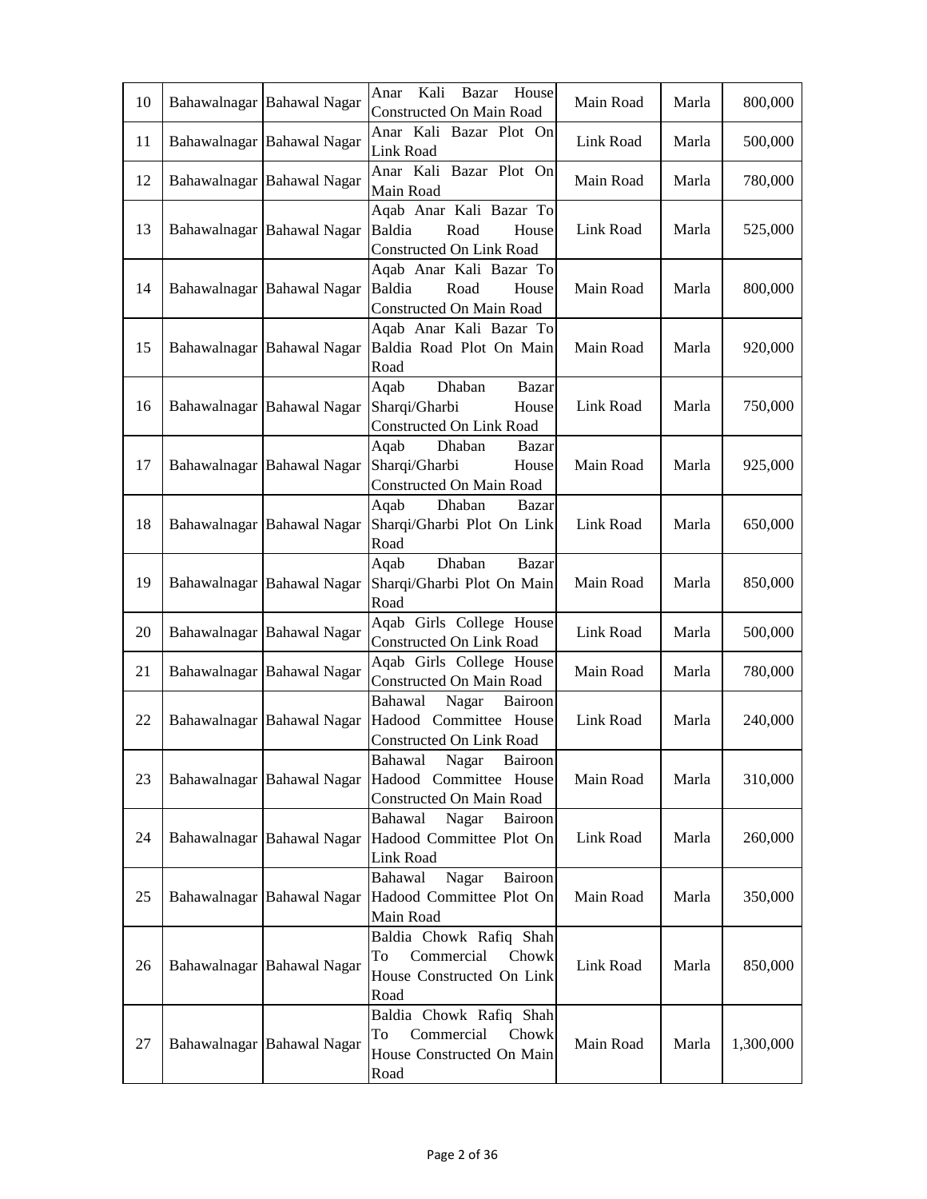| 10 | Bahawalnagar | Bahawal Nagar | Anar Kali Bazar House Constructed On Main Road | Main Road | Marla | 800,000 |
|---|---|---|---|---|---|---|
| 11 | Bahawalnagar | Bahawal Nagar | Anar Kali Bazar Plot On Link Road | Link Road | Marla | 500,000 |
| 12 | Bahawalnagar | Bahawal Nagar | Anar Kali Bazar Plot On Main Road | Main Road | Marla | 780,000 |
| 13 | Bahawalnagar | Bahawal Nagar | Aqab Anar Kali Bazar To Baldia Road House Constructed On Link Road | Link Road | Marla | 525,000 |
| 14 | Bahawalnagar | Bahawal Nagar | Aqab Anar Kali Bazar To Baldia Road House Constructed On Main Road | Main Road | Marla | 800,000 |
| 15 | Bahawalnagar | Bahawal Nagar | Aqab Anar Kali Bazar To Baldia Road Plot On Main Road | Main Road | Marla | 920,000 |
| 16 | Bahawalnagar | Bahawal Nagar | Aqab Dhaban Bazar Sharqi/Gharbi House Constructed On Link Road | Link Road | Marla | 750,000 |
| 17 | Bahawalnagar | Bahawal Nagar | Aqab Dhaban Bazar Sharqi/Gharbi House Constructed On Main Road | Main Road | Marla | 925,000 |
| 18 | Bahawalnagar | Bahawal Nagar | Aqab Dhaban Bazar Sharqi/Gharbi Plot On Link Road | Link Road | Marla | 650,000 |
| 19 | Bahawalnagar | Bahawal Nagar | Aqab Dhaban Bazar Sharqi/Gharbi Plot On Main Road | Main Road | Marla | 850,000 |
| 20 | Bahawalnagar | Bahawal Nagar | Aqab Girls College House Constructed On Link Road | Link Road | Marla | 500,000 |
| 21 | Bahawalnagar | Bahawal Nagar | Aqab Girls College House Constructed On Main Road | Main Road | Marla | 780,000 |
| 22 | Bahawalnagar | Bahawal Nagar | Bahawal Nagar Bairoon Hadood Committee House Constructed On Link Road | Link Road | Marla | 240,000 |
| 23 | Bahawalnagar | Bahawal Nagar | Bahawal Nagar Bairoon Hadood Committee House Constructed On Main Road | Main Road | Marla | 310,000 |
| 24 | Bahawalnagar | Bahawal Nagar | Bahawal Nagar Bairoon Hadood Committee Plot On Link Road | Link Road | Marla | 260,000 |
| 25 | Bahawalnagar | Bahawal Nagar | Bahawal Nagar Bairoon Hadood Committee Plot On Main Road | Main Road | Marla | 350,000 |
| 26 | Bahawalnagar | Bahawal Nagar | Baldia Chowk Rafiq Shah To Commercial Chowk House Constructed On Link Road | Link Road | Marla | 850,000 |
| 27 | Bahawalnagar | Bahawal Nagar | Baldia Chowk Rafiq Shah To Commercial Chowk House Constructed On Main Road | Main Road | Marla | 1,300,000 |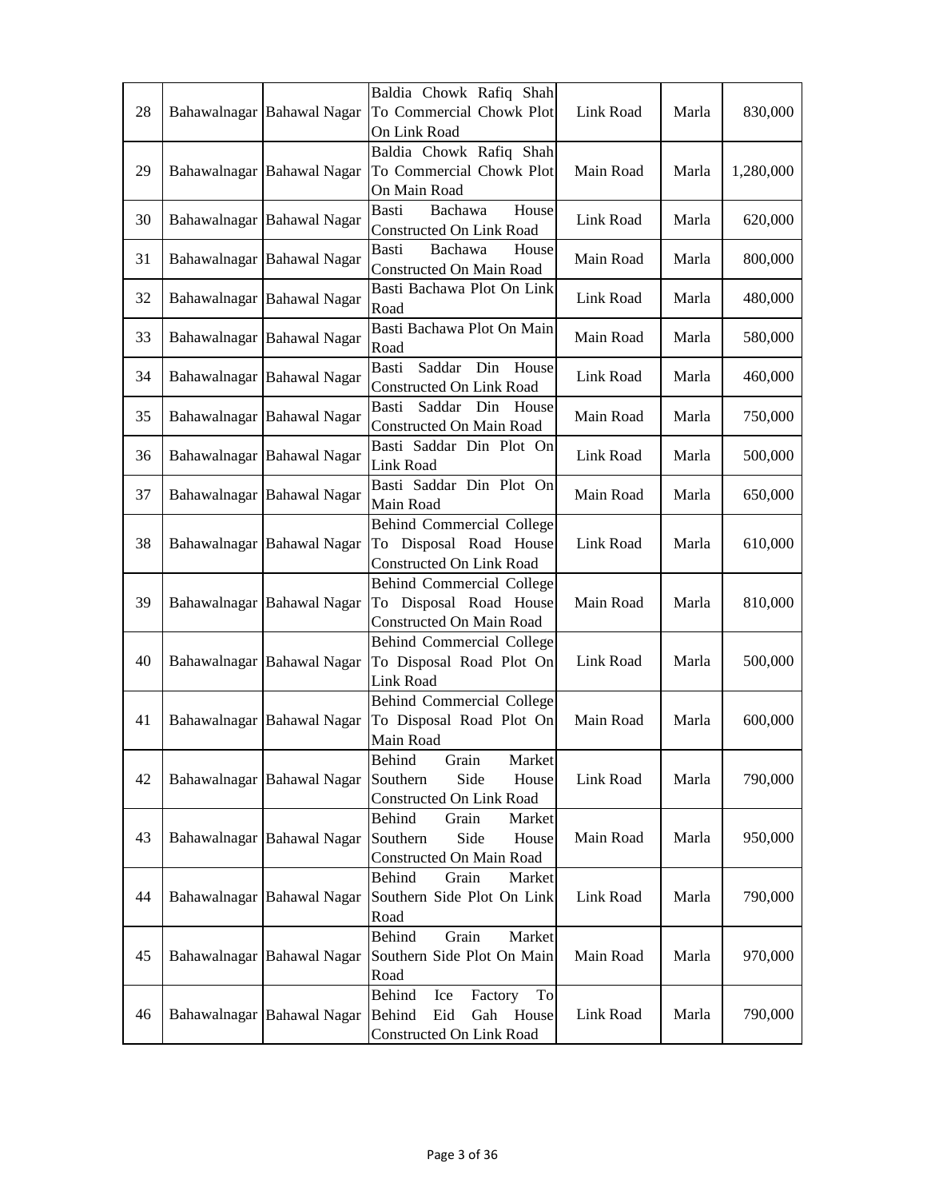| 28 | Bahawalnagar | Bahawal Nagar | Baldia Chowk Rafiq Shah To Commercial Chowk Plot On Link Road | Link Road | Marla | 830,000 |
|---|---|---|---|---|---|---|
| 29 | Bahawalnagar | Bahawal Nagar | Baldia Chowk Rafiq Shah To Commercial Chowk Plot On Main Road | Main Road | Marla | 1,280,000 |
| 30 | Bahawalnagar | Bahawal Nagar | Basti Bachawa House Constructed On Link Road | Link Road | Marla | 620,000 |
| 31 | Bahawalnagar | Bahawal Nagar | Basti Bachawa House Constructed On Main Road | Main Road | Marla | 800,000 |
| 32 | Bahawalnagar | Bahawal Nagar | Basti Bachawa Plot On Link Road | Link Road | Marla | 480,000 |
| 33 | Bahawalnagar | Bahawal Nagar | Basti Bachawa Plot On Main Road | Main Road | Marla | 580,000 |
| 34 | Bahawalnagar | Bahawal Nagar | Basti Saddar Din House Constructed On Link Road | Link Road | Marla | 460,000 |
| 35 | Bahawalnagar | Bahawal Nagar | Basti Saddar Din House Constructed On Main Road | Main Road | Marla | 750,000 |
| 36 | Bahawalnagar | Bahawal Nagar | Basti Saddar Din Plot On Link Road | Link Road | Marla | 500,000 |
| 37 | Bahawalnagar | Bahawal Nagar | Basti Saddar Din Plot On Main Road | Main Road | Marla | 650,000 |
| 38 | Bahawalnagar | Bahawal Nagar | Behind Commercial College To Disposal Road House Constructed On Link Road | Link Road | Marla | 610,000 |
| 39 | Bahawalnagar | Bahawal Nagar | Behind Commercial College To Disposal Road House Constructed On Main Road | Main Road | Marla | 810,000 |
| 40 | Bahawalnagar | Bahawal Nagar | Behind Commercial College To Disposal Road Plot On Link Road | Link Road | Marla | 500,000 |
| 41 | Bahawalnagar | Bahawal Nagar | Behind Commercial College To Disposal Road Plot On Main Road | Main Road | Marla | 600,000 |
| 42 | Bahawalnagar | Bahawal Nagar | Behind Grain Market Southern Side House Constructed On Link Road | Link Road | Marla | 790,000 |
| 43 | Bahawalnagar | Bahawal Nagar | Behind Grain Market Southern Side House Constructed On Main Road | Main Road | Marla | 950,000 |
| 44 | Bahawalnagar | Bahawal Nagar | Behind Grain Market Southern Side Plot On Link Road | Link Road | Marla | 790,000 |
| 45 | Bahawalnagar | Bahawal Nagar | Behind Grain Market Southern Side Plot On Main Road | Main Road | Marla | 970,000 |
| 46 | Bahawalnagar | Bahawal Nagar | Behind Ice Factory To Behind Eid Gah House Constructed On Link Road | Link Road | Marla | 790,000 |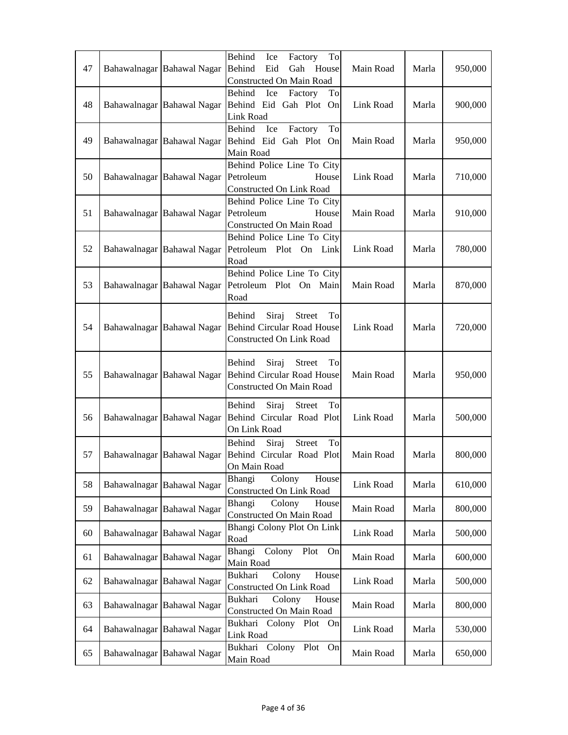| | | | | | | |
|---|---|---|---|---|---|---|
| 47 | Bahawalnagar | Bahawal Nagar | Behind Ice Factory To Behind Eid Gah House Constructed On Main Road | Main Road | Marla | 950,000 |
| 48 | Bahawalnagar | Bahawal Nagar | Behind Ice Factory To Behind Eid Gah Plot On Link Road | Link Road | Marla | 900,000 |
| 49 | Bahawalnagar | Bahawal Nagar | Behind Ice Factory To Behind Eid Gah Plot On Main Road | Main Road | Marla | 950,000 |
| 50 | Bahawalnagar | Bahawal Nagar | Behind Police Line To City Petroleum House Constructed On Link Road | Link Road | Marla | 710,000 |
| 51 | Bahawalnagar | Bahawal Nagar | Behind Police Line To City Petroleum House Constructed On Main Road | Main Road | Marla | 910,000 |
| 52 | Bahawalnagar | Bahawal Nagar | Behind Police Line To City Petroleum Plot On Link Road | Link Road | Marla | 780,000 |
| 53 | Bahawalnagar | Bahawal Nagar | Behind Police Line To City Petroleum Plot On Main Road | Main Road | Marla | 870,000 |
| 54 | Bahawalnagar | Bahawal Nagar | Behind Siraj Street To Behind Circular Road House Constructed On Link Road | Link Road | Marla | 720,000 |
| 55 | Bahawalnagar | Bahawal Nagar | Behind Siraj Street To Behind Circular Road House Constructed On Main Road | Main Road | Marla | 950,000 |
| 56 | Bahawalnagar | Bahawal Nagar | Behind Siraj Street To Behind Circular Road Plot On Link Road | Link Road | Marla | 500,000 |
| 57 | Bahawalnagar | Bahawal Nagar | Behind Siraj Street To Behind Circular Road Plot On Main Road | Main Road | Marla | 800,000 |
| 58 | Bahawalnagar | Bahawal Nagar | Bhangi Colony House Constructed On Link Road | Link Road | Marla | 610,000 |
| 59 | Bahawalnagar | Bahawal Nagar | Bhangi Colony House Constructed On Main Road | Main Road | Marla | 800,000 |
| 60 | Bahawalnagar | Bahawal Nagar | Bhangi Colony Plot On Link Road | Link Road | Marla | 500,000 |
| 61 | Bahawalnagar | Bahawal Nagar | Bhangi Colony Plot On Main Road | Main Road | Marla | 600,000 |
| 62 | Bahawalnagar | Bahawal Nagar | Bukhari Colony House Constructed On Link Road | Link Road | Marla | 500,000 |
| 63 | Bahawalnagar | Bahawal Nagar | Bukhari Colony House Constructed On Main Road | Main Road | Marla | 800,000 |
| 64 | Bahawalnagar | Bahawal Nagar | Bukhari Colony Plot On Link Road | Link Road | Marla | 530,000 |
| 65 | Bahawalnagar | Bahawal Nagar | Bukhari Colony Plot On Main Road | Main Road | Marla | 650,000 |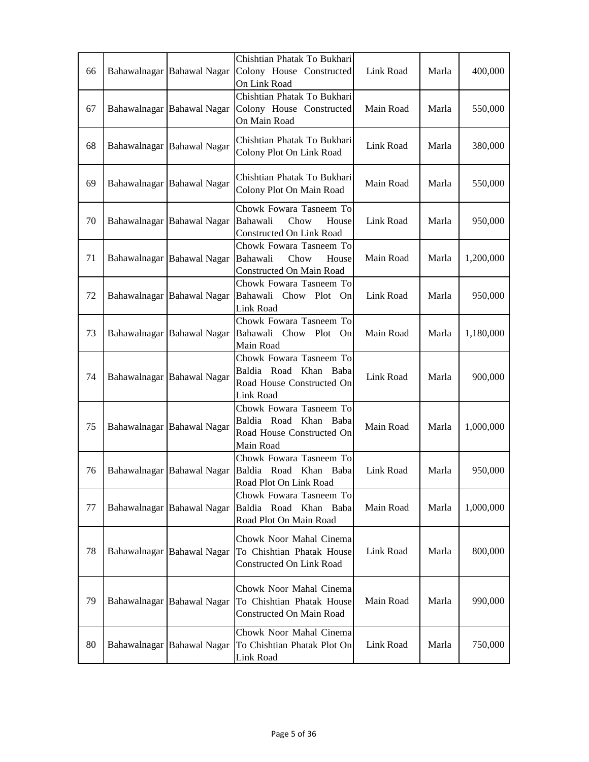| 66 | Bahawalnagar | Bahawal Nagar | Chishtian Phatak To Bukhari Colony House Constructed On Link Road | Link Road | Marla | 400,000 |
|---|---|---|---|---|---|---|
| 67 | Bahawalnagar | Bahawal Nagar | Chishtian Phatak To Bukhari Colony House Constructed On Main Road | Main Road | Marla | 550,000 |
| 68 | Bahawalnagar | Bahawal Nagar | Chishtian Phatak To Bukhari Colony Plot On Link Road | Link Road | Marla | 380,000 |
| 69 | Bahawalnagar | Bahawal Nagar | Chishtian Phatak To Bukhari Colony Plot On Main Road | Main Road | Marla | 550,000 |
| 70 | Bahawalnagar | Bahawal Nagar | Chowk Fowara Tasneem To Bahawali Chow House Constructed On Link Road | Link Road | Marla | 950,000 |
| 71 | Bahawalnagar | Bahawal Nagar | Chowk Fowara Tasneem To Bahawali Chow House Constructed On Main Road | Main Road | Marla | 1,200,000 |
| 72 | Bahawalnagar | Bahawal Nagar | Chowk Fowara Tasneem To Bahawali Chow Plot On Link Road | Link Road | Marla | 950,000 |
| 73 | Bahawalnagar | Bahawal Nagar | Chowk Fowara Tasneem To Bahawali Chow Plot On Main Road | Main Road | Marla | 1,180,000 |
| 74 | Bahawalnagar | Bahawal Nagar | Chowk Fowara Tasneem To Baldia Road Khan Baba Road House Constructed On Link Road | Link Road | Marla | 900,000 |
| 75 | Bahawalnagar | Bahawal Nagar | Chowk Fowara Tasneem To Baldia Road Khan Baba Road House Constructed On Main Road | Main Road | Marla | 1,000,000 |
| 76 | Bahawalnagar | Bahawal Nagar | Chowk Fowara Tasneem To Baldia Road Khan Baba Road Plot On Link Road | Link Road | Marla | 950,000 |
| 77 | Bahawalnagar | Bahawal Nagar | Chowk Fowara Tasneem To Baldia Road Khan Baba Road Plot On Main Road | Main Road | Marla | 1,000,000 |
| 78 | Bahawalnagar | Bahawal Nagar | Chowk Noor Mahal Cinema To Chishtian Phatak House Constructed On Link Road | Link Road | Marla | 800,000 |
| 79 | Bahawalnagar | Bahawal Nagar | Chowk Noor Mahal Cinema To Chishtian Phatak House Constructed On Main Road | Main Road | Marla | 990,000 |
| 80 | Bahawalnagar | Bahawal Nagar | Chowk Noor Mahal Cinema To Chishtian Phatak Plot On Link Road | Link Road | Marla | 750,000 |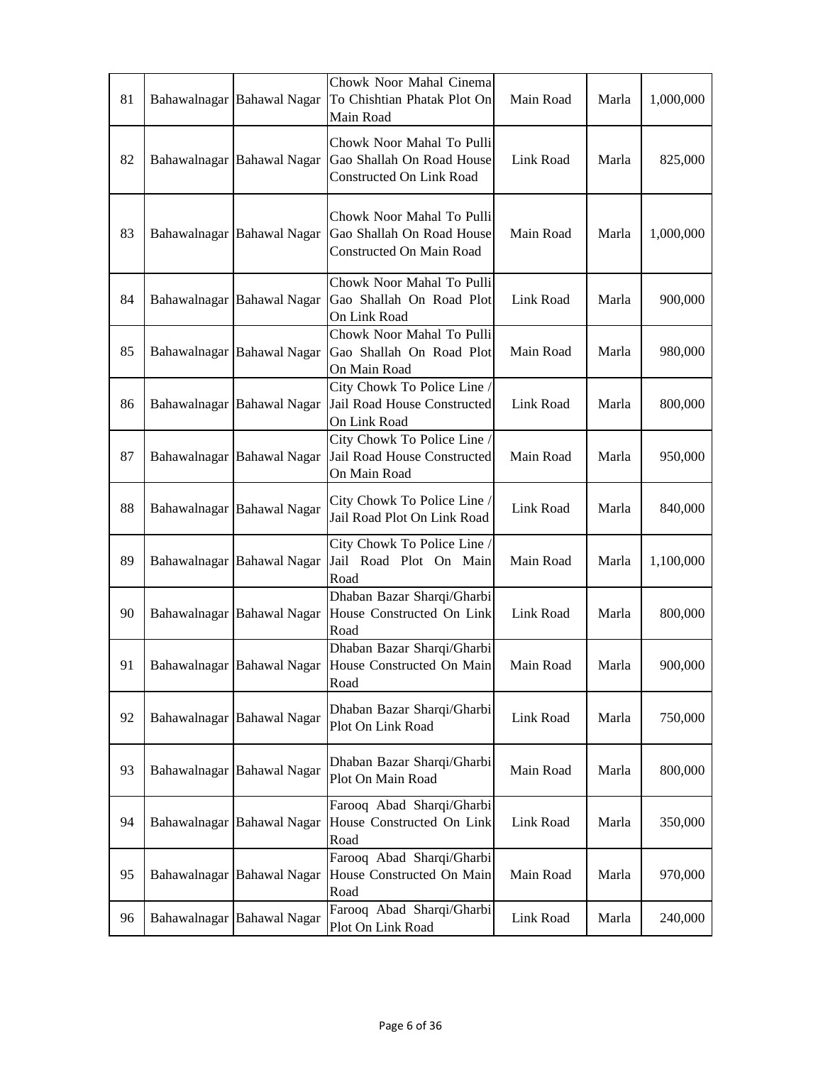| 81 | Bahawalnagar | Bahawal Nagar | Chowk Noor Mahal Cinema To Chishtian Phatak Plot On Main Road | Main Road | Marla | 1,000,000 |
|---|---|---|---|---|---|---|
| 82 | Bahawalnagar | Bahawal Nagar | Chowk Noor Mahal To Pulli Gao Shallah On Road House Constructed On Link Road | Link Road | Marla | 825,000 |
| 83 | Bahawalnagar | Bahawal Nagar | Chowk Noor Mahal To Pulli Gao Shallah On Road House Constructed On Main Road | Main Road | Marla | 1,000,000 |
| 84 | Bahawalnagar | Bahawal Nagar | Chowk Noor Mahal To Pulli Gao Shallah On Road Plot On Link Road | Link Road | Marla | 900,000 |
| 85 | Bahawalnagar | Bahawal Nagar | Chowk Noor Mahal To Pulli Gao Shallah On Road Plot On Main Road | Main Road | Marla | 980,000 |
| 86 | Bahawalnagar | Bahawal Nagar | City Chowk To Police Line / Jail Road House Constructed On Link Road | Link Road | Marla | 800,000 |
| 87 | Bahawalnagar | Bahawal Nagar | City Chowk To Police Line / Jail Road House Constructed On Main Road | Main Road | Marla | 950,000 |
| 88 | Bahawalnagar | Bahawal Nagar | City Chowk To Police Line / Jail Road Plot On Link Road | Link Road | Marla | 840,000 |
| 89 | Bahawalnagar | Bahawal Nagar | City Chowk To Police Line / Jail Road Plot On Main Road | Main Road | Marla | 1,100,000 |
| 90 | Bahawalnagar | Bahawal Nagar | Dhaban Bazar Sharqi/Gharbi House Constructed On Link Road | Link Road | Marla | 800,000 |
| 91 | Bahawalnagar | Bahawal Nagar | Dhaban Bazar Sharqi/Gharbi House Constructed On Main Road | Main Road | Marla | 900,000 |
| 92 | Bahawalnagar | Bahawal Nagar | Dhaban Bazar Sharqi/Gharbi Plot On Link Road | Link Road | Marla | 750,000 |
| 93 | Bahawalnagar | Bahawal Nagar | Dhaban Bazar Sharqi/Gharbi Plot On Main Road | Main Road | Marla | 800,000 |
| 94 | Bahawalnagar | Bahawal Nagar | Farooq Abad Sharqi/Gharbi House Constructed On Link Road | Link Road | Marla | 350,000 |
| 95 | Bahawalnagar | Bahawal Nagar | Farooq Abad Sharqi/Gharbi House Constructed On Main Road | Main Road | Marla | 970,000 |
| 96 | Bahawalnagar | Bahawal Nagar | Farooq Abad Sharqi/Gharbi Plot On Link Road | Link Road | Marla | 240,000 |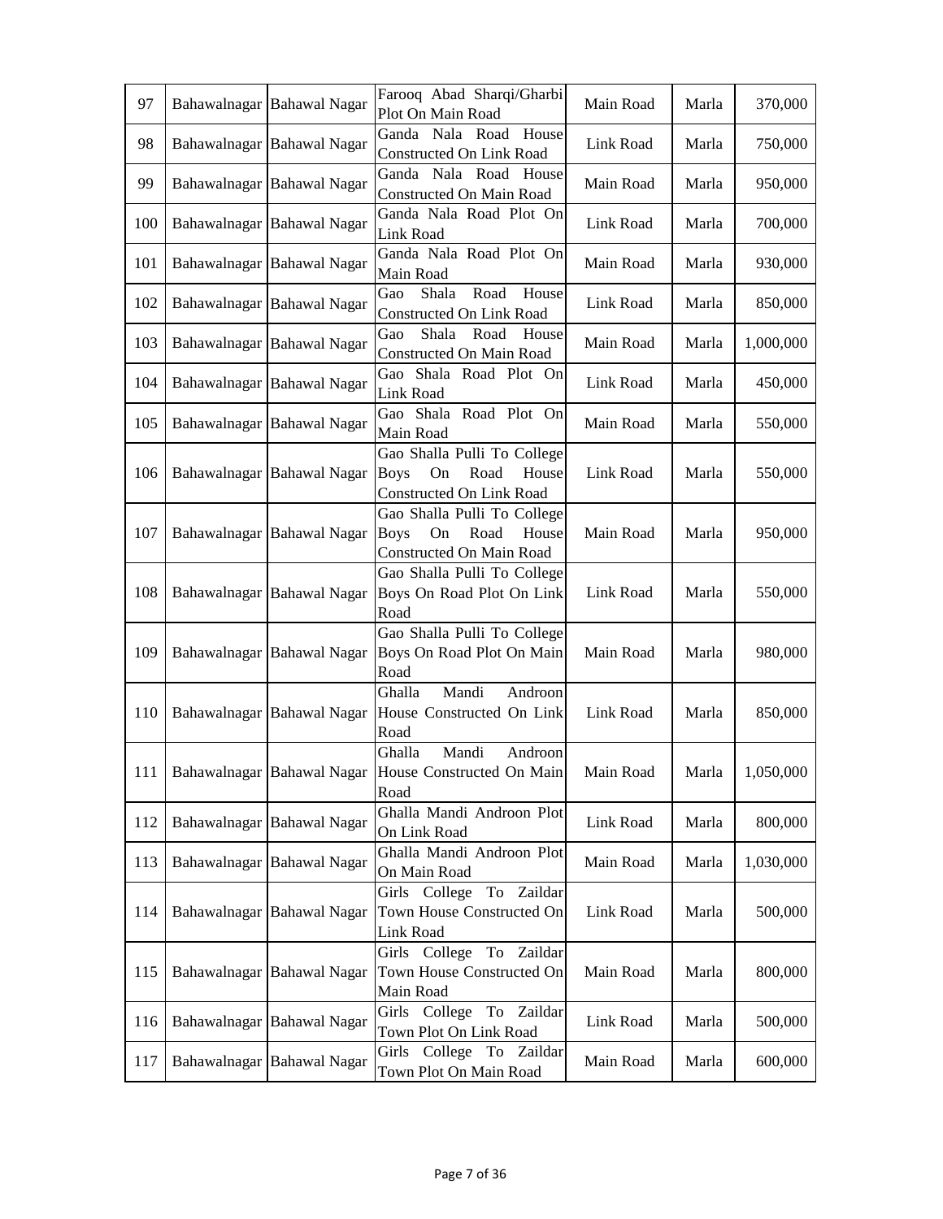| 97 | Bahawalnagar | Bahawal Nagar | Farooq Abad Sharqi/Gharbi Plot On Main Road | Main Road | Marla | 370,000 |
|---|---|---|---|---|---|---|
| 98 | Bahawalnagar | Bahawal Nagar | Ganda Nala Road House Constructed On Link Road | Link Road | Marla | 750,000 |
| 99 | Bahawalnagar | Bahawal Nagar | Ganda Nala Road House Constructed On Main Road | Main Road | Marla | 950,000 |
| 100 | Bahawalnagar | Bahawal Nagar | Ganda Nala Road Plot On Link Road | Link Road | Marla | 700,000 |
| 101 | Bahawalnagar | Bahawal Nagar | Ganda Nala Road Plot On Main Road | Main Road | Marla | 930,000 |
| 102 | Bahawalnagar | Bahawal Nagar | Gao Shala Road House Constructed On Link Road | Link Road | Marla | 850,000 |
| 103 | Bahawalnagar | Bahawal Nagar | Gao Shala Road House Constructed On Main Road | Main Road | Marla | 1,000,000 |
| 104 | Bahawalnagar | Bahawal Nagar | Gao Shala Road Plot On Link Road | Link Road | Marla | 450,000 |
| 105 | Bahawalnagar | Bahawal Nagar | Gao Shala Road Plot On Main Road | Main Road | Marla | 550,000 |
| 106 | Bahawalnagar | Bahawal Nagar | Gao Shalla Pulli To College Boys On Road House Constructed On Link Road | Link Road | Marla | 550,000 |
| 107 | Bahawalnagar | Bahawal Nagar | Gao Shalla Pulli To College Boys On Road House Constructed On Main Road | Main Road | Marla | 950,000 |
| 108 | Bahawalnagar | Bahawal Nagar | Gao Shalla Pulli To College Boys On Road Plot On Link Road | Link Road | Marla | 550,000 |
| 109 | Bahawalnagar | Bahawal Nagar | Gao Shalla Pulli To College Boys On Road Plot On Main Road | Main Road | Marla | 980,000 |
| 110 | Bahawalnagar | Bahawal Nagar | Ghalla Mandi Androon House Constructed On Link Road | Link Road | Marla | 850,000 |
| 111 | Bahawalnagar | Bahawal Nagar | Ghalla Mandi Androon House Constructed On Main Road | Main Road | Marla | 1,050,000 |
| 112 | Bahawalnagar | Bahawal Nagar | Ghalla Mandi Androon Plot On Link Road | Link Road | Marla | 800,000 |
| 113 | Bahawalnagar | Bahawal Nagar | Ghalla Mandi Androon Plot On Main Road | Main Road | Marla | 1,030,000 |
| 114 | Bahawalnagar | Bahawal Nagar | Girls College To Zaildar Town House Constructed On Link Road | Link Road | Marla | 500,000 |
| 115 | Bahawalnagar | Bahawal Nagar | Girls College To Zaildar Town House Constructed On Main Road | Main Road | Marla | 800,000 |
| 116 | Bahawalnagar | Bahawal Nagar | Girls College To Zaildar Town Plot On Link Road | Link Road | Marla | 500,000 |
| 117 | Bahawalnagar | Bahawal Nagar | Girls College To Zaildar Town Plot On Main Road | Main Road | Marla | 600,000 |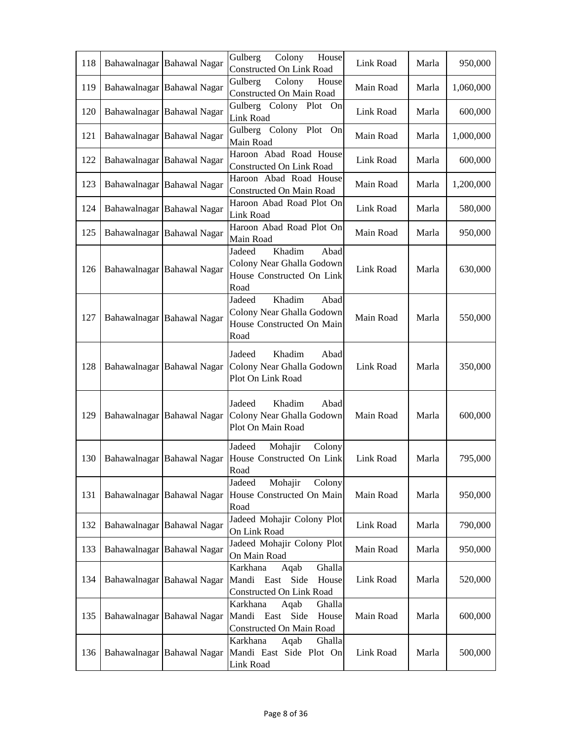| 118 | Bahawalnagar | Bahawal Nagar | Gulberg Colony House Constructed On Link Road | Link Road | Marla | 950,000 |
|---|---|---|---|---|---|---|
| 119 | Bahawalnagar | Bahawal Nagar | Gulberg Colony House Constructed On Main Road | Main Road | Marla | 1,060,000 |
| 120 | Bahawalnagar | Bahawal Nagar | Gulberg Colony Plot On Link Road | Link Road | Marla | 600,000 |
| 121 | Bahawalnagar | Bahawal Nagar | Gulberg Colony Plot On Main Road | Main Road | Marla | 1,000,000 |
| 122 | Bahawalnagar | Bahawal Nagar | Haroon Abad Road House Constructed On Link Road | Link Road | Marla | 600,000 |
| 123 | Bahawalnagar | Bahawal Nagar | Haroon Abad Road House Constructed On Main Road | Main Road | Marla | 1,200,000 |
| 124 | Bahawalnagar | Bahawal Nagar | Haroon Abad Road Plot On Link Road | Link Road | Marla | 580,000 |
| 125 | Bahawalnagar | Bahawal Nagar | Haroon Abad Road Plot On Main Road | Main Road | Marla | 950,000 |
| 126 | Bahawalnagar | Bahawal Nagar | Jadeed Khadim Abad Colony Near Ghalla Godown House Constructed On Link Road | Link Road | Marla | 630,000 |
| 127 | Bahawalnagar | Bahawal Nagar | Jadeed Khadim Abad Colony Near Ghalla Godown House Constructed On Main Road | Main Road | Marla | 550,000 |
| 128 | Bahawalnagar | Bahawal Nagar | Jadeed Khadim Abad Colony Near Ghalla Godown Plot On Link Road | Link Road | Marla | 350,000 |
| 129 | Bahawalnagar | Bahawal Nagar | Jadeed Khadim Abad Colony Near Ghalla Godown Plot On Main Road | Main Road | Marla | 600,000 |
| 130 | Bahawalnagar | Bahawal Nagar | Jadeed Mohajir Colony House Constructed On Link Road | Link Road | Marla | 795,000 |
| 131 | Bahawalnagar | Bahawal Nagar | Jadeed Mohajir Colony House Constructed On Main Road | Main Road | Marla | 950,000 |
| 132 | Bahawalnagar | Bahawal Nagar | Jadeed Mohajir Colony Plot On Link Road | Link Road | Marla | 790,000 |
| 133 | Bahawalnagar | Bahawal Nagar | Jadeed Mohajir Colony Plot On Main Road | Main Road | Marla | 950,000 |
| 134 | Bahawalnagar | Bahawal Nagar | Karkhana Aqab Ghalla Mandi East Side House Constructed On Link Road | Link Road | Marla | 520,000 |
| 135 | Bahawalnagar | Bahawal Nagar | Karkhana Aqab Ghalla Mandi East Side House Constructed On Main Road | Main Road | Marla | 600,000 |
| 136 | Bahawalnagar | Bahawal Nagar | Karkhana Aqab Ghalla Mandi East Side Plot On Link Road | Link Road | Marla | 500,000 |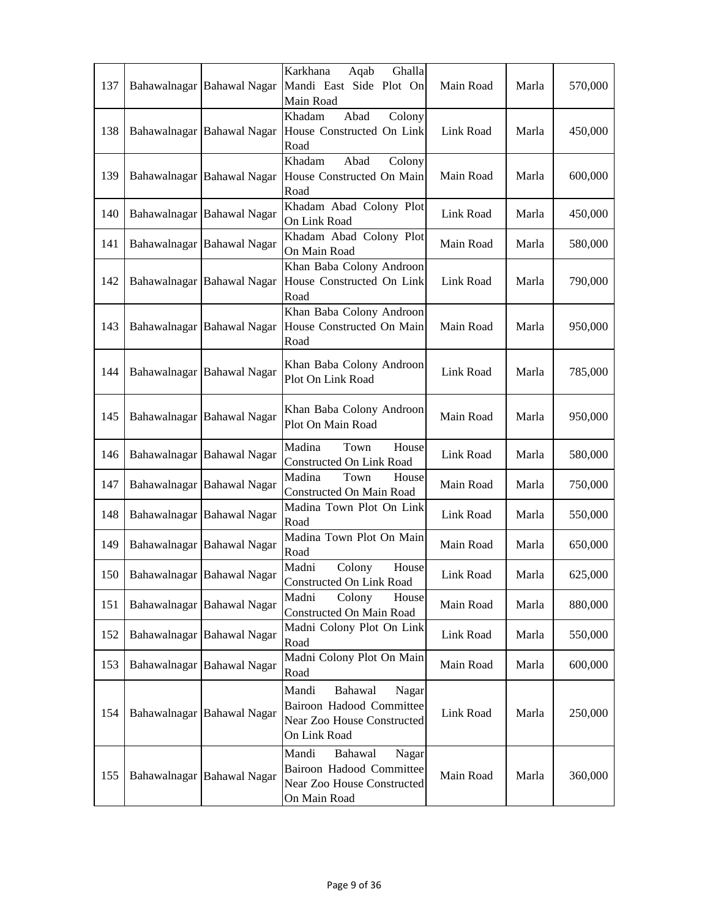| 137 | Bahawalnagar | Bahawal Nagar | Karkhana Aqab Ghalla Mandi East Side Plot On Main Road | Main Road | Marla | 570,000 |
|---|---|---|---|---|---|---|
| 138 | Bahawalnagar | Bahawal Nagar | Khadam Abad Colony House Constructed On Link Road | Link Road | Marla | 450,000 |
| 139 | Bahawalnagar | Bahawal Nagar | Khadam Abad Colony House Constructed On Main Road | Main Road | Marla | 600,000 |
| 140 | Bahawalnagar | Bahawal Nagar | Khadam Abad Colony Plot On Link Road | Link Road | Marla | 450,000 |
| 141 | Bahawalnagar | Bahawal Nagar | Khadam Abad Colony Plot On Main Road | Main Road | Marla | 580,000 |
| 142 | Bahawalnagar | Bahawal Nagar | Khan Baba Colony Androon House Constructed On Link Road | Link Road | Marla | 790,000 |
| 143 | Bahawalnagar | Bahawal Nagar | Khan Baba Colony Androon House Constructed On Main Road | Main Road | Marla | 950,000 |
| 144 | Bahawalnagar | Bahawal Nagar | Khan Baba Colony Androon Plot On Link Road | Link Road | Marla | 785,000 |
| 145 | Bahawalnagar | Bahawal Nagar | Khan Baba Colony Androon Plot On Main Road | Main Road | Marla | 950,000 |
| 146 | Bahawalnagar | Bahawal Nagar | Madina Town House Constructed On Link Road | Link Road | Marla | 580,000 |
| 147 | Bahawalnagar | Bahawal Nagar | Madina Town House Constructed On Main Road | Main Road | Marla | 750,000 |
| 148 | Bahawalnagar | Bahawal Nagar | Madina Town Plot On Link Road | Link Road | Marla | 550,000 |
| 149 | Bahawalnagar | Bahawal Nagar | Madina Town Plot On Main Road | Main Road | Marla | 650,000 |
| 150 | Bahawalnagar | Bahawal Nagar | Madni Colony House Constructed On Link Road | Link Road | Marla | 625,000 |
| 151 | Bahawalnagar | Bahawal Nagar | Madni Colony House Constructed On Main Road | Main Road | Marla | 880,000 |
| 152 | Bahawalnagar | Bahawal Nagar | Madni Colony Plot On Link Road | Link Road | Marla | 550,000 |
| 153 | Bahawalnagar | Bahawal Nagar | Madni Colony Plot On Main Road | Main Road | Marla | 600,000 |
| 154 | Bahawalnagar | Bahawal Nagar | Mandi Bahawal Nagar Bairoon Hadood Committee Near Zoo House Constructed On Link Road | Link Road | Marla | 250,000 |
| 155 | Bahawalnagar | Bahawal Nagar | Mandi Bahawal Nagar Bairoon Hadood Committee Near Zoo House Constructed On Main Road | Main Road | Marla | 360,000 |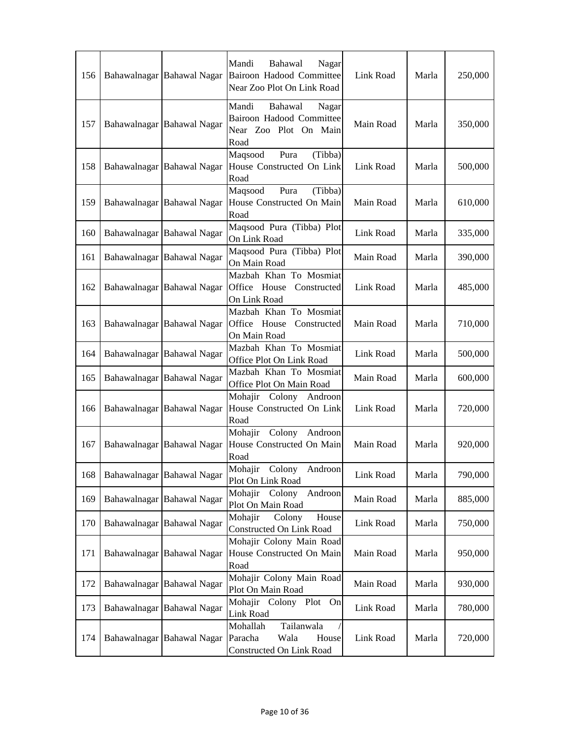| 156 | Bahawalnagar | Bahawal Nagar | Mandi Bahawal Nagar Bairoon Hadood Committee Near Zoo Plot On Link Road | Link Road | Marla | 250,000 |
|---|---|---|---|---|---|---|
| 157 | Bahawalnagar | Bahawal Nagar | Mandi Bahawal Nagar Bairoon Hadood Committee Near Zoo Plot On Main Road | Main Road | Marla | 350,000 |
| 158 | Bahawalnagar | Bahawal Nagar | Maqsood Pura (Tibba) House Constructed On Link Road | Link Road | Marla | 500,000 |
| 159 | Bahawalnagar | Bahawal Nagar | Maqsood Pura (Tibba) House Constructed On Main Road | Main Road | Marla | 610,000 |
| 160 | Bahawalnagar | Bahawal Nagar | Maqsood Pura (Tibba) Plot On Link Road | Link Road | Marla | 335,000 |
| 161 | Bahawalnagar | Bahawal Nagar | Maqsood Pura (Tibba) Plot On Main Road | Main Road | Marla | 390,000 |
| 162 | Bahawalnagar | Bahawal Nagar | Mazbah Khan To Mosmiat Office House Constructed On Link Road | Link Road | Marla | 485,000 |
| 163 | Bahawalnagar | Bahawal Nagar | Mazbah Khan To Mosmiat Office House Constructed On Main Road | Main Road | Marla | 710,000 |
| 164 | Bahawalnagar | Bahawal Nagar | Mazbah Khan To Mosmiat Office Plot On Link Road | Link Road | Marla | 500,000 |
| 165 | Bahawalnagar | Bahawal Nagar | Mazbah Khan To Mosmiat Office Plot On Main Road | Main Road | Marla | 600,000 |
| 166 | Bahawalnagar | Bahawal Nagar | Mohajir Colony Androon House Constructed On Link Road | Link Road | Marla | 720,000 |
| 167 | Bahawalnagar | Bahawal Nagar | Mohajir Colony Androon House Constructed On Main Road | Main Road | Marla | 920,000 |
| 168 | Bahawalnagar | Bahawal Nagar | Mohajir Colony Androon Plot On Link Road | Link Road | Marla | 790,000 |
| 169 | Bahawalnagar | Bahawal Nagar | Mohajir Colony Androon Plot On Main Road | Main Road | Marla | 885,000 |
| 170 | Bahawalnagar | Bahawal Nagar | Mohajir Colony House Constructed On Link Road | Link Road | Marla | 750,000 |
| 171 | Bahawalnagar | Bahawal Nagar | Mohajir Colony Main Road House Constructed On Main Road | Main Road | Marla | 950,000 |
| 172 | Bahawalnagar | Bahawal Nagar | Mohajir Colony Main Road Plot On Main Road | Main Road | Marla | 930,000 |
| 173 | Bahawalnagar | Bahawal Nagar | Mohajir Colony Plot On Link Road | Link Road | Marla | 780,000 |
| 174 | Bahawalnagar | Bahawal Nagar | Mohallah Tailanwala / Paracha Wala House Constructed On Link Road | Link Road | Marla | 720,000 |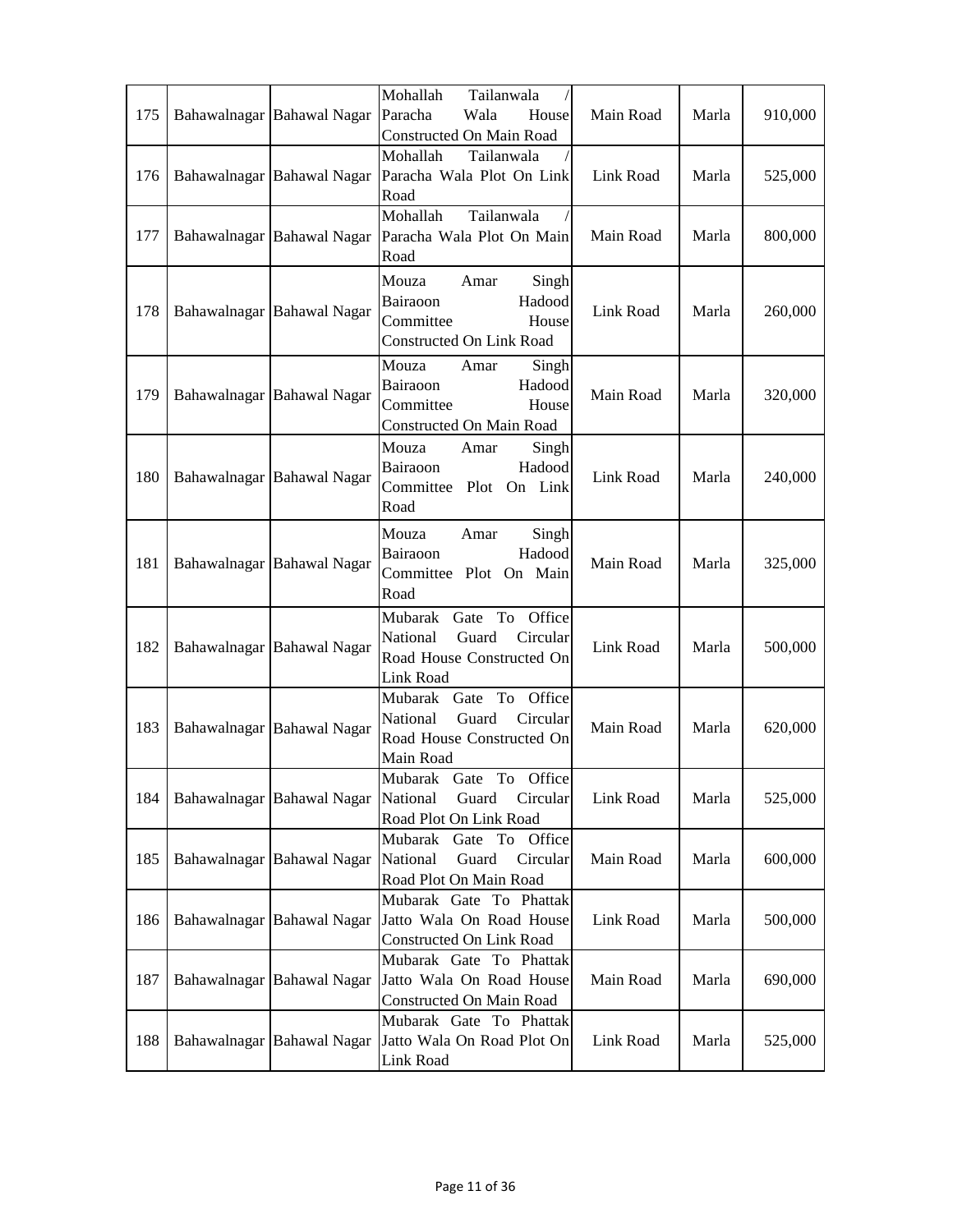| 175 | Bahawalnagar | Bahawal Nagar | Mohallah Tailanwala / Paracha Wala House Constructed On Main Road | Main Road | Marla | 910,000 |
|---|---|---|---|---|---|---|
| 176 | Bahawalnagar | Bahawal Nagar | Mohallah Tailanwala / Paracha Wala Plot On Link Road | Link Road | Marla | 525,000 |
| 177 | Bahawalnagar | Bahawal Nagar | Mohallah Tailanwala / Paracha Wala Plot On Main Road | Main Road | Marla | 800,000 |
| 178 | Bahawalnagar | Bahawal Nagar | Mouza Amar Singh Bairaoon Hadood Committee House Constructed On Link Road | Link Road | Marla | 260,000 |
| 179 | Bahawalnagar | Bahawal Nagar | Mouza Amar Singh Bairaoon Hadood Committee House Constructed On Main Road | Main Road | Marla | 320,000 |
| 180 | Bahawalnagar | Bahawal Nagar | Mouza Amar Singh Bairaoon Hadood Committee Plot On Link Road | Link Road | Marla | 240,000 |
| 181 | Bahawalnagar | Bahawal Nagar | Mouza Amar Singh Bairaoon Hadood Committee Plot On Main Road | Main Road | Marla | 325,000 |
| 182 | Bahawalnagar | Bahawal Nagar | Mubarak Gate To Office National Guard Circular Road House Constructed On Link Road | Link Road | Marla | 500,000 |
| 183 | Bahawalnagar | Bahawal Nagar | Mubarak Gate To Office National Guard Circular Road House Constructed On Main Road | Main Road | Marla | 620,000 |
| 184 | Bahawalnagar | Bahawal Nagar | Mubarak Gate To Office National Guard Circular Road Plot On Link Road | Link Road | Marla | 525,000 |
| 185 | Bahawalnagar | Bahawal Nagar | Mubarak Gate To Office National Guard Circular Road Plot On Main Road | Main Road | Marla | 600,000 |
| 186 | Bahawalnagar | Bahawal Nagar | Mubarak Gate To Phattak Jatto Wala On Road House Constructed On Link Road | Link Road | Marla | 500,000 |
| 187 | Bahawalnagar | Bahawal Nagar | Mubarak Gate To Phattak Jatto Wala On Road House Constructed On Main Road | Main Road | Marla | 690,000 |
| 188 | Bahawalnagar | Bahawal Nagar | Mubarak Gate To Phattak Jatto Wala On Road Plot On Link Road | Link Road | Marla | 525,000 |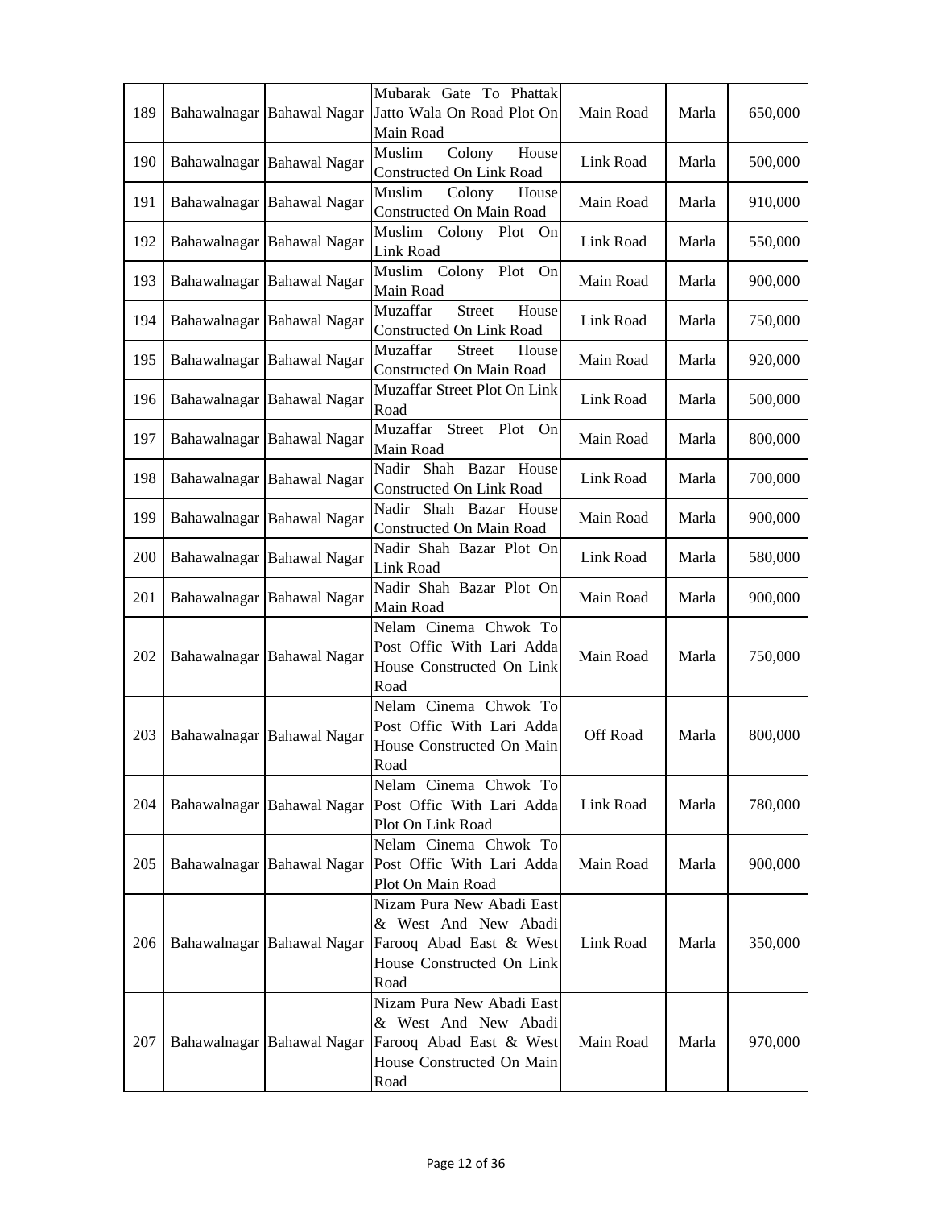| 189 | Bahawalnagar | Bahawal Nagar | Mubarak Gate To Phattak Jatto Wala On Road Plot On Main Road | Main Road | Marla | 650,000 |
|---|---|---|---|---|---|---|
| 190 | Bahawalnagar | Bahawal Nagar | Muslim Colony House Constructed On Link Road | Link Road | Marla | 500,000 |
| 191 | Bahawalnagar | Bahawal Nagar | Muslim Colony House Constructed On Main Road | Main Road | Marla | 910,000 |
| 192 | Bahawalnagar | Bahawal Nagar | Muslim Colony Plot On Link Road | Link Road | Marla | 550,000 |
| 193 | Bahawalnagar | Bahawal Nagar | Muslim Colony Plot On Main Road | Main Road | Marla | 900,000 |
| 194 | Bahawalnagar | Bahawal Nagar | Muzaffar Street House Constructed On Link Road | Link Road | Marla | 750,000 |
| 195 | Bahawalnagar | Bahawal Nagar | Muzaffar Street House Constructed On Main Road | Main Road | Marla | 920,000 |
| 196 | Bahawalnagar | Bahawal Nagar | Muzaffar Street Plot On Link Road | Link Road | Marla | 500,000 |
| 197 | Bahawalnagar | Bahawal Nagar | Muzaffar Street Plot On Main Road | Main Road | Marla | 800,000 |
| 198 | Bahawalnagar | Bahawal Nagar | Nadir Shah Bazar House Constructed On Link Road | Link Road | Marla | 700,000 |
| 199 | Bahawalnagar | Bahawal Nagar | Nadir Shah Bazar House Constructed On Main Road | Main Road | Marla | 900,000 |
| 200 | Bahawalnagar | Bahawal Nagar | Nadir Shah Bazar Plot On Link Road | Link Road | Marla | 580,000 |
| 201 | Bahawalnagar | Bahawal Nagar | Nadir Shah Bazar Plot On Main Road | Main Road | Marla | 900,000 |
| 202 | Bahawalnagar | Bahawal Nagar | Nelam Cinema Chwok To Post Offic With Lari Adda House Constructed On Link Road | Main Road | Marla | 750,000 |
| 203 | Bahawalnagar | Bahawal Nagar | Nelam Cinema Chwok To Post Offic With Lari Adda House Constructed On Main Road | Off Road | Marla | 800,000 |
| 204 | Bahawalnagar | Bahawal Nagar | Nelam Cinema Chwok To Post Offic With Lari Adda Plot On Link Road | Link Road | Marla | 780,000 |
| 205 | Bahawalnagar | Bahawal Nagar | Nelam Cinema Chwok To Post Offic With Lari Adda Plot On Main Road | Main Road | Marla | 900,000 |
| 206 | Bahawalnagar | Bahawal Nagar | Nizam Pura New Abadi East & West And New Abadi Farooq Abad East & West House Constructed On Link Road | Link Road | Marla | 350,000 |
| 207 | Bahawalnagar | Bahawal Nagar | Nizam Pura New Abadi East & West And New Abadi Farooq Abad East & West House Constructed On Main Road | Main Road | Marla | 970,000 |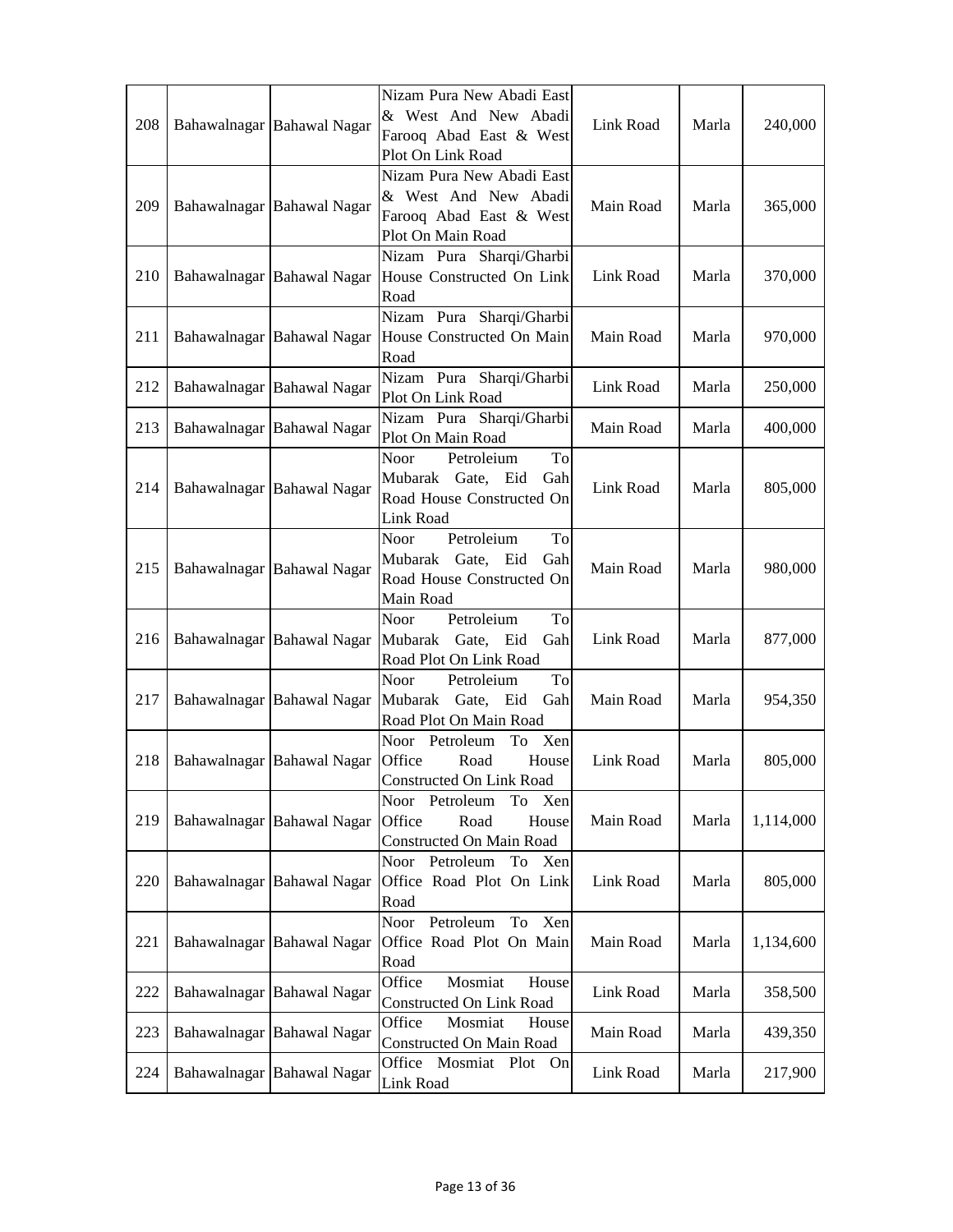| 208 | Bahawalnagar | Bahawal Nagar | Nizam Pura New Abadi East & West And New Abadi Farooq Abad East & West Plot On Link Road | Link Road | Marla | 240,000 |
|---|---|---|---|---|---|---|
| 209 | Bahawalnagar | Bahawal Nagar | Nizam Pura New Abadi East & West And New Abadi Farooq Abad East & West Plot On Main Road | Main Road | Marla | 365,000 |
| 210 | Bahawalnagar | Bahawal Nagar | Nizam Pura Sharqi/Gharbi House Constructed On Link Road | Link Road | Marla | 370,000 |
| 211 | Bahawalnagar | Bahawal Nagar | Nizam Pura Sharqi/Gharbi House Constructed On Main Road | Main Road | Marla | 970,000 |
| 212 | Bahawalnagar | Bahawal Nagar | Nizam Pura Sharqi/Gharbi Plot On Link Road | Link Road | Marla | 250,000 |
| 213 | Bahawalnagar | Bahawal Nagar | Nizam Pura Sharqi/Gharbi Plot On Main Road | Main Road | Marla | 400,000 |
| 214 | Bahawalnagar | Bahawal Nagar | Noor Petroleium To Mubarak Gate, Eid Gah Road House Constructed On Link Road | Link Road | Marla | 805,000 |
| 215 | Bahawalnagar | Bahawal Nagar | Noor Petroleium To Mubarak Gate, Eid Gah Road House Constructed On Main Road | Main Road | Marla | 980,000 |
| 216 | Bahawalnagar | Bahawal Nagar | Noor Petroleium To Mubarak Gate, Eid Gah Road Plot On Link Road | Link Road | Marla | 877,000 |
| 217 | Bahawalnagar | Bahawal Nagar | Noor Petroleium To Mubarak Gate, Eid Gah Road Plot On Main Road | Main Road | Marla | 954,350 |
| 218 | Bahawalnagar | Bahawal Nagar | Noor Petroleum To Xen Office Road House Constructed On Link Road | Link Road | Marla | 805,000 |
| 219 | Bahawalnagar | Bahawal Nagar | Noor Petroleum To Xen Office Road House Constructed On Main Road | Main Road | Marla | 1,114,000 |
| 220 | Bahawalnagar | Bahawal Nagar | Noor Petroleum To Xen Office Road Plot On Link Road | Link Road | Marla | 805,000 |
| 221 | Bahawalnagar | Bahawal Nagar | Noor Petroleum To Xen Office Road Plot On Main Road | Main Road | Marla | 1,134,600 |
| 222 | Bahawalnagar | Bahawal Nagar | Office Mosmiat House Constructed On Link Road | Link Road | Marla | 358,500 |
| 223 | Bahawalnagar | Bahawal Nagar | Office Mosmiat House Constructed On Main Road | Main Road | Marla | 439,350 |
| 224 | Bahawalnagar | Bahawal Nagar | Office Mosmiat Plot On Link Road | Link Road | Marla | 217,900 |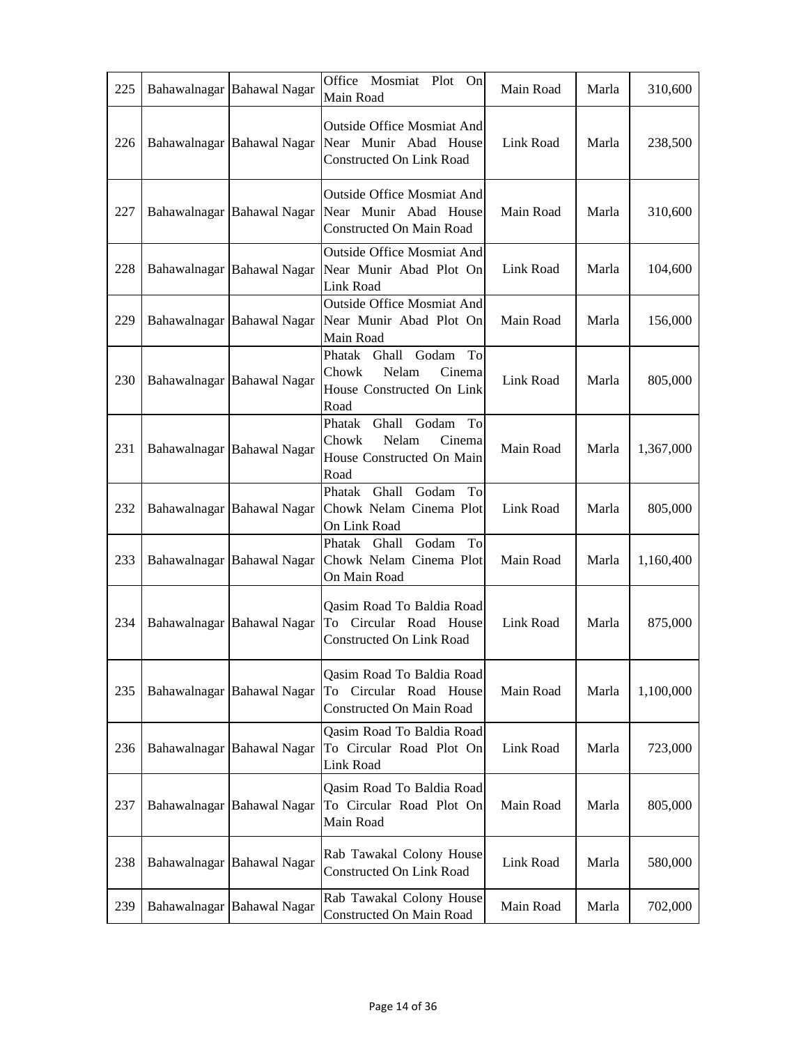| 225 | Bahawalnagar | Bahawal Nagar | Office Mosmiat Plot On Main Road | Main Road | Marla | 310,600 |
|---|---|---|---|---|---|---|
| 226 | Bahawalnagar | Bahawal Nagar | Outside Office Mosmiat And Near Munir Abad House Constructed On Link Road | Link Road | Marla | 238,500 |
| 227 | Bahawalnagar | Bahawal Nagar | Outside Office Mosmiat And Near Munir Abad House Constructed On Main Road | Main Road | Marla | 310,600 |
| 228 | Bahawalnagar | Bahawal Nagar | Outside Office Mosmiat And Near Munir Abad Plot On Link Road | Link Road | Marla | 104,600 |
| 229 | Bahawalnagar | Bahawal Nagar | Outside Office Mosmiat And Near Munir Abad Plot On Main Road | Main Road | Marla | 156,000 |
| 230 | Bahawalnagar | Bahawal Nagar | Phatak Ghall Godam To Chowk Nelam Cinema House Constructed On Link Road | Link Road | Marla | 805,000 |
| 231 | Bahawalnagar | Bahawal Nagar | Phatak Ghall Godam To Chowk Nelam Cinema House Constructed On Main Road | Main Road | Marla | 1,367,000 |
| 232 | Bahawalnagar | Bahawal Nagar | Phatak Ghall Godam To Chowk Nelam Cinema Plot On Link Road | Link Road | Marla | 805,000 |
| 233 | Bahawalnagar | Bahawal Nagar | Phatak Ghall Godam To Chowk Nelam Cinema Plot On Main Road | Main Road | Marla | 1,160,400 |
| 234 | Bahawalnagar | Bahawal Nagar | Qasim Road To Baldia Road To Circular Road House Constructed On Link Road | Link Road | Marla | 875,000 |
| 235 | Bahawalnagar | Bahawal Nagar | Qasim Road To Baldia Road To Circular Road House Constructed On Main Road | Main Road | Marla | 1,100,000 |
| 236 | Bahawalnagar | Bahawal Nagar | Qasim Road To Baldia Road To Circular Road Plot On Link Road | Link Road | Marla | 723,000 |
| 237 | Bahawalnagar | Bahawal Nagar | Qasim Road To Baldia Road To Circular Road Plot On Main Road | Main Road | Marla | 805,000 |
| 238 | Bahawalnagar | Bahawal Nagar | Rab Tawakal Colony House Constructed On Link Road | Link Road | Marla | 580,000 |
| 239 | Bahawalnagar | Bahawal Nagar | Rab Tawakal Colony House Constructed On Main Road | Main Road | Marla | 702,000 |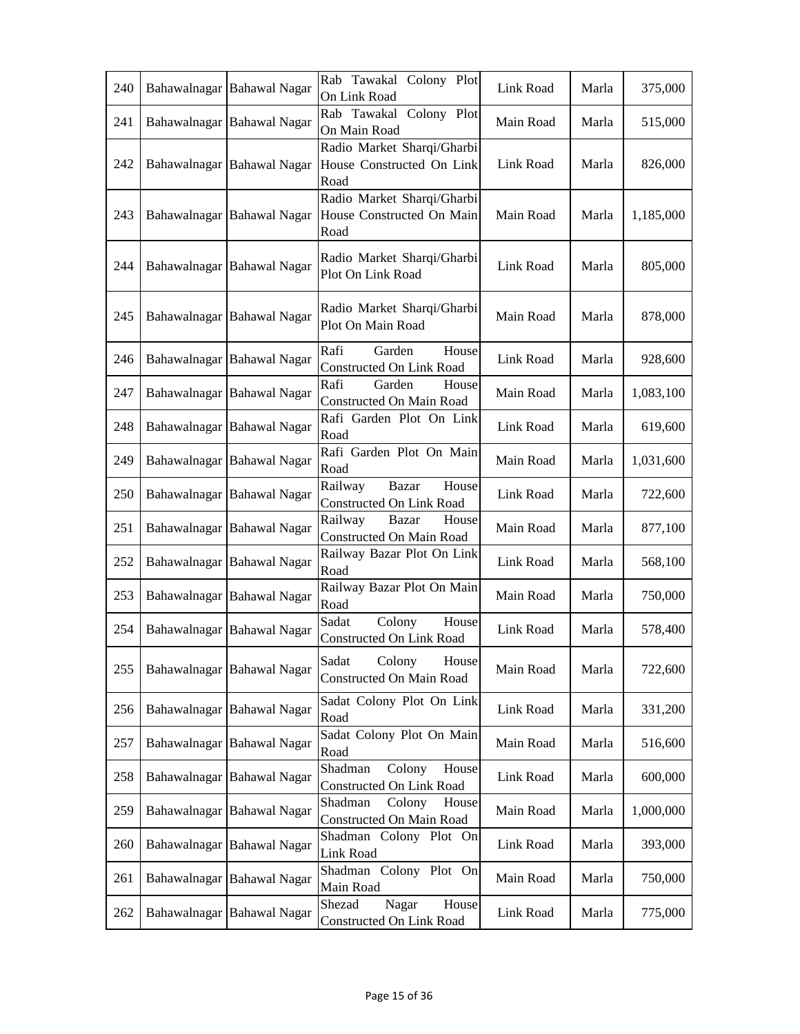| 240 | Bahawalnagar | Bahawal Nagar | Rab Tawakal Colony Plot On Link Road | Link Road | Marla | 375,000 |
|---|---|---|---|---|---|---|
| 241 | Bahawalnagar | Bahawal Nagar | Rab Tawakal Colony Plot On Main Road | Main Road | Marla | 515,000 |
| 242 | Bahawalnagar | Bahawal Nagar | Radio Market Sharqi/Gharbi House Constructed On Link Road | Link Road | Marla | 826,000 |
| 243 | Bahawalnagar | Bahawal Nagar | Radio Market Sharqi/Gharbi House Constructed On Main Road | Main Road | Marla | 1,185,000 |
| 244 | Bahawalnagar | Bahawal Nagar | Radio Market Sharqi/Gharbi Plot On Link Road | Link Road | Marla | 805,000 |
| 245 | Bahawalnagar | Bahawal Nagar | Radio Market Sharqi/Gharbi Plot On Main Road | Main Road | Marla | 878,000 |
| 246 | Bahawalnagar | Bahawal Nagar | Rafi Garden House Constructed On Link Road | Link Road | Marla | 928,600 |
| 247 | Bahawalnagar | Bahawal Nagar | Rafi Garden House Constructed On Main Road | Main Road | Marla | 1,083,100 |
| 248 | Bahawalnagar | Bahawal Nagar | Rafi Garden Plot On Link Road | Link Road | Marla | 619,600 |
| 249 | Bahawalnagar | Bahawal Nagar | Rafi Garden Plot On Main Road | Main Road | Marla | 1,031,600 |
| 250 | Bahawalnagar | Bahawal Nagar | Railway Bazar House Constructed On Link Road | Link Road | Marla | 722,600 |
| 251 | Bahawalnagar | Bahawal Nagar | Railway Bazar House Constructed On Main Road | Main Road | Marla | 877,100 |
| 252 | Bahawalnagar | Bahawal Nagar | Railway Bazar Plot On Link Road | Link Road | Marla | 568,100 |
| 253 | Bahawalnagar | Bahawal Nagar | Railway Bazar Plot On Main Road | Main Road | Marla | 750,000 |
| 254 | Bahawalnagar | Bahawal Nagar | Sadat Colony House Constructed On Link Road | Link Road | Marla | 578,400 |
| 255 | Bahawalnagar | Bahawal Nagar | Sadat Colony House Constructed On Main Road | Main Road | Marla | 722,600 |
| 256 | Bahawalnagar | Bahawal Nagar | Sadat Colony Plot On Link Road | Link Road | Marla | 331,200 |
| 257 | Bahawalnagar | Bahawal Nagar | Sadat Colony Plot On Main Road | Main Road | Marla | 516,600 |
| 258 | Bahawalnagar | Bahawal Nagar | Shadman Colony House Constructed On Link Road | Link Road | Marla | 600,000 |
| 259 | Bahawalnagar | Bahawal Nagar | Shadman Colony House Constructed On Main Road | Main Road | Marla | 1,000,000 |
| 260 | Bahawalnagar | Bahawal Nagar | Shadman Colony Plot On Link Road | Link Road | Marla | 393,000 |
| 261 | Bahawalnagar | Bahawal Nagar | Shadman Colony Plot On Main Road | Main Road | Marla | 750,000 |
| 262 | Bahawalnagar | Bahawal Nagar | Shezad Nagar House Constructed On Link Road | Link Road | Marla | 775,000 |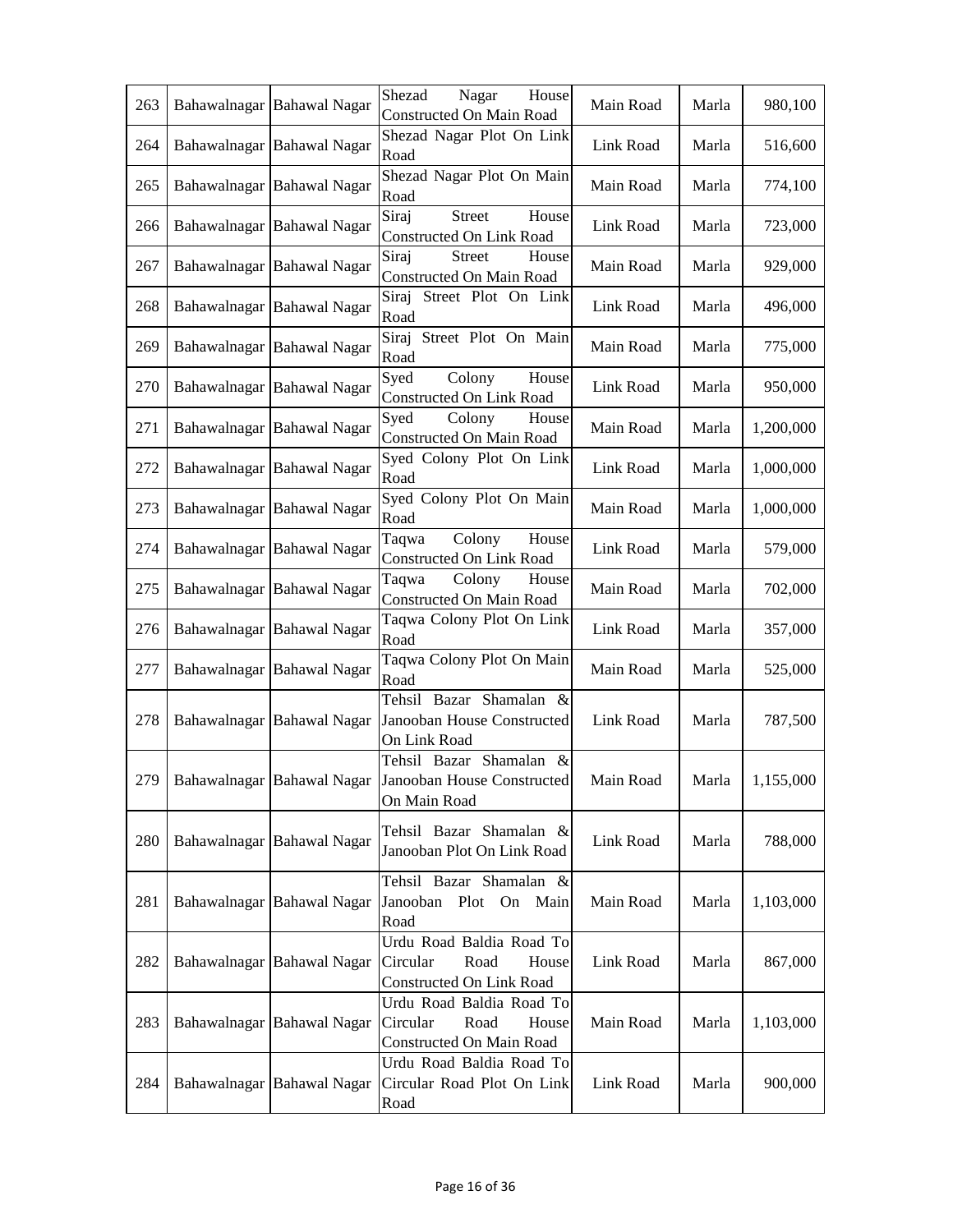| 263 | Bahawalnagar | Bahawal Nagar | Shezad Nagar House Constructed On Main Road | Main Road | Marla | 980,100 |
|---|---|---|---|---|---|---|
| 264 | Bahawalnagar | Bahawal Nagar | Shezad Nagar Plot On Link Road | Link Road | Marla | 516,600 |
| 265 | Bahawalnagar | Bahawal Nagar | Shezad Nagar Plot On Main Road | Main Road | Marla | 774,100 |
| 266 | Bahawalnagar | Bahawal Nagar | Siraj Street House Constructed On Link Road | Link Road | Marla | 723,000 |
| 267 | Bahawalnagar | Bahawal Nagar | Siraj Street House Constructed On Main Road | Main Road | Marla | 929,000 |
| 268 | Bahawalnagar | Bahawal Nagar | Siraj Street Plot On Link Road | Link Road | Marla | 496,000 |
| 269 | Bahawalnagar | Bahawal Nagar | Siraj Street Plot On Main Road | Main Road | Marla | 775,000 |
| 270 | Bahawalnagar | Bahawal Nagar | Syed Colony House Constructed On Link Road | Link Road | Marla | 950,000 |
| 271 | Bahawalnagar | Bahawal Nagar | Syed Colony House Constructed On Main Road | Main Road | Marla | 1,200,000 |
| 272 | Bahawalnagar | Bahawal Nagar | Syed Colony Plot On Link Road | Link Road | Marla | 1,000,000 |
| 273 | Bahawalnagar | Bahawal Nagar | Syed Colony Plot On Main Road | Main Road | Marla | 1,000,000 |
| 274 | Bahawalnagar | Bahawal Nagar | Taqwa Colony House Constructed On Link Road | Link Road | Marla | 579,000 |
| 275 | Bahawalnagar | Bahawal Nagar | Taqwa Colony House Constructed On Main Road | Main Road | Marla | 702,000 |
| 276 | Bahawalnagar | Bahawal Nagar | Taqwa Colony Plot On Link Road | Link Road | Marla | 357,000 |
| 277 | Bahawalnagar | Bahawal Nagar | Taqwa Colony Plot On Main Road | Main Road | Marla | 525,000 |
| 278 | Bahawalnagar | Bahawal Nagar | Tehsil Bazar Shamalan & Janooban House Constructed On Link Road | Link Road | Marla | 787,500 |
| 279 | Bahawalnagar | Bahawal Nagar | Tehsil Bazar Shamalan & Janooban House Constructed On Main Road | Main Road | Marla | 1,155,000 |
| 280 | Bahawalnagar | Bahawal Nagar | Tehsil Bazar Shamalan & Janooban Plot On Link Road | Link Road | Marla | 788,000 |
| 281 | Bahawalnagar | Bahawal Nagar | Tehsil Bazar Shamalan & Janooban Plot On Main Road | Main Road | Marla | 1,103,000 |
| 282 | Bahawalnagar | Bahawal Nagar | Urdu Road Baldia Road To Circular Road House Constructed On Link Road | Link Road | Marla | 867,000 |
| 283 | Bahawalnagar | Bahawal Nagar | Urdu Road Baldia Road To Circular Road House Constructed On Main Road | Main Road | Marla | 1,103,000 |
| 284 | Bahawalnagar | Bahawal Nagar | Urdu Road Baldia Road To Circular Road Plot On Link Road | Link Road | Marla | 900,000 |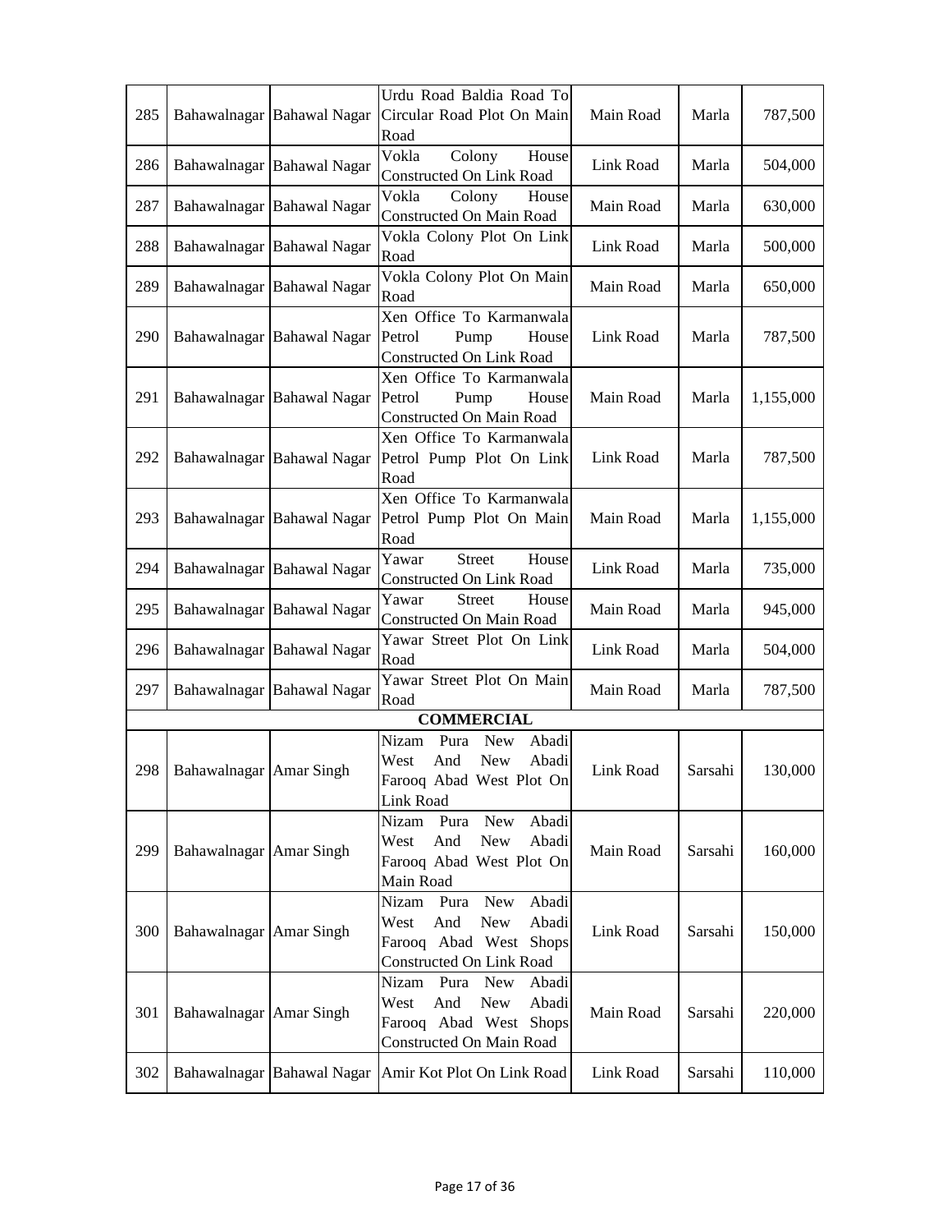| | | | | | | |
|---|---|---|---|---|---|---|
| 285 | Bahawalnagar | Bahawal Nagar | Urdu Road Baldia Road To Circular Road Plot On Main Road | Main Road | Marla | 787,500 |
| 286 | Bahawalnagar | Bahawal Nagar | Vokla Colony House Constructed On Link Road | Link Road | Marla | 504,000 |
| 287 | Bahawalnagar | Bahawal Nagar | Vokla Colony House Constructed On Main Road | Main Road | Marla | 630,000 |
| 288 | Bahawalnagar | Bahawal Nagar | Vokla Colony Plot On Link Road | Link Road | Marla | 500,000 |
| 289 | Bahawalnagar | Bahawal Nagar | Vokla Colony Plot On Main Road | Main Road | Marla | 650,000 |
| 290 | Bahawalnagar | Bahawal Nagar | Xen Office To Karmanwala Petrol Pump House Constructed On Link Road | Link Road | Marla | 787,500 |
| 291 | Bahawalnagar | Bahawal Nagar | Xen Office To Karmanwala Petrol Pump House Constructed On Main Road | Main Road | Marla | 1,155,000 |
| 292 | Bahawalnagar | Bahawal Nagar | Xen Office To Karmanwala Petrol Pump Plot On Link Road | Link Road | Marla | 787,500 |
| 293 | Bahawalnagar | Bahawal Nagar | Xen Office To Karmanwala Petrol Pump Plot On Main Road | Main Road | Marla | 1,155,000 |
| 294 | Bahawalnagar | Bahawal Nagar | Yawar Street House Constructed On Link Road | Link Road | Marla | 735,000 |
| 295 | Bahawalnagar | Bahawal Nagar | Yawar Street House Constructed On Main Road | Main Road | Marla | 945,000 |
| 296 | Bahawalnagar | Bahawal Nagar | Yawar Street Plot On Link Road | Link Road | Marla | 504,000 |
| 297 | Bahawalnagar | Bahawal Nagar | Yawar Street Plot On Main Road | Main Road | Marla | 787,500 |
| | | | **COMMERCIAL** | | | |
| 298 | Bahawalnagar | Amar Singh | Nizam Pura New Abadi West And New Abadi Farooq Abad West Plot On Link Road | Link Road | Sarsahi | 130,000 |
| 299 | Bahawalnagar | Amar Singh | Nizam Pura New Abadi West And New Abadi Farooq Abad West Plot On Main Road | Main Road | Sarsahi | 160,000 |
| 300 | Bahawalnagar | Amar Singh | Nizam Pura New Abadi West And New Abadi Farooq Abad West Shops Constructed On Link Road | Link Road | Sarsahi | 150,000 |
| 301 | Bahawalnagar | Amar Singh | Nizam Pura New Abadi West And New Abadi Farooq Abad West Shops Constructed On Main Road | Main Road | Sarsahi | 220,000 |
| 302 | Bahawalnagar | Bahawal Nagar | Amir Kot Plot On Link Road | Link Road | Sarsahi | 110,000 |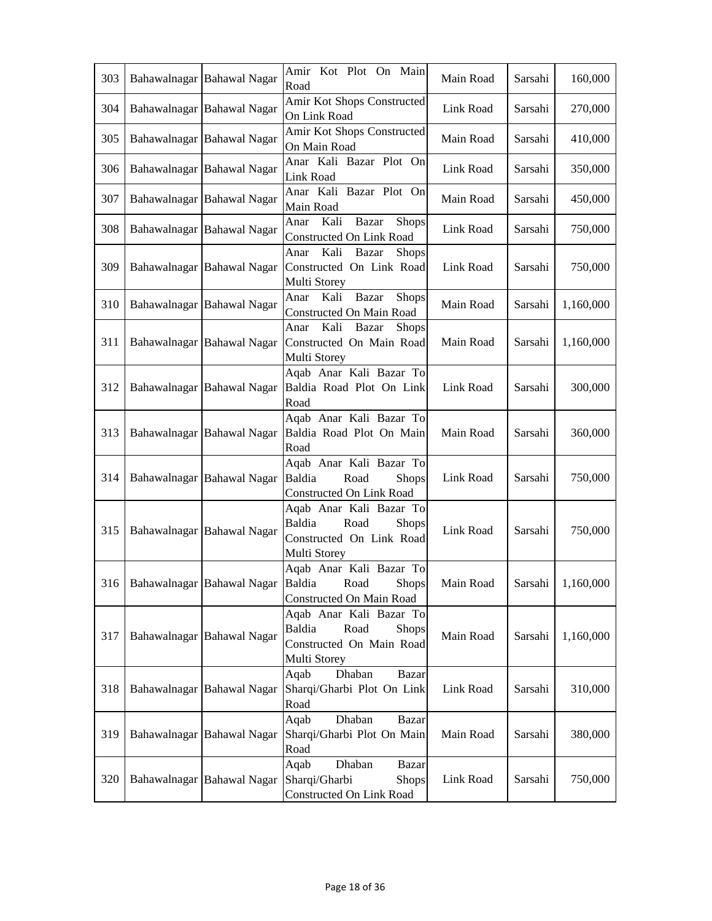| 303 | Bahawalnagar | Bahawal Nagar | Amir Kot Plot On Main Road | Main Road | Sarsahi | 160,000 |
|---|---|---|---|---|---|---|
| 304 | Bahawalnagar | Bahawal Nagar | Amir Kot Shops Constructed On Link Road | Link Road | Sarsahi | 270,000 |
| 305 | Bahawalnagar | Bahawal Nagar | Amir Kot Shops Constructed On Main Road | Main Road | Sarsahi | 410,000 |
| 306 | Bahawalnagar | Bahawal Nagar | Anar Kali Bazar Plot On Link Road | Link Road | Sarsahi | 350,000 |
| 307 | Bahawalnagar | Bahawal Nagar | Anar Kali Bazar Plot On Main Road | Main Road | Sarsahi | 450,000 |
| 308 | Bahawalnagar | Bahawal Nagar | Anar Kali Bazar Shops Constructed On Link Road | Link Road | Sarsahi | 750,000 |
| 309 | Bahawalnagar | Bahawal Nagar | Anar Kali Bazar Shops Constructed On Link Road Multi Storey | Link Road | Sarsahi | 750,000 |
| 310 | Bahawalnagar | Bahawal Nagar | Anar Kali Bazar Shops Constructed On Main Road | Main Road | Sarsahi | 1,160,000 |
| 311 | Bahawalnagar | Bahawal Nagar | Anar Kali Bazar Shops Constructed On Main Road Multi Storey | Main Road | Sarsahi | 1,160,000 |
| 312 | Bahawalnagar | Bahawal Nagar | Aqab Anar Kali Bazar To Baldia Road Plot On Link Road | Link Road | Sarsahi | 300,000 |
| 313 | Bahawalnagar | Bahawal Nagar | Aqab Anar Kali Bazar To Baldia Road Plot On Main Road | Main Road | Sarsahi | 360,000 |
| 314 | Bahawalnagar | Bahawal Nagar | Aqab Anar Kali Bazar To Baldia Road Shops Constructed On Link Road | Link Road | Sarsahi | 750,000 |
| 315 | Bahawalnagar | Bahawal Nagar | Aqab Anar Kali Bazar To Baldia Road Shops Constructed On Link Road Multi Storey | Link Road | Sarsahi | 750,000 |
| 316 | Bahawalnagar | Bahawal Nagar | Aqab Anar Kali Bazar To Baldia Road Shops Constructed On Main Road | Main Road | Sarsahi | 1,160,000 |
| 317 | Bahawalnagar | Bahawal Nagar | Aqab Anar Kali Bazar To Baldia Road Shops Constructed On Main Road Multi Storey | Main Road | Sarsahi | 1,160,000 |
| 318 | Bahawalnagar | Bahawal Nagar | Aqab Dhaban Bazar Sharqi/Gharbi Plot On Link Road | Link Road | Sarsahi | 310,000 |
| 319 | Bahawalnagar | Bahawal Nagar | Aqab Dhaban Bazar Sharqi/Gharbi Plot On Main Road | Main Road | Sarsahi | 380,000 |
| 320 | Bahawalnagar | Bahawal Nagar | Aqab Dhaban Bazar Sharqi/Gharbi Shops Constructed On Link Road | Link Road | Sarsahi | 750,000 |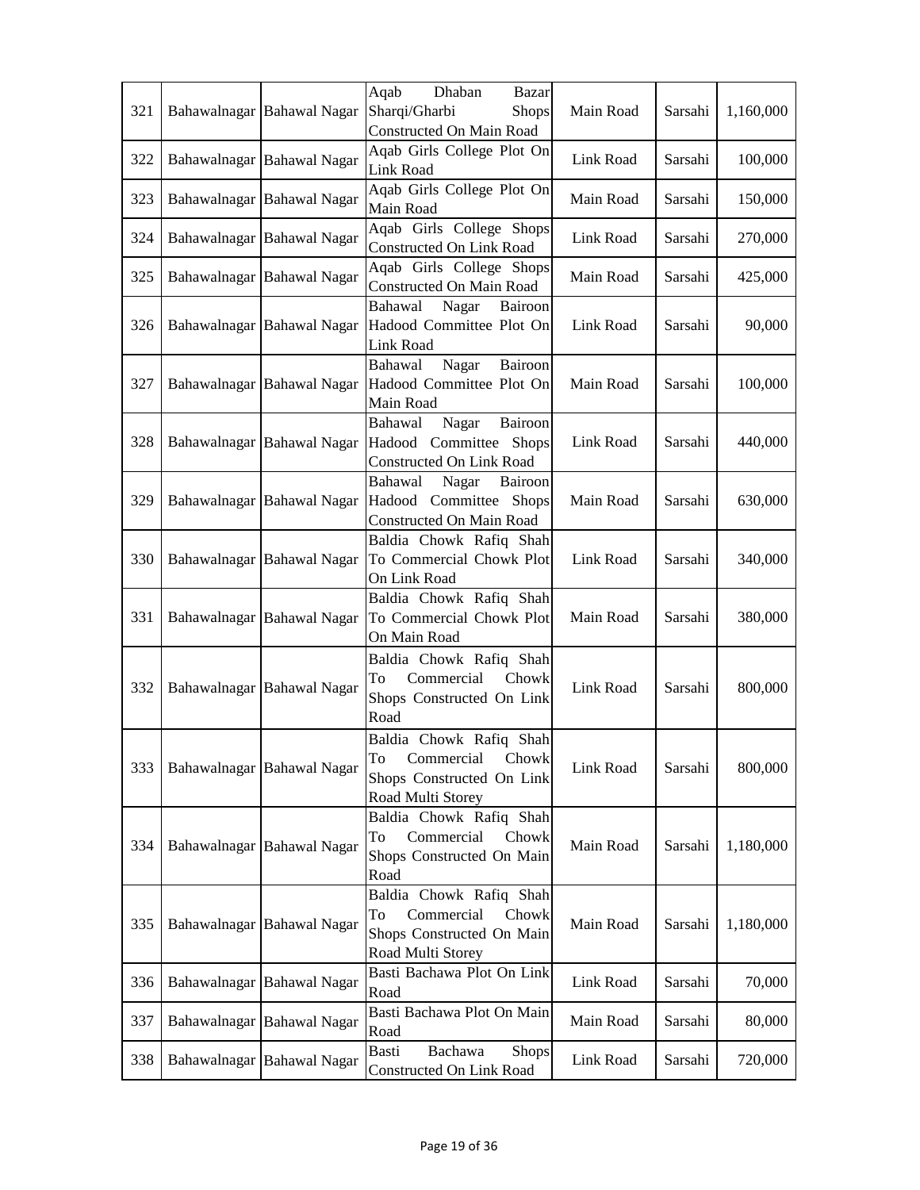| 321 | Bahawalnagar | Bahawal Nagar | Aqab Dhaban Bazar Sharqi/Gharbi Shops Constructed On Main Road | Main Road | Sarsahi | 1,160,000 |
|---|---|---|---|---|---|---|
| 322 | Bahawalnagar | Bahawal Nagar | Aqab Girls College Plot On Link Road | Link Road | Sarsahi | 100,000 |
| 323 | Bahawalnagar | Bahawal Nagar | Aqab Girls College Plot On Main Road | Main Road | Sarsahi | 150,000 |
| 324 | Bahawalnagar | Bahawal Nagar | Aqab Girls College Shops Constructed On Link Road | Link Road | Sarsahi | 270,000 |
| 325 | Bahawalnagar | Bahawal Nagar | Aqab Girls College Shops Constructed On Main Road | Main Road | Sarsahi | 425,000 |
| 326 | Bahawalnagar | Bahawal Nagar | Bahawal Nagar Bairoon Hadood Committee Plot On Link Road | Link Road | Sarsahi | 90,000 |
| 327 | Bahawalnagar | Bahawal Nagar | Bahawal Nagar Bairoon Hadood Committee Plot On Main Road | Main Road | Sarsahi | 100,000 |
| 328 | Bahawalnagar | Bahawal Nagar | Bahawal Nagar Bairoon Hadood Committee Shops Constructed On Link Road | Link Road | Sarsahi | 440,000 |
| 329 | Bahawalnagar | Bahawal Nagar | Bahawal Nagar Bairoon Hadood Committee Shops Constructed On Main Road | Main Road | Sarsahi | 630,000 |
| 330 | Bahawalnagar | Bahawal Nagar | Baldia Chowk Rafiq Shah To Commercial Chowk Plot On Link Road | Link Road | Sarsahi | 340,000 |
| 331 | Bahawalnagar | Bahawal Nagar | Baldia Chowk Rafiq Shah To Commercial Chowk Plot On Main Road | Main Road | Sarsahi | 380,000 |
| 332 | Bahawalnagar | Bahawal Nagar | Baldia Chowk Rafiq Shah To Commercial Chowk Shops Constructed On Link Road | Link Road | Sarsahi | 800,000 |
| 333 | Bahawalnagar | Bahawal Nagar | Baldia Chowk Rafiq Shah To Commercial Chowk Shops Constructed On Link Road Multi Storey | Link Road | Sarsahi | 800,000 |
| 334 | Bahawalnagar | Bahawal Nagar | Baldia Chowk Rafiq Shah To Commercial Chowk Shops Constructed On Main Road | Main Road | Sarsahi | 1,180,000 |
| 335 | Bahawalnagar | Bahawal Nagar | Baldia Chowk Rafiq Shah To Commercial Chowk Shops Constructed On Main Road Multi Storey | Main Road | Sarsahi | 1,180,000 |
| 336 | Bahawalnagar | Bahawal Nagar | Basti Bachawa Plot On Link Road | Link Road | Sarsahi | 70,000 |
| 337 | Bahawalnagar | Bahawal Nagar | Basti Bachawa Plot On Main Road | Main Road | Sarsahi | 80,000 |
| 338 | Bahawalnagar | Bahawal Nagar | Basti Bachawa Shops Constructed On Link Road | Link Road | Sarsahi | 720,000 |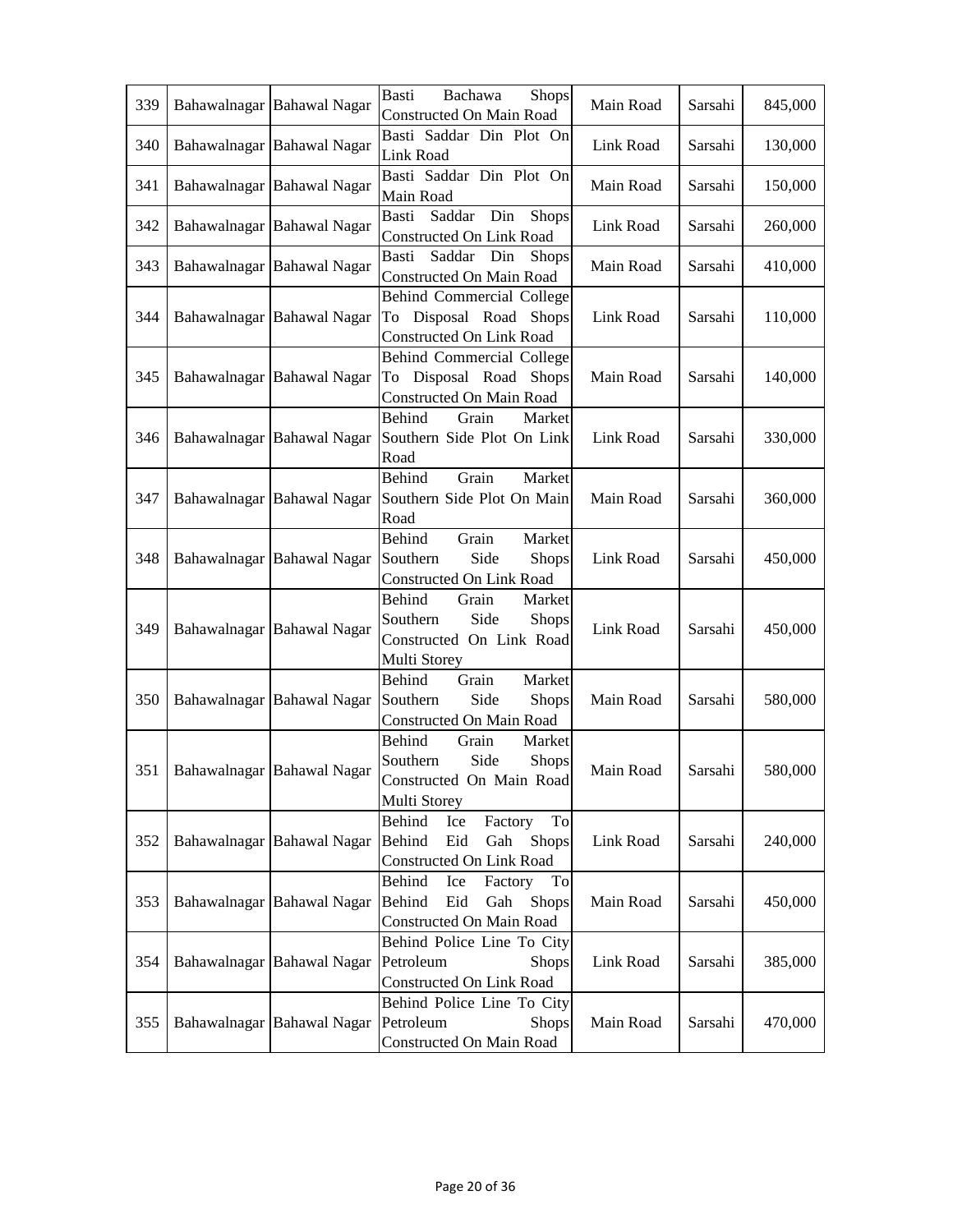| 339 | Bahawalnagar | Bahawal Nagar | Basti Bachawa Shops Constructed On Main Road | Main Road | Sarsahi | 845,000 |
|---|---|---|---|---|---|---|
| 340 | Bahawalnagar | Bahawal Nagar | Basti Saddar Din Plot On Link Road | Link Road | Sarsahi | 130,000 |
| 341 | Bahawalnagar | Bahawal Nagar | Basti Saddar Din Plot On Main Road | Main Road | Sarsahi | 150,000 |
| 342 | Bahawalnagar | Bahawal Nagar | Basti Saddar Din Shops Constructed On Link Road | Link Road | Sarsahi | 260,000 |
| 343 | Bahawalnagar | Bahawal Nagar | Basti Saddar Din Shops Constructed On Main Road | Main Road | Sarsahi | 410,000 |
| 344 | Bahawalnagar | Bahawal Nagar | Behind Commercial College To Disposal Road Shops Constructed On Link Road | Link Road | Sarsahi | 110,000 |
| 345 | Bahawalnagar | Bahawal Nagar | Behind Commercial College To Disposal Road Shops Constructed On Main Road | Main Road | Sarsahi | 140,000 |
| 346 | Bahawalnagar | Bahawal Nagar | Behind Grain Market Southern Side Plot On Link Road | Link Road | Sarsahi | 330,000 |
| 347 | Bahawalnagar | Bahawal Nagar | Behind Grain Market Southern Side Plot On Main Road | Main Road | Sarsahi | 360,000 |
| 348 | Bahawalnagar | Bahawal Nagar | Behind Grain Market Southern Side Shops Constructed On Link Road | Link Road | Sarsahi | 450,000 |
| 349 | Bahawalnagar | Bahawal Nagar | Behind Grain Market Southern Side Shops Constructed On Link Road Multi Storey | Link Road | Sarsahi | 450,000 |
| 350 | Bahawalnagar | Bahawal Nagar | Behind Grain Market Southern Side Shops Constructed On Main Road | Main Road | Sarsahi | 580,000 |
| 351 | Bahawalnagar | Bahawal Nagar | Behind Grain Market Southern Side Shops Constructed On Main Road Multi Storey | Main Road | Sarsahi | 580,000 |
| 352 | Bahawalnagar | Bahawal Nagar | Behind Ice Factory To Behind Eid Gah Shops Constructed On Link Road | Link Road | Sarsahi | 240,000 |
| 353 | Bahawalnagar | Bahawal Nagar | Behind Ice Factory To Behind Eid Gah Shops Constructed On Main Road | Main Road | Sarsahi | 450,000 |
| 354 | Bahawalnagar | Bahawal Nagar | Behind Police Line To City Petroleum Shops Constructed On Link Road | Link Road | Sarsahi | 385,000 |
| 355 | Bahawalnagar | Bahawal Nagar | Behind Police Line To City Petroleum Shops Constructed On Main Road | Main Road | Sarsahi | 470,000 |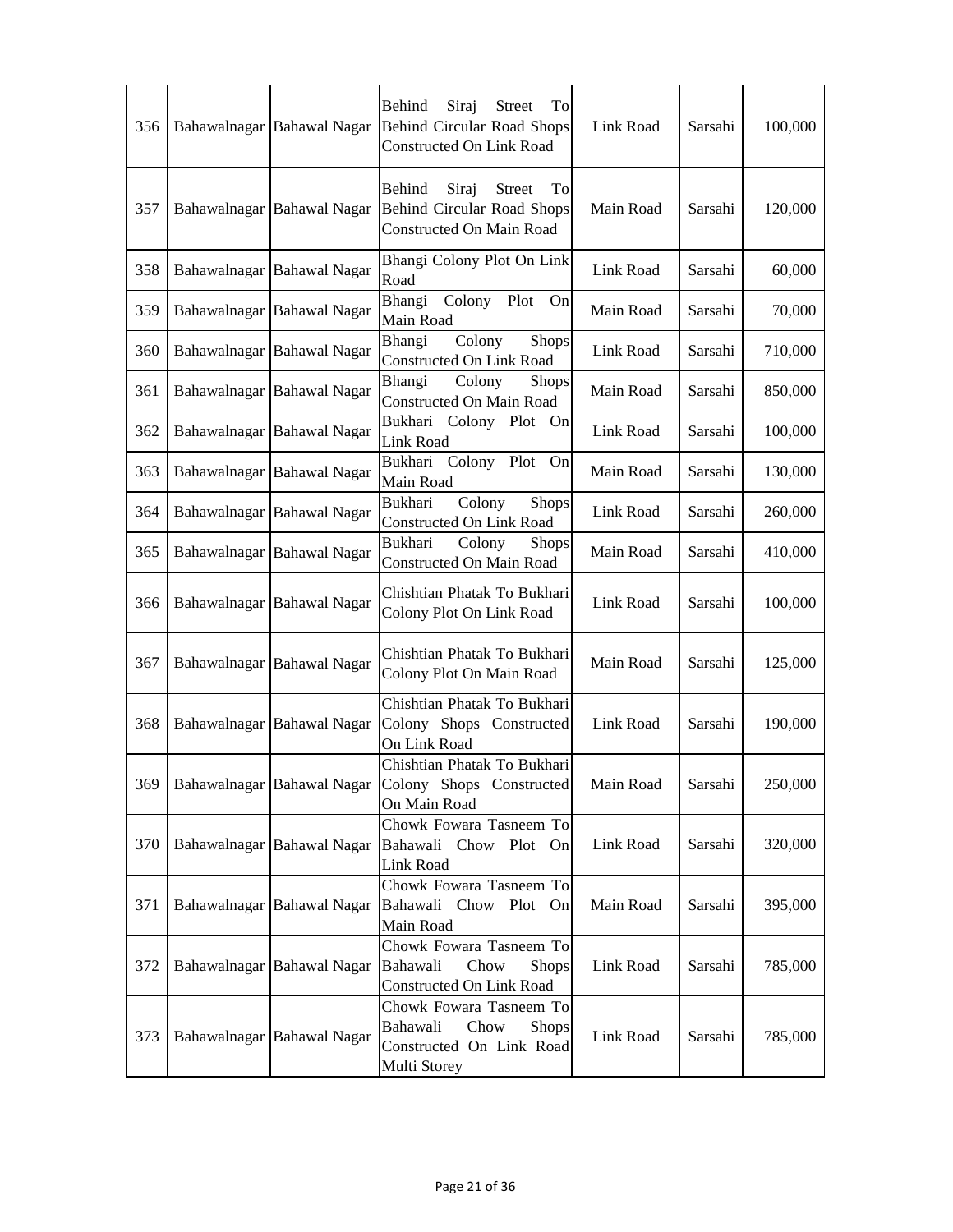| 356 | Bahawalnagar | Bahawal Nagar | Behind Siraj Street To Behind Circular Road Shops Constructed On Link Road | Link Road | Sarsahi | 100,000 |
|---|---|---|---|---|---|---|
| 357 | Bahawalnagar | Bahawal Nagar | Behind Siraj Street To Behind Circular Road Shops Constructed On Main Road | Main Road | Sarsahi | 120,000 |
| 358 | Bahawalnagar | Bahawal Nagar | Bhangi Colony Plot On Link Road | Link Road | Sarsahi | 60,000 |
| 359 | Bahawalnagar | Bahawal Nagar | Bhangi Colony Plot On Main Road | Main Road | Sarsahi | 70,000 |
| 360 | Bahawalnagar | Bahawal Nagar | Bhangi Colony Shops Constructed On Link Road | Link Road | Sarsahi | 710,000 |
| 361 | Bahawalnagar | Bahawal Nagar | Bhangi Colony Shops Constructed On Main Road | Main Road | Sarsahi | 850,000 |
| 362 | Bahawalnagar | Bahawal Nagar | Bukhari Colony Plot On Link Road | Link Road | Sarsahi | 100,000 |
| 363 | Bahawalnagar | Bahawal Nagar | Bukhari Colony Plot On Main Road | Main Road | Sarsahi | 130,000 |
| 364 | Bahawalnagar | Bahawal Nagar | Bukhari Colony Shops Constructed On Link Road | Link Road | Sarsahi | 260,000 |
| 365 | Bahawalnagar | Bahawal Nagar | Bukhari Colony Shops Constructed On Main Road | Main Road | Sarsahi | 410,000 |
| 366 | Bahawalnagar | Bahawal Nagar | Chishtian Phatak To Bukhari Colony Plot On Link Road | Link Road | Sarsahi | 100,000 |
| 367 | Bahawalnagar | Bahawal Nagar | Chishtian Phatak To Bukhari Colony Plot On Main Road | Main Road | Sarsahi | 125,000 |
| 368 | Bahawalnagar | Bahawal Nagar | Chishtian Phatak To Bukhari Colony Shops Constructed On Link Road | Link Road | Sarsahi | 190,000 |
| 369 | Bahawalnagar | Bahawal Nagar | Chishtian Phatak To Bukhari Colony Shops Constructed On Main Road | Main Road | Sarsahi | 250,000 |
| 370 | Bahawalnagar | Bahawal Nagar | Chowk Fowara Tasneem To Bahawali Chow Plot On Link Road | Link Road | Sarsahi | 320,000 |
| 371 | Bahawalnagar | Bahawal Nagar | Chowk Fowara Tasneem To Bahawali Chow Plot On Main Road | Main Road | Sarsahi | 395,000 |
| 372 | Bahawalnagar | Bahawal Nagar | Chowk Fowara Tasneem To Bahawali Chow Shops Constructed On Link Road | Link Road | Sarsahi | 785,000 |
| 373 | Bahawalnagar | Bahawal Nagar | Chowk Fowara Tasneem To Bahawali Chow Shops Constructed On Link Road Multi Storey | Link Road | Sarsahi | 785,000 |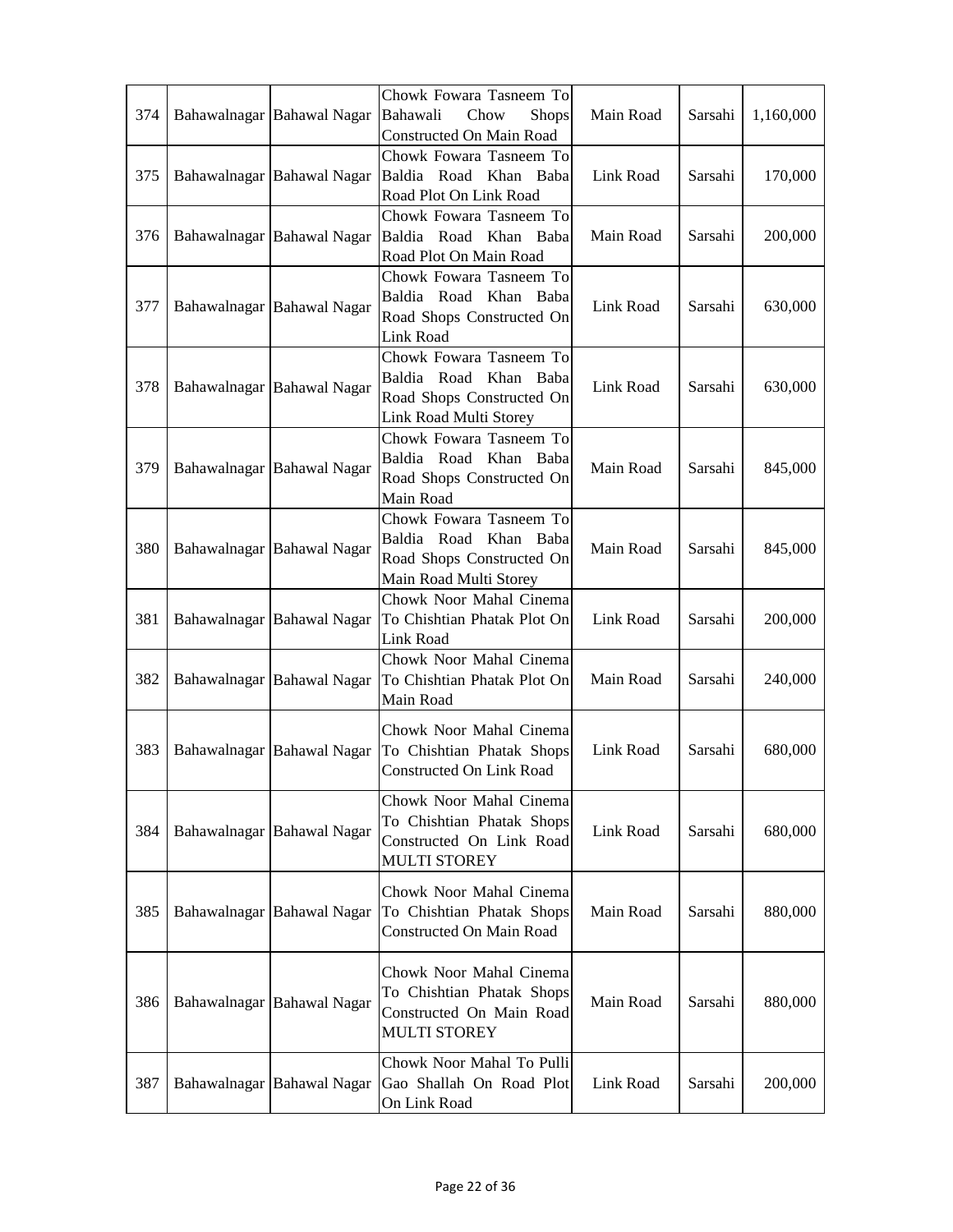| 374 | Bahawalnagar | Bahawal Nagar | Chowk Fowara Tasneem To Bahawali Chow Shops Constructed On Main Road | Main Road | Sarsahi | 1,160,000 |
|---|---|---|---|---|---|---|
| 375 | Bahawalnagar | Bahawal Nagar | Chowk Fowara Tasneem To Baldia Road Khan Baba Road Plot On Link Road | Link Road | Sarsahi | 170,000 |
| 376 | Bahawalnagar | Bahawal Nagar | Chowk Fowara Tasneem To Baldia Road Khan Baba Road Plot On Main Road | Main Road | Sarsahi | 200,000 |
| 377 | Bahawalnagar | Bahawal Nagar | Chowk Fowara Tasneem To Baldia Road Khan Baba Road Shops Constructed On Link Road | Link Road | Sarsahi | 630,000 |
| 378 | Bahawalnagar | Bahawal Nagar | Chowk Fowara Tasneem To Baldia Road Khan Baba Road Shops Constructed On Link Road Multi Storey | Link Road | Sarsahi | 630,000 |
| 379 | Bahawalnagar | Bahawal Nagar | Chowk Fowara Tasneem To Baldia Road Khan Baba Road Shops Constructed On Main Road | Main Road | Sarsahi | 845,000 |
| 380 | Bahawalnagar | Bahawal Nagar | Chowk Fowara Tasneem To Baldia Road Khan Baba Road Shops Constructed On Main Road Multi Storey | Main Road | Sarsahi | 845,000 |
| 381 | Bahawalnagar | Bahawal Nagar | Chowk Noor Mahal Cinema To Chishtian Phatak Plot On Link Road | Link Road | Sarsahi | 200,000 |
| 382 | Bahawalnagar | Bahawal Nagar | Chowk Noor Mahal Cinema To Chishtian Phatak Plot On Main Road | Main Road | Sarsahi | 240,000 |
| 383 | Bahawalnagar | Bahawal Nagar | Chowk Noor Mahal Cinema To Chishtian Phatak Shops Constructed On Link Road | Link Road | Sarsahi | 680,000 |
| 384 | Bahawalnagar | Bahawal Nagar | Chowk Noor Mahal Cinema To Chishtian Phatak Shops Constructed On Link Road MULTI STOREY | Link Road | Sarsahi | 680,000 |
| 385 | Bahawalnagar | Bahawal Nagar | Chowk Noor Mahal Cinema To Chishtian Phatak Shops Constructed On Main Road | Main Road | Sarsahi | 880,000 |
| 386 | Bahawalnagar | Bahawal Nagar | Chowk Noor Mahal Cinema To Chishtian Phatak Shops Constructed On Main Road MULTI STOREY | Main Road | Sarsahi | 880,000 |
| 387 | Bahawalnagar | Bahawal Nagar | Chowk Noor Mahal To Pulli Gao Shallah On Road Plot On Link Road | Link Road | Sarsahi | 200,000 |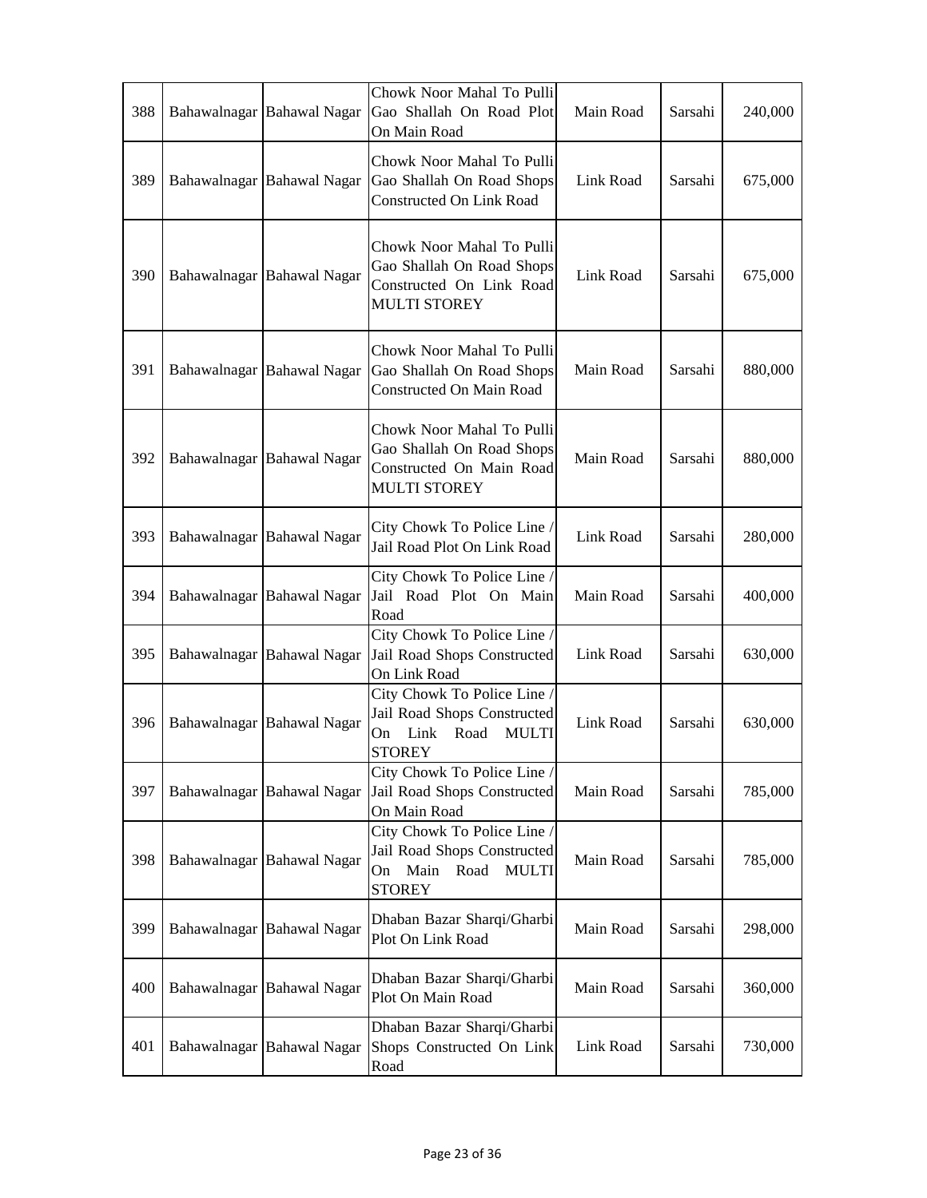| 388 | Bahawalnagar | Bahawal Nagar | Chowk Noor Mahal To Pulli Gao Shallah On Road Plot On Main Road | Main Road | Sarsahi | 240,000 |
|---|---|---|---|---|---|---|
| 389 | Bahawalnagar | Bahawal Nagar | Chowk Noor Mahal To Pulli Gao Shallah On Road Shops Constructed On Link Road | Link Road | Sarsahi | 675,000 |
| 390 | Bahawalnagar | Bahawal Nagar | Chowk Noor Mahal To Pulli Gao Shallah On Road Shops Constructed On Link Road MULTI STOREY | Link Road | Sarsahi | 675,000 |
| 391 | Bahawalnagar | Bahawal Nagar | Chowk Noor Mahal To Pulli Gao Shallah On Road Shops Constructed On Main Road | Main Road | Sarsahi | 880,000 |
| 392 | Bahawalnagar | Bahawal Nagar | Chowk Noor Mahal To Pulli Gao Shallah On Road Shops Constructed On Main Road MULTI STOREY | Main Road | Sarsahi | 880,000 |
| 393 | Bahawalnagar | Bahawal Nagar | City Chowk To Police Line / Jail Road Plot On Link Road | Link Road | Sarsahi | 280,000 |
| 394 | Bahawalnagar | Bahawal Nagar | City Chowk To Police Line / Jail Road Plot On Main Road | Main Road | Sarsahi | 400,000 |
| 395 | Bahawalnagar | Bahawal Nagar | City Chowk To Police Line / Jail Road Shops Constructed On Link Road | Link Road | Sarsahi | 630,000 |
| 396 | Bahawalnagar | Bahawal Nagar | City Chowk To Police Line / Jail Road Shops Constructed On Link Road MULTI STOREY | Link Road | Sarsahi | 630,000 |
| 397 | Bahawalnagar | Bahawal Nagar | City Chowk To Police Line / Jail Road Shops Constructed On Main Road | Main Road | Sarsahi | 785,000 |
| 398 | Bahawalnagar | Bahawal Nagar | City Chowk To Police Line / Jail Road Shops Constructed On Main Road MULTI STOREY | Main Road | Sarsahi | 785,000 |
| 399 | Bahawalnagar | Bahawal Nagar | Dhaban Bazar Sharqi/Gharbi Plot On Link Road | Main Road | Sarsahi | 298,000 |
| 400 | Bahawalnagar | Bahawal Nagar | Dhaban Bazar Sharqi/Gharbi Plot On Main Road | Main Road | Sarsahi | 360,000 |
| 401 | Bahawalnagar | Bahawal Nagar | Dhaban Bazar Sharqi/Gharbi Shops Constructed On Link Road | Link Road | Sarsahi | 730,000 |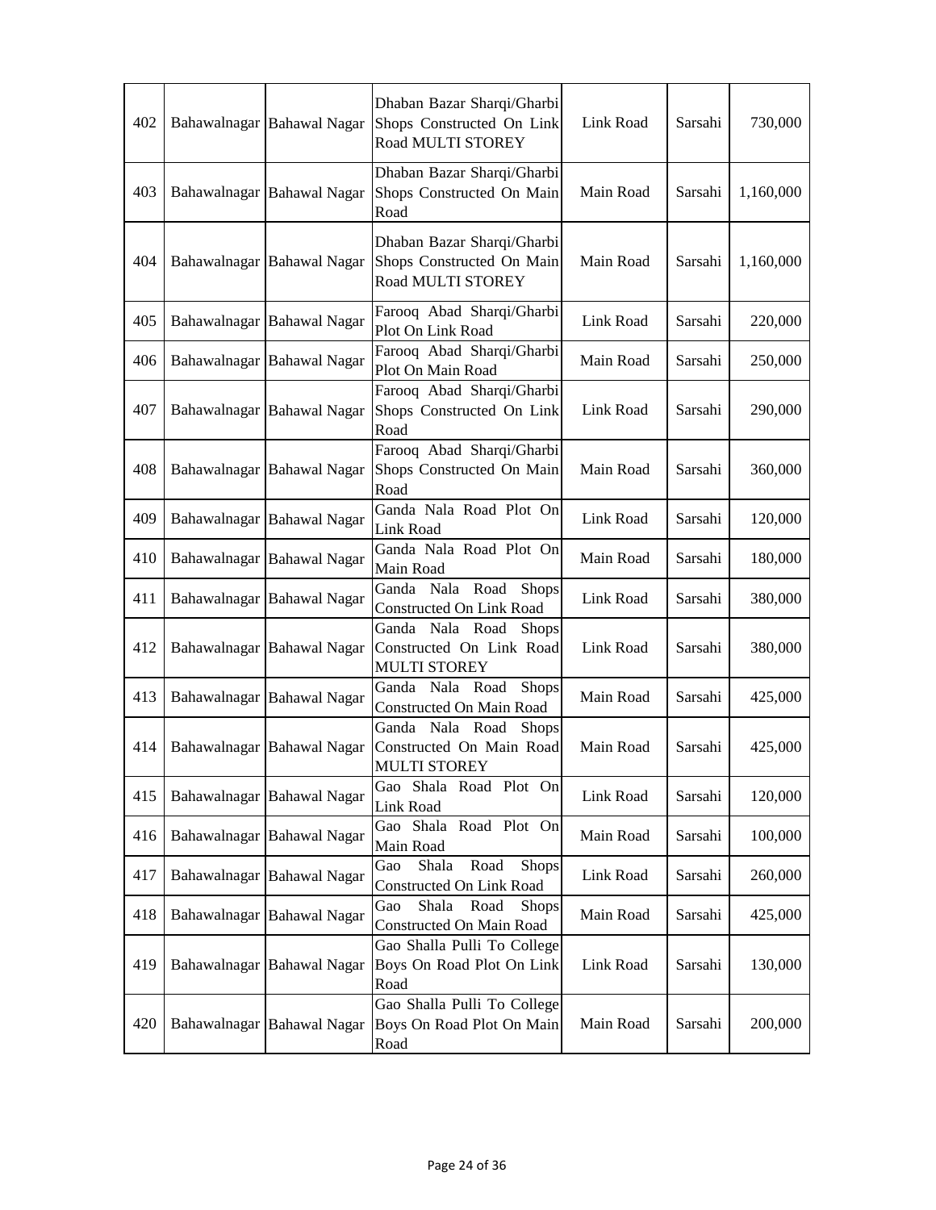| 402 | Bahawalnagar | Bahawal Nagar | Dhaban Bazar Sharqi/Gharbi Shops Constructed On Link Road MULTI STOREY | Link Road | Sarsahi | 730,000 |
|---|---|---|---|---|---|---|
| 403 | Bahawalnagar | Bahawal Nagar | Dhaban Bazar Sharqi/Gharbi Shops Constructed On Main Road | Main Road | Sarsahi | 1,160,000 |
| 404 | Bahawalnagar | Bahawal Nagar | Dhaban Bazar Sharqi/Gharbi Shops Constructed On Main Road MULTI STOREY | Main Road | Sarsahi | 1,160,000 |
| 405 | Bahawalnagar | Bahawal Nagar | Farooq Abad Sharqi/Gharbi Plot On Link Road | Link Road | Sarsahi | 220,000 |
| 406 | Bahawalnagar | Bahawal Nagar | Farooq Abad Sharqi/Gharbi Plot On Main Road | Main Road | Sarsahi | 250,000 |
| 407 | Bahawalnagar | Bahawal Nagar | Farooq Abad Sharqi/Gharbi Shops Constructed On Link Road | Link Road | Sarsahi | 290,000 |
| 408 | Bahawalnagar | Bahawal Nagar | Farooq Abad Sharqi/Gharbi Shops Constructed On Main Road | Main Road | Sarsahi | 360,000 |
| 409 | Bahawalnagar | Bahawal Nagar | Ganda Nala Road Plot On Link Road | Link Road | Sarsahi | 120,000 |
| 410 | Bahawalnagar | Bahawal Nagar | Ganda Nala Road Plot On Main Road | Main Road | Sarsahi | 180,000 |
| 411 | Bahawalnagar | Bahawal Nagar | Ganda Nala Road Shops Constructed On Link Road | Link Road | Sarsahi | 380,000 |
| 412 | Bahawalnagar | Bahawal Nagar | Ganda Nala Road Shops Constructed On Link Road MULTI STOREY | Link Road | Sarsahi | 380,000 |
| 413 | Bahawalnagar | Bahawal Nagar | Ganda Nala Road Shops Constructed On Main Road | Main Road | Sarsahi | 425,000 |
| 414 | Bahawalnagar | Bahawal Nagar | Ganda Nala Road Shops Constructed On Main Road MULTI STOREY | Main Road | Sarsahi | 425,000 |
| 415 | Bahawalnagar | Bahawal Nagar | Gao Shala Road Plot On Link Road | Link Road | Sarsahi | 120,000 |
| 416 | Bahawalnagar | Bahawal Nagar | Gao Shala Road Plot On Main Road | Main Road | Sarsahi | 100,000 |
| 417 | Bahawalnagar | Bahawal Nagar | Gao Shala Road Shops Constructed On Link Road | Link Road | Sarsahi | 260,000 |
| 418 | Bahawalnagar | Bahawal Nagar | Gao Shala Road Shops Constructed On Main Road | Main Road | Sarsahi | 425,000 |
| 419 | Bahawalnagar | Bahawal Nagar | Gao Shalla Pulli To College Boys On Road Plot On Link Road | Link Road | Sarsahi | 130,000 |
| 420 | Bahawalnagar | Bahawal Nagar | Gao Shalla Pulli To College Boys On Road Plot On Main Road | Main Road | Sarsahi | 200,000 |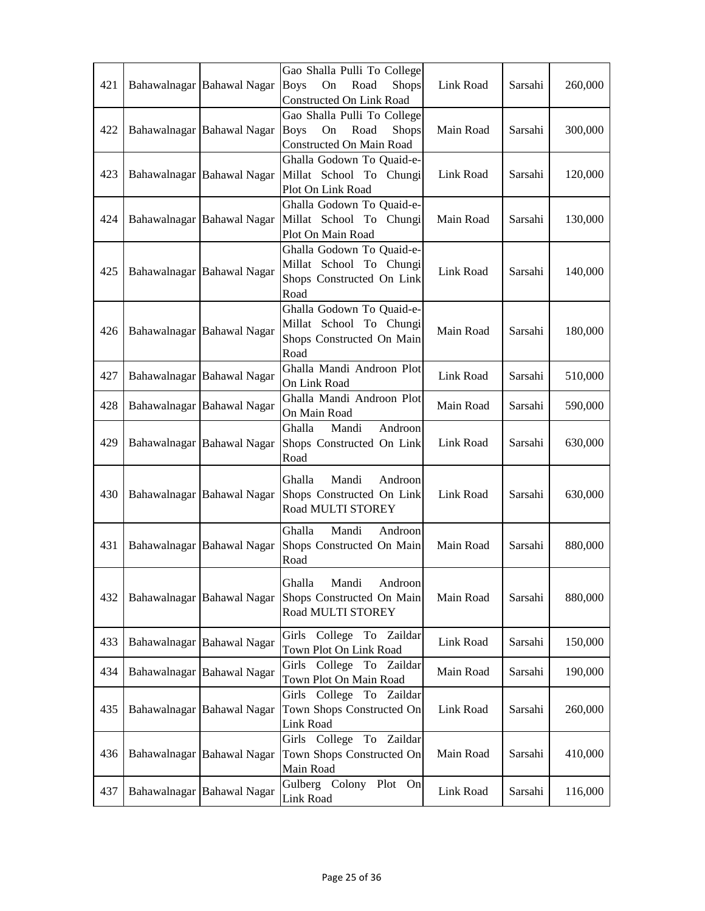| | | | | | | |
|---|---|---|---|---|---|---|
| 421 | Bahawalnagar | Bahawal Nagar | Gao Shalla Pulli To College Boys On Road Shops Constructed On Link Road | Link Road | Sarsahi | 260,000 |
| 422 | Bahawalnagar | Bahawal Nagar | Gao Shalla Pulli To College Boys On Road Shops Constructed On Main Road | Main Road | Sarsahi | 300,000 |
| 423 | Bahawalnagar | Bahawal Nagar | Ghalla Godown To Quaid-e-Millat School To Chungi Plot On Link Road | Link Road | Sarsahi | 120,000 |
| 424 | Bahawalnagar | Bahawal Nagar | Ghalla Godown To Quaid-e-Millat School To Chungi Plot On Main Road | Main Road | Sarsahi | 130,000 |
| 425 | Bahawalnagar | Bahawal Nagar | Ghalla Godown To Quaid-e-Millat School To Chungi Shops Constructed On Link Road | Link Road | Sarsahi | 140,000 |
| 426 | Bahawalnagar | Bahawal Nagar | Ghalla Godown To Quaid-e-Millat School To Chungi Shops Constructed On Main Road | Main Road | Sarsahi | 180,000 |
| 427 | Bahawalnagar | Bahawal Nagar | Ghalla Mandi Androon Plot On Link Road | Link Road | Sarsahi | 510,000 |
| 428 | Bahawalnagar | Bahawal Nagar | Ghalla Mandi Androon Plot On Main Road | Main Road | Sarsahi | 590,000 |
| 429 | Bahawalnagar | Bahawal Nagar | Ghalla Mandi Androon Shops Constructed On Link Road | Link Road | Sarsahi | 630,000 |
| 430 | Bahawalnagar | Bahawal Nagar | Ghalla Mandi Androon Shops Constructed On Link Road MULTI STOREY | Link Road | Sarsahi | 630,000 |
| 431 | Bahawalnagar | Bahawal Nagar | Ghalla Mandi Androon Shops Constructed On Main Road | Main Road | Sarsahi | 880,000 |
| 432 | Bahawalnagar | Bahawal Nagar | Ghalla Mandi Androon Shops Constructed On Main Road MULTI STOREY | Main Road | Sarsahi | 880,000 |
| 433 | Bahawalnagar | Bahawal Nagar | Girls College To Zaildar Town Plot On Link Road | Link Road | Sarsahi | 150,000 |
| 434 | Bahawalnagar | Bahawal Nagar | Girls College To Zaildar Town Plot On Main Road | Main Road | Sarsahi | 190,000 |
| 435 | Bahawalnagar | Bahawal Nagar | Girls College To Zaildar Town Shops Constructed On Link Road | Link Road | Sarsahi | 260,000 |
| 436 | Bahawalnagar | Bahawal Nagar | Girls College To Zaildar Town Shops Constructed On Main Road | Main Road | Sarsahi | 410,000 |
| 437 | Bahawalnagar | Bahawal Nagar | Gulberg Colony Plot On Link Road | Link Road | Sarsahi | 116,000 |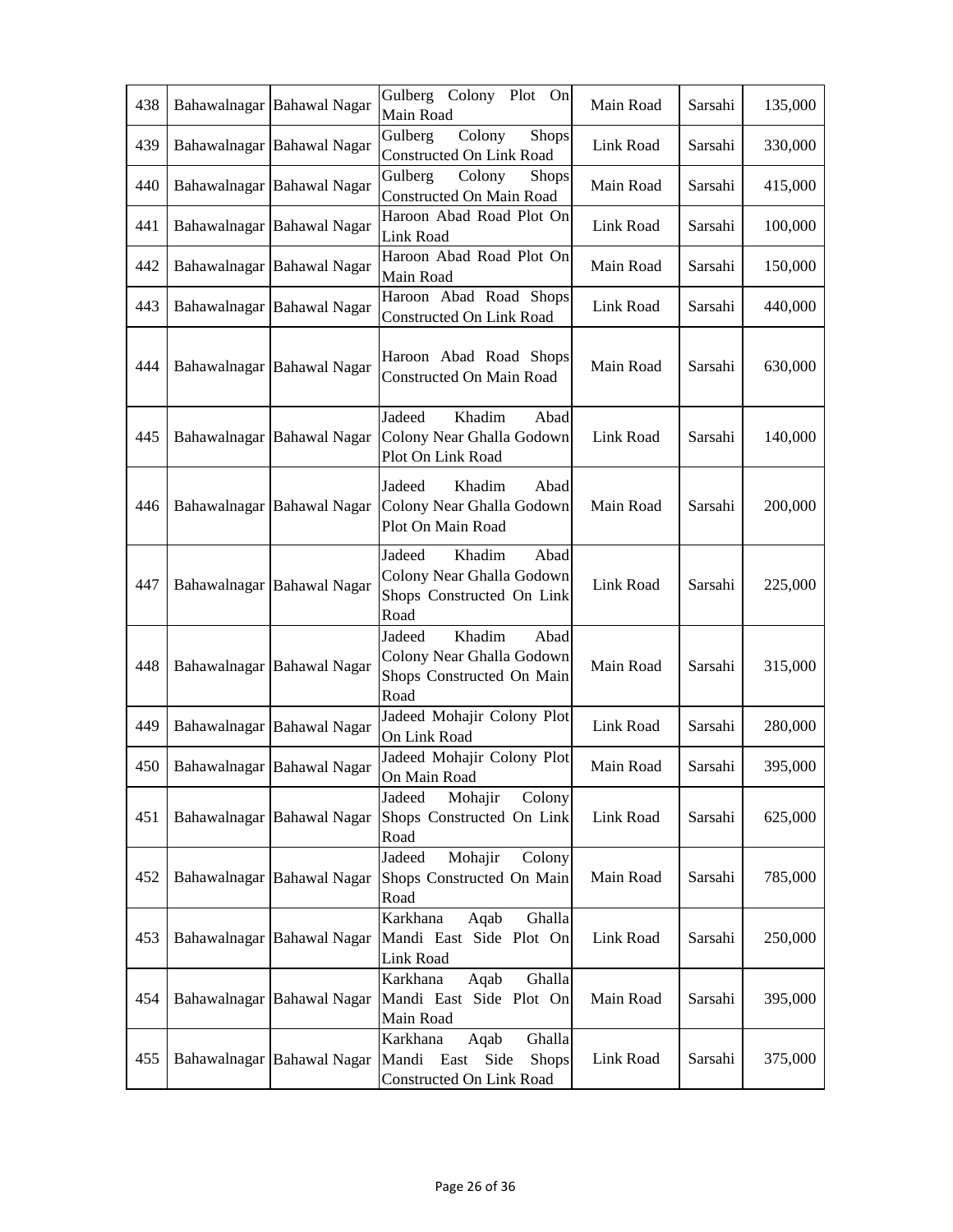| 438 | Bahawalnagar | Bahawal Nagar | Gulberg Colony Plot On Main Road | Main Road | Sarsahi | 135,000 |
|---|---|---|---|---|---|---|
| 439 | Bahawalnagar | Bahawal Nagar | Gulberg Colony Shops Constructed On Link Road | Link Road | Sarsahi | 330,000 |
| 440 | Bahawalnagar | Bahawal Nagar | Gulberg Colony Shops Constructed On Main Road | Main Road | Sarsahi | 415,000 |
| 441 | Bahawalnagar | Bahawal Nagar | Haroon Abad Road Plot On Link Road | Link Road | Sarsahi | 100,000 |
| 442 | Bahawalnagar | Bahawal Nagar | Haroon Abad Road Plot On Main Road | Main Road | Sarsahi | 150,000 |
| 443 | Bahawalnagar | Bahawal Nagar | Haroon Abad Road Shops Constructed On Link Road | Link Road | Sarsahi | 440,000 |
| 444 | Bahawalnagar | Bahawal Nagar | Haroon Abad Road Shops Constructed On Main Road | Main Road | Sarsahi | 630,000 |
| 445 | Bahawalnagar | Bahawal Nagar | Jadeed Khadim Abad Colony Near Ghalla Godown Plot On Link Road | Link Road | Sarsahi | 140,000 |
| 446 | Bahawalnagar | Bahawal Nagar | Jadeed Khadim Abad Colony Near Ghalla Godown Plot On Main Road | Main Road | Sarsahi | 200,000 |
| 447 | Bahawalnagar | Bahawal Nagar | Jadeed Khadim Abad Colony Near Ghalla Godown Shops Constructed On Link Road | Link Road | Sarsahi | 225,000 |
| 448 | Bahawalnagar | Bahawal Nagar | Jadeed Khadim Abad Colony Near Ghalla Godown Shops Constructed On Main Road | Main Road | Sarsahi | 315,000 |
| 449 | Bahawalnagar | Bahawal Nagar | Jadeed Mohajir Colony Plot On Link Road | Link Road | Sarsahi | 280,000 |
| 450 | Bahawalnagar | Bahawal Nagar | Jadeed Mohajir Colony Plot On Main Road | Main Road | Sarsahi | 395,000 |
| 451 | Bahawalnagar | Bahawal Nagar | Jadeed Mohajir Colony Shops Constructed On Link Road | Link Road | Sarsahi | 625,000 |
| 452 | Bahawalnagar | Bahawal Nagar | Jadeed Mohajir Colony Shops Constructed On Main Road | Main Road | Sarsahi | 785,000 |
| 453 | Bahawalnagar | Bahawal Nagar | Karkhana Aqab Ghalla Mandi East Side Plot On Link Road | Link Road | Sarsahi | 250,000 |
| 454 | Bahawalnagar | Bahawal Nagar | Karkhana Aqab Ghalla Mandi East Side Plot On Main Road | Main Road | Sarsahi | 395,000 |
| 455 | Bahawalnagar | Bahawal Nagar | Karkhana Aqab Ghalla Mandi East Side Shops Constructed On Link Road | Link Road | Sarsahi | 375,000 |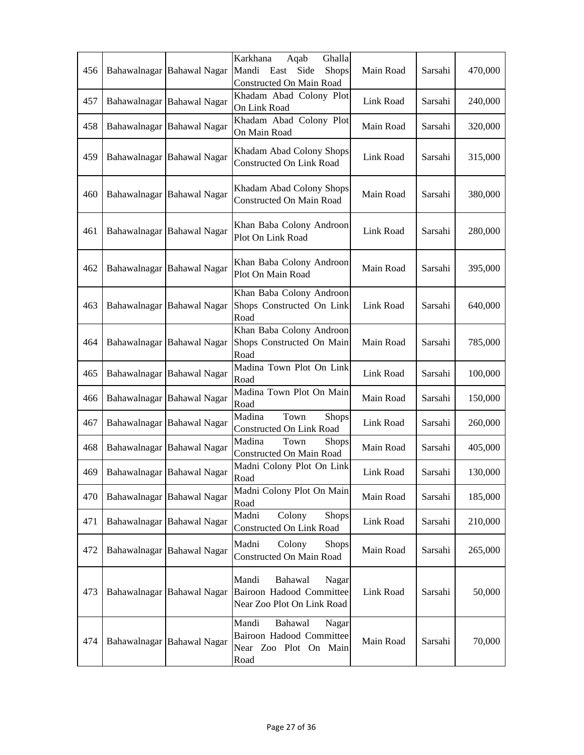| 456 | Bahawalnagar | Bahawal Nagar | Karkhana Aqab Ghalla Mandi East Side Shops Constructed On Main Road | Main Road | Sarsahi | 470,000 |
|---|---|---|---|---|---|---|
| 457 | Bahawalnagar | Bahawal Nagar | Khadam Abad Colony Plot On Link Road | Link Road | Sarsahi | 240,000 |
| 458 | Bahawalnagar | Bahawal Nagar | Khadam Abad Colony Plot On Main Road | Main Road | Sarsahi | 320,000 |
| 459 | Bahawalnagar | Bahawal Nagar | Khadam Abad Colony Shops Constructed On Link Road | Link Road | Sarsahi | 315,000 |
| 460 | Bahawalnagar | Bahawal Nagar | Khadam Abad Colony Shops Constructed On Main Road | Main Road | Sarsahi | 380,000 |
| 461 | Bahawalnagar | Bahawal Nagar | Khan Baba Colony Androon Plot On Link Road | Link Road | Sarsahi | 280,000 |
| 462 | Bahawalnagar | Bahawal Nagar | Khan Baba Colony Androon Plot On Main Road | Main Road | Sarsahi | 395,000 |
| 463 | Bahawalnagar | Bahawal Nagar | Khan Baba Colony Androon Shops Constructed On Link Road | Link Road | Sarsahi | 640,000 |
| 464 | Bahawalnagar | Bahawal Nagar | Khan Baba Colony Androon Shops Constructed On Main Road | Main Road | Sarsahi | 785,000 |
| 465 | Bahawalnagar | Bahawal Nagar | Madina Town Plot On Link Road | Link Road | Sarsahi | 100,000 |
| 466 | Bahawalnagar | Bahawal Nagar | Madina Town Plot On Main Road | Main Road | Sarsahi | 150,000 |
| 467 | Bahawalnagar | Bahawal Nagar | Madina Town Shops Constructed On Link Road | Link Road | Sarsahi | 260,000 |
| 468 | Bahawalnagar | Bahawal Nagar | Madina Town Shops Constructed On Main Road | Main Road | Sarsahi | 405,000 |
| 469 | Bahawalnagar | Bahawal Nagar | Madni Colony Plot On Link Road | Link Road | Sarsahi | 130,000 |
| 470 | Bahawalnagar | Bahawal Nagar | Madni Colony Plot On Main Road | Main Road | Sarsahi | 185,000 |
| 471 | Bahawalnagar | Bahawal Nagar | Madni Colony Shops Constructed On Link Road | Link Road | Sarsahi | 210,000 |
| 472 | Bahawalnagar | Bahawal Nagar | Madni Colony Shops Constructed On Main Road | Main Road | Sarsahi | 265,000 |
| 473 | Bahawalnagar | Bahawal Nagar | Mandi Bahawal Nagar Bairoon Hadood Committee Near Zoo Plot On Link Road | Link Road | Sarsahi | 50,000 |
| 474 | Bahawalnagar | Bahawal Nagar | Mandi Bahawal Nagar Bairoon Hadood Committee Near Zoo Plot On Main Road | Main Road | Sarsahi | 70,000 |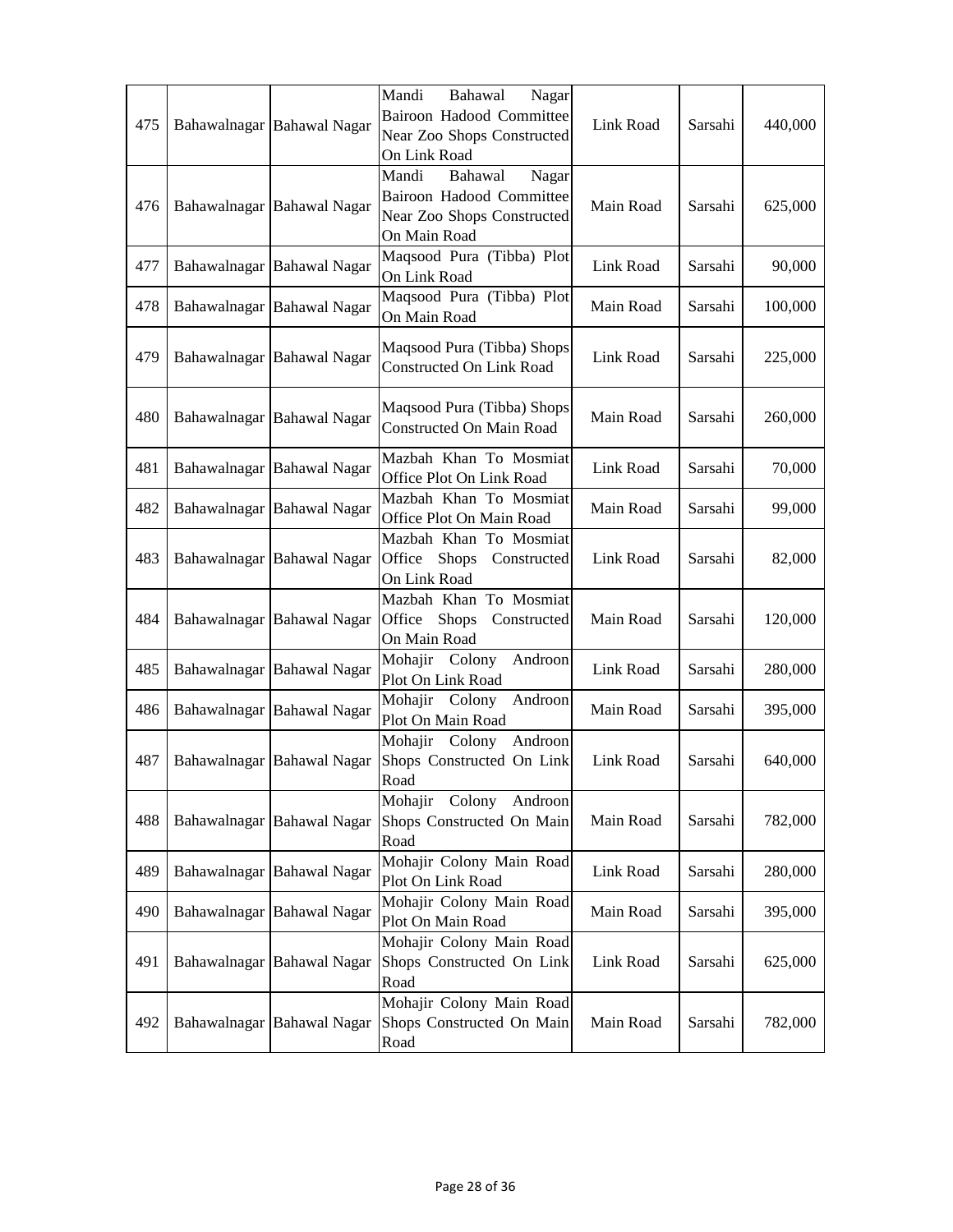| 475 | Bahawalnagar | Bahawal Nagar | Mandi Bahawal Nagar Bairoon Hadood Committee Near Zoo Shops Constructed On Link Road | Link Road | Sarsahi | 440,000 |
|---|---|---|---|---|---|---|
| 476 | Bahawalnagar | Bahawal Nagar | Mandi Bahawal Nagar Bairoon Hadood Committee Near Zoo Shops Constructed On Main Road | Main Road | Sarsahi | 625,000 |
| 477 | Bahawalnagar | Bahawal Nagar | Maqsood Pura (Tibba) Plot On Link Road | Link Road | Sarsahi | 90,000 |
| 478 | Bahawalnagar | Bahawal Nagar | Maqsood Pura (Tibba) Plot On Main Road | Main Road | Sarsahi | 100,000 |
| 479 | Bahawalnagar | Bahawal Nagar | Maqsood Pura (Tibba) Shops Constructed On Link Road | Link Road | Sarsahi | 225,000 |
| 480 | Bahawalnagar | Bahawal Nagar | Maqsood Pura (Tibba) Shops Constructed On Main Road | Main Road | Sarsahi | 260,000 |
| 481 | Bahawalnagar | Bahawal Nagar | Mazbah Khan To Mosmiat Office Plot On Link Road | Link Road | Sarsahi | 70,000 |
| 482 | Bahawalnagar | Bahawal Nagar | Mazbah Khan To Mosmiat Office Plot On Main Road | Main Road | Sarsahi | 99,000 |
| 483 | Bahawalnagar | Bahawal Nagar | Mazbah Khan To Mosmiat Office Shops Constructed On Link Road | Link Road | Sarsahi | 82,000 |
| 484 | Bahawalnagar | Bahawal Nagar | Mazbah Khan To Mosmiat Office Shops Constructed On Main Road | Main Road | Sarsahi | 120,000 |
| 485 | Bahawalnagar | Bahawal Nagar | Mohajir Colony Androon Plot On Link Road | Link Road | Sarsahi | 280,000 |
| 486 | Bahawalnagar | Bahawal Nagar | Mohajir Colony Androon Plot On Main Road | Main Road | Sarsahi | 395,000 |
| 487 | Bahawalnagar | Bahawal Nagar | Mohajir Colony Androon Shops Constructed On Link Road | Link Road | Sarsahi | 640,000 |
| 488 | Bahawalnagar | Bahawal Nagar | Mohajir Colony Androon Shops Constructed On Main Road | Main Road | Sarsahi | 782,000 |
| 489 | Bahawalnagar | Bahawal Nagar | Mohajir Colony Main Road Plot On Link Road | Link Road | Sarsahi | 280,000 |
| 490 | Bahawalnagar | Bahawal Nagar | Mohajir Colony Main Road Plot On Main Road | Main Road | Sarsahi | 395,000 |
| 491 | Bahawalnagar | Bahawal Nagar | Mohajir Colony Main Road Shops Constructed On Link Road | Link Road | Sarsahi | 625,000 |
| 492 | Bahawalnagar | Bahawal Nagar | Mohajir Colony Main Road Shops Constructed On Main Road | Main Road | Sarsahi | 782,000 |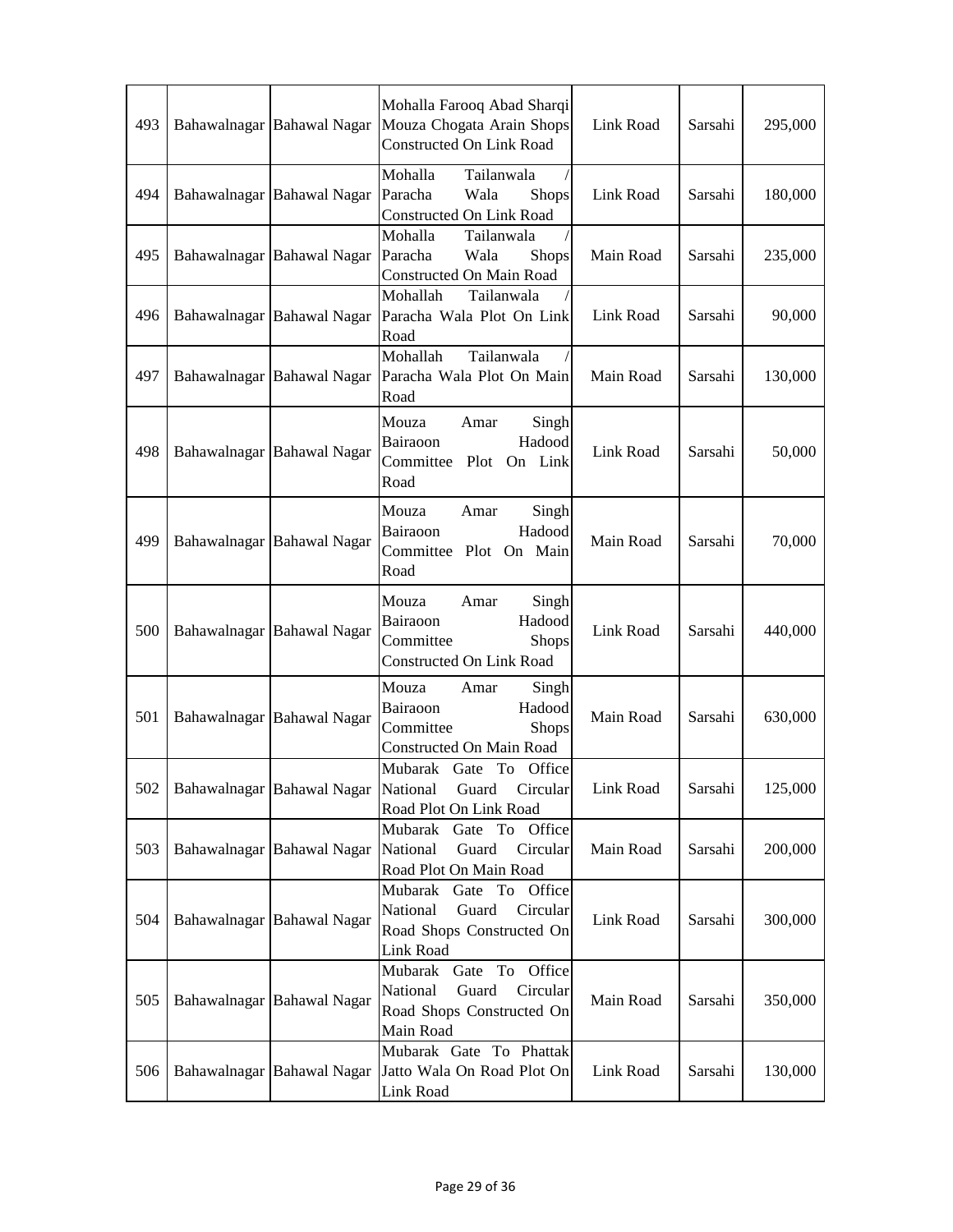| | | | | | | |
|---|---|---|---|---|---|---|
| 493 | Bahawalnagar | Bahawal Nagar | Mohalla Farooq Abad Sharqi Mouza Chogata Arain Shops Constructed On Link Road | Link Road | Sarsahi | 295,000 |
| 494 | Bahawalnagar | Bahawal Nagar | Mohalla Tailanwala / Paracha Wala Shops Constructed On Link Road | Link Road | Sarsahi | 180,000 |
| 495 | Bahawalnagar | Bahawal Nagar | Mohalla Tailanwala / Paracha Wala Shops Constructed On Main Road | Main Road | Sarsahi | 235,000 |
| 496 | Bahawalnagar | Bahawal Nagar | Mohallah Tailanwala / Paracha Wala Plot On Link Road | Link Road | Sarsahi | 90,000 |
| 497 | Bahawalnagar | Bahawal Nagar | Mohallah Tailanwala / Paracha Wala Plot On Main Road | Main Road | Sarsahi | 130,000 |
| 498 | Bahawalnagar | Bahawal Nagar | Mouza Amar Singh Bairaoon Hadood Committee Plot On Link Road | Link Road | Sarsahi | 50,000 |
| 499 | Bahawalnagar | Bahawal Nagar | Mouza Amar Singh Bairaoon Hadood Committee Plot On Main Road | Main Road | Sarsahi | 70,000 |
| 500 | Bahawalnagar | Bahawal Nagar | Mouza Amar Singh Bairaoon Hadood Committee Shops Constructed On Link Road | Link Road | Sarsahi | 440,000 |
| 501 | Bahawalnagar | Bahawal Nagar | Mouza Amar Singh Bairaoon Hadood Committee Shops Constructed On Main Road | Main Road | Sarsahi | 630,000 |
| 502 | Bahawalnagar | Bahawal Nagar | Mubarak Gate To Office National Guard Circular Road Plot On Link Road | Link Road | Sarsahi | 125,000 |
| 503 | Bahawalnagar | Bahawal Nagar | Mubarak Gate To Office National Guard Circular Road Plot On Main Road | Main Road | Sarsahi | 200,000 |
| 504 | Bahawalnagar | Bahawal Nagar | Mubarak Gate To Office National Guard Circular Road Shops Constructed On Link Road | Link Road | Sarsahi | 300,000 |
| 505 | Bahawalnagar | Bahawal Nagar | Mubarak Gate To Office National Guard Circular Road Shops Constructed On Main Road | Main Road | Sarsahi | 350,000 |
| 506 | Bahawalnagar | Bahawal Nagar | Mubarak Gate To Phattak Jatto Wala On Road Plot On Link Road | Link Road | Sarsahi | 130,000 |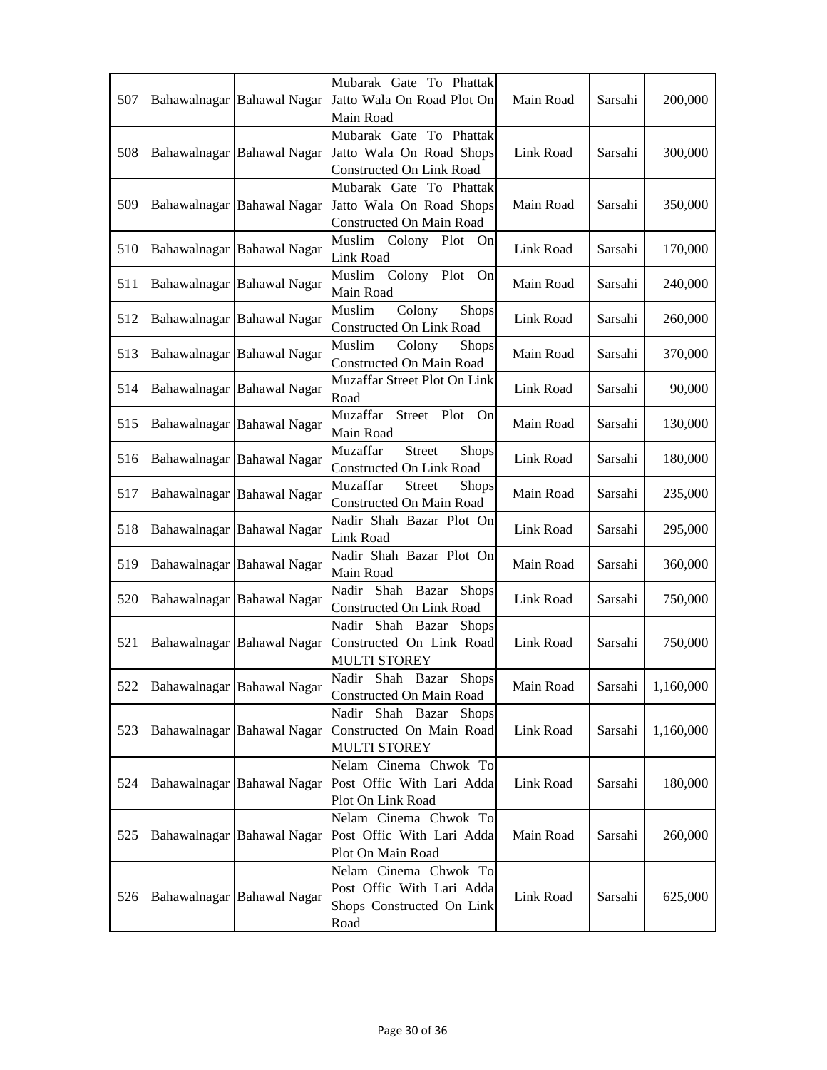| 507 | Bahawalnagar | Bahawal Nagar | Mubarak Gate To Phattak Jatto Wala On Road Plot On Main Road | Main Road | Sarsahi | 200,000 |
|---|---|---|---|---|---|---|
| 508 | Bahawalnagar | Bahawal Nagar | Mubarak Gate To Phattak Jatto Wala On Road Shops Constructed On Link Road | Link Road | Sarsahi | 300,000 |
| 509 | Bahawalnagar | Bahawal Nagar | Mubarak Gate To Phattak Jatto Wala On Road Shops Constructed On Main Road | Main Road | Sarsahi | 350,000 |
| 510 | Bahawalnagar | Bahawal Nagar | Muslim Colony Plot On Link Road | Link Road | Sarsahi | 170,000 |
| 511 | Bahawalnagar | Bahawal Nagar | Muslim Colony Plot On Main Road | Main Road | Sarsahi | 240,000 |
| 512 | Bahawalnagar | Bahawal Nagar | Muslim Colony Shops Constructed On Link Road | Link Road | Sarsahi | 260,000 |
| 513 | Bahawalnagar | Bahawal Nagar | Muslim Colony Shops Constructed On Main Road | Main Road | Sarsahi | 370,000 |
| 514 | Bahawalnagar | Bahawal Nagar | Muzaffar Street Plot On Link Road | Link Road | Sarsahi | 90,000 |
| 515 | Bahawalnagar | Bahawal Nagar | Muzaffar Street Plot On Main Road | Main Road | Sarsahi | 130,000 |
| 516 | Bahawalnagar | Bahawal Nagar | Muzaffar Street Shops Constructed On Link Road | Link Road | Sarsahi | 180,000 |
| 517 | Bahawalnagar | Bahawal Nagar | Muzaffar Street Shops Constructed On Main Road | Main Road | Sarsahi | 235,000 |
| 518 | Bahawalnagar | Bahawal Nagar | Nadir Shah Bazar Plot On Link Road | Link Road | Sarsahi | 295,000 |
| 519 | Bahawalnagar | Bahawal Nagar | Nadir Shah Bazar Plot On Main Road | Main Road | Sarsahi | 360,000 |
| 520 | Bahawalnagar | Bahawal Nagar | Nadir Shah Bazar Shops Constructed On Link Road | Link Road | Sarsahi | 750,000 |
| 521 | Bahawalnagar | Bahawal Nagar | Nadir Shah Bazar Shops Constructed On Link Road MULTI STOREY | Link Road | Sarsahi | 750,000 |
| 522 | Bahawalnagar | Bahawal Nagar | Nadir Shah Bazar Shops Constructed On Main Road | Main Road | Sarsahi | 1,160,000 |
| 523 | Bahawalnagar | Bahawal Nagar | Nadir Shah Bazar Shops Constructed On Main Road MULTI STOREY | Link Road | Sarsahi | 1,160,000 |
| 524 | Bahawalnagar | Bahawal Nagar | Nelam Cinema Chwok To Post Offic With Lari Adda Plot On Link Road | Link Road | Sarsahi | 180,000 |
| 525 | Bahawalnagar | Bahawal Nagar | Nelam Cinema Chwok To Post Offic With Lari Adda Plot On Main Road | Main Road | Sarsahi | 260,000 |
| 526 | Bahawalnagar | Bahawal Nagar | Nelam Cinema Chwok To Post Offic With Lari Adda Shops Constructed On Link Road | Link Road | Sarsahi | 625,000 |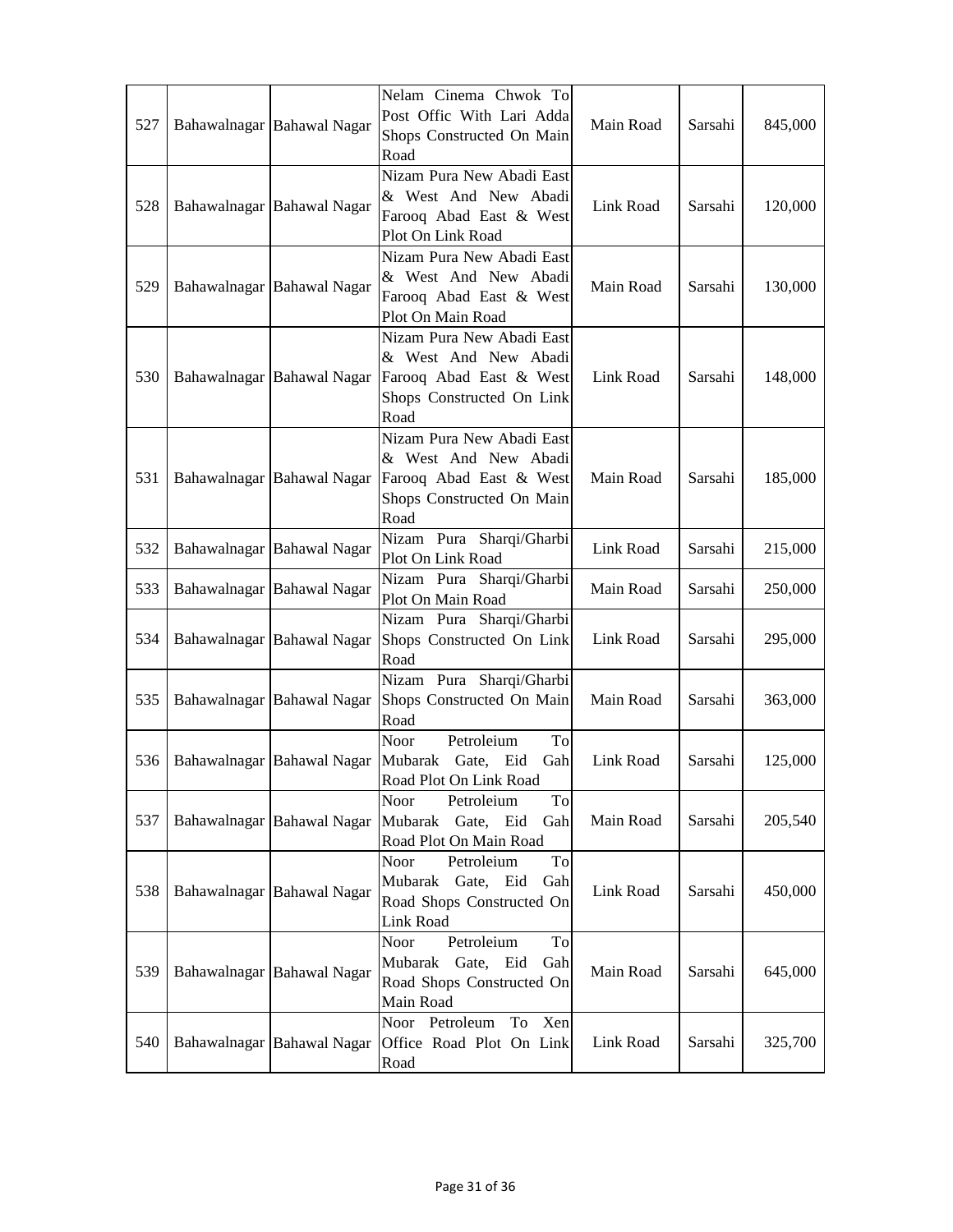| 527 | Bahawalnagar | Bahawal Nagar | Nelam Cinema Chwok To Post Offic With Lari Adda Shops Constructed On Main Road | Main Road | Sarsahi | 845,000 |
|---|---|---|---|---|---|---|
| 528 | Bahawalnagar | Bahawal Nagar | Nizam Pura New Abadi East & West And New Abadi Farooq Abad East & West Plot On Link Road | Link Road | Sarsahi | 120,000 |
| 529 | Bahawalnagar | Bahawal Nagar | Nizam Pura New Abadi East & West And New Abadi Farooq Abad East & West Plot On Main Road | Main Road | Sarsahi | 130,000 |
| 530 | Bahawalnagar | Bahawal Nagar | Nizam Pura New Abadi East & West And New Abadi Farooq Abad East & West Shops Constructed On Link Road | Link Road | Sarsahi | 148,000 |
| 531 | Bahawalnagar | Bahawal Nagar | Nizam Pura New Abadi East & West And New Abadi Farooq Abad East & West Shops Constructed On Main Road | Main Road | Sarsahi | 185,000 |
| 532 | Bahawalnagar | Bahawal Nagar | Nizam Pura Sharqi/Gharbi Plot On Link Road | Link Road | Sarsahi | 215,000 |
| 533 | Bahawalnagar | Bahawal Nagar | Nizam Pura Sharqi/Gharbi Plot On Main Road | Main Road | Sarsahi | 250,000 |
| 534 | Bahawalnagar | Bahawal Nagar | Nizam Pura Sharqi/Gharbi Shops Constructed On Link Road | Link Road | Sarsahi | 295,000 |
| 535 | Bahawalnagar | Bahawal Nagar | Nizam Pura Sharqi/Gharbi Shops Constructed On Main Road | Main Road | Sarsahi | 363,000 |
| 536 | Bahawalnagar | Bahawal Nagar | Noor Petroleium To Mubarak Gate, Eid Gah Road Plot On Link Road | Link Road | Sarsahi | 125,000 |
| 537 | Bahawalnagar | Bahawal Nagar | Noor Petroleium To Mubarak Gate, Eid Gah Road Plot On Main Road | Main Road | Sarsahi | 205,540 |
| 538 | Bahawalnagar | Bahawal Nagar | Noor Petroleium To Mubarak Gate, Eid Gah Road Shops Constructed On Link Road | Link Road | Sarsahi | 450,000 |
| 539 | Bahawalnagar | Bahawal Nagar | Noor Petroleium To Mubarak Gate, Eid Gah Road Shops Constructed On Main Road | Main Road | Sarsahi | 645,000 |
| 540 | Bahawalnagar | Bahawal Nagar | Noor Petroleum To Xen Office Road Plot On Link Road | Link Road | Sarsahi | 325,700 |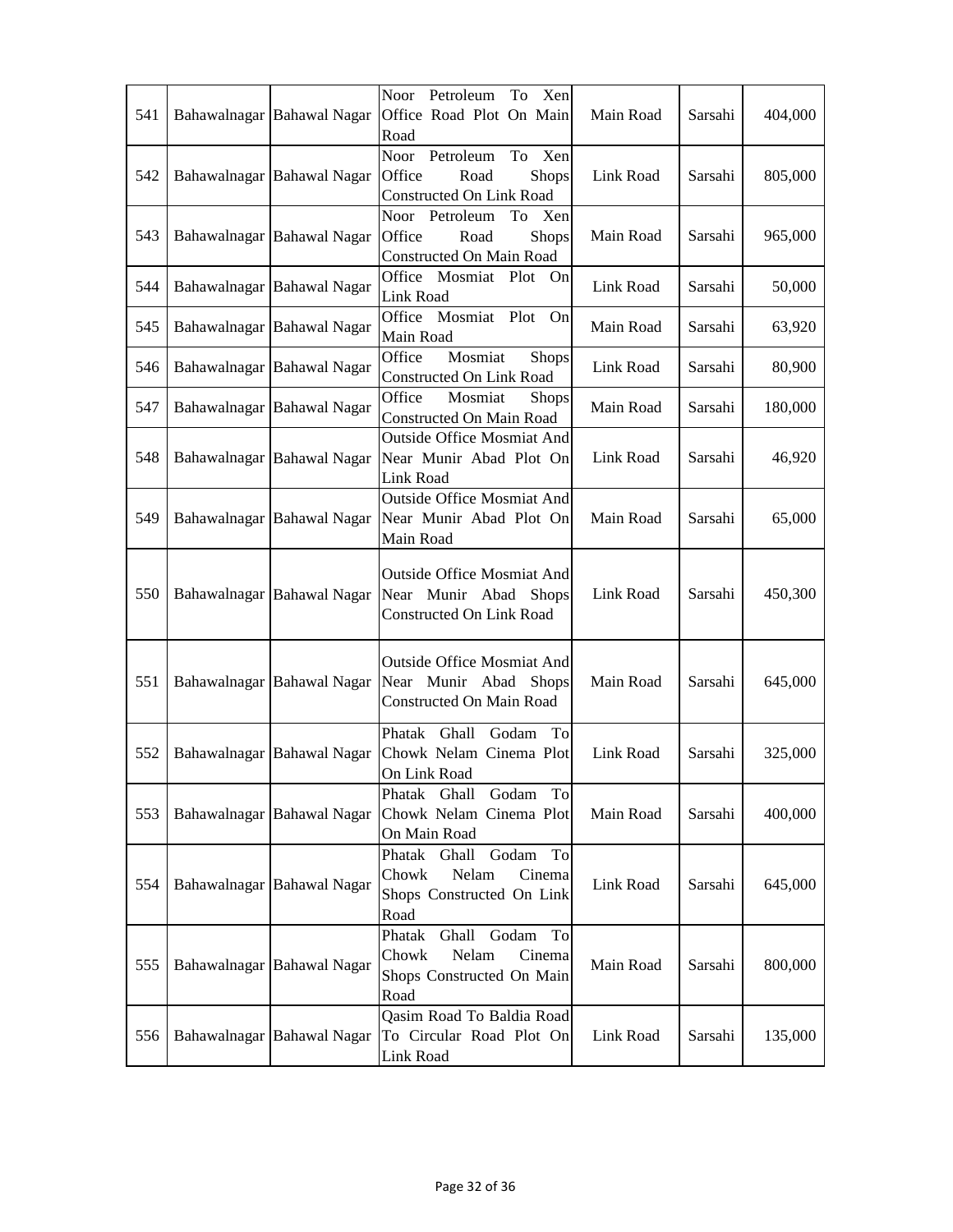| | | | | | | |
|---|---|---|---|---|---|---|
| 541 | Bahawalnagar | Bahawal Nagar | Noor Petroleum To Xen Office Road Plot On Main Road | Main Road | Sarsahi | 404,000 |
| 542 | Bahawalnagar | Bahawal Nagar | Noor Petroleum To Xen Office Road Shops Constructed On Link Road | Link Road | Sarsahi | 805,000 |
| 543 | Bahawalnagar | Bahawal Nagar | Noor Petroleum To Xen Office Road Shops Constructed On Main Road | Main Road | Sarsahi | 965,000 |
| 544 | Bahawalnagar | Bahawal Nagar | Office Mosmiat Plot On Link Road | Link Road | Sarsahi | 50,000 |
| 545 | Bahawalnagar | Bahawal Nagar | Office Mosmiat Plot On Main Road | Main Road | Sarsahi | 63,920 |
| 546 | Bahawalnagar | Bahawal Nagar | Office Mosmiat Shops Constructed On Link Road | Link Road | Sarsahi | 80,900 |
| 547 | Bahawalnagar | Bahawal Nagar | Office Mosmiat Shops Constructed On Main Road | Main Road | Sarsahi | 180,000 |
| 548 | Bahawalnagar | Bahawal Nagar | Outside Office Mosmiat And Near Munir Abad Plot On Link Road | Link Road | Sarsahi | 46,920 |
| 549 | Bahawalnagar | Bahawal Nagar | Outside Office Mosmiat And Near Munir Abad Plot On Main Road | Main Road | Sarsahi | 65,000 |
| 550 | Bahawalnagar | Bahawal Nagar | Outside Office Mosmiat And Near Munir Abad Shops Constructed On Link Road | Link Road | Sarsahi | 450,300 |
| 551 | Bahawalnagar | Bahawal Nagar | Outside Office Mosmiat And Near Munir Abad Shops Constructed On Main Road | Main Road | Sarsahi | 645,000 |
| 552 | Bahawalnagar | Bahawal Nagar | Phatak Ghall Godam To Chowk Nelam Cinema Plot On Link Road | Link Road | Sarsahi | 325,000 |
| 553 | Bahawalnagar | Bahawal Nagar | Phatak Ghall Godam To Chowk Nelam Cinema Plot On Main Road | Main Road | Sarsahi | 400,000 |
| 554 | Bahawalnagar | Bahawal Nagar | Phatak Ghall Godam To Chowk Nelam Cinema Shops Constructed On Link Road | Link Road | Sarsahi | 645,000 |
| 555 | Bahawalnagar | Bahawal Nagar | Phatak Ghall Godam To Chowk Nelam Cinema Shops Constructed On Main Road | Main Road | Sarsahi | 800,000 |
| 556 | Bahawalnagar | Bahawal Nagar | Qasim Road To Baldia Road To Circular Road Plot On Link Road | Link Road | Sarsahi | 135,000 |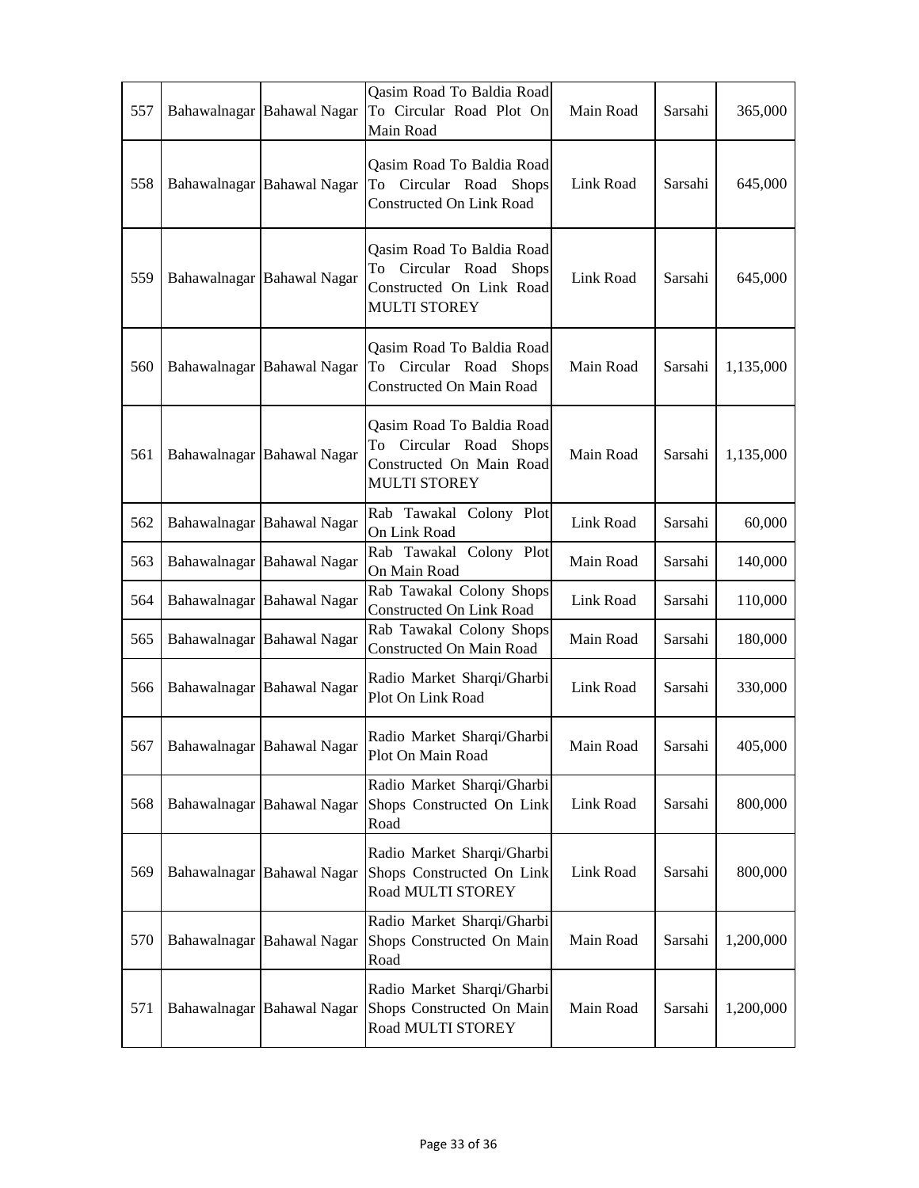| 557 | Bahawalnagar | Bahawal Nagar | Qasim Road To Baldia Road To Circular Road Plot On Main Road | Main Road | Sarsahi | 365,000 |
|---|---|---|---|---|---|---|
| 558 | Bahawalnagar | Bahawal Nagar | Qasim Road To Baldia Road To Circular Road Shops Constructed On Link Road | Link Road | Sarsahi | 645,000 |
| 559 | Bahawalnagar | Bahawal Nagar | Qasim Road To Baldia Road To Circular Road Shops Constructed On Link Road MULTI STOREY | Link Road | Sarsahi | 645,000 |
| 560 | Bahawalnagar | Bahawal Nagar | Qasim Road To Baldia Road To Circular Road Shops Constructed On Main Road | Main Road | Sarsahi | 1,135,000 |
| 561 | Bahawalnagar | Bahawal Nagar | Qasim Road To Baldia Road To Circular Road Shops Constructed On Main Road MULTI STOREY | Main Road | Sarsahi | 1,135,000 |
| 562 | Bahawalnagar | Bahawal Nagar | Rab Tawakal Colony Plot On Link Road | Link Road | Sarsahi | 60,000 |
| 563 | Bahawalnagar | Bahawal Nagar | Rab Tawakal Colony Plot On Main Road | Main Road | Sarsahi | 140,000 |
| 564 | Bahawalnagar | Bahawal Nagar | Rab Tawakal Colony Shops Constructed On Link Road | Link Road | Sarsahi | 110,000 |
| 565 | Bahawalnagar | Bahawal Nagar | Rab Tawakal Colony Shops Constructed On Main Road | Main Road | Sarsahi | 180,000 |
| 566 | Bahawalnagar | Bahawal Nagar | Radio Market Sharqi/Gharbi Plot On Link Road | Link Road | Sarsahi | 330,000 |
| 567 | Bahawalnagar | Bahawal Nagar | Radio Market Sharqi/Gharbi Plot On Main Road | Main Road | Sarsahi | 405,000 |
| 568 | Bahawalnagar | Bahawal Nagar | Radio Market Sharqi/Gharbi Shops Constructed On Link Road | Link Road | Sarsahi | 800,000 |
| 569 | Bahawalnagar | Bahawal Nagar | Radio Market Sharqi/Gharbi Shops Constructed On Link Road MULTI STOREY | Link Road | Sarsahi | 800,000 |
| 570 | Bahawalnagar | Bahawal Nagar | Radio Market Sharqi/Gharbi Shops Constructed On Main Road | Main Road | Sarsahi | 1,200,000 |
| 571 | Bahawalnagar | Bahawal Nagar | Radio Market Sharqi/Gharbi Shops Constructed On Main Road MULTI STOREY | Main Road | Sarsahi | 1,200,000 |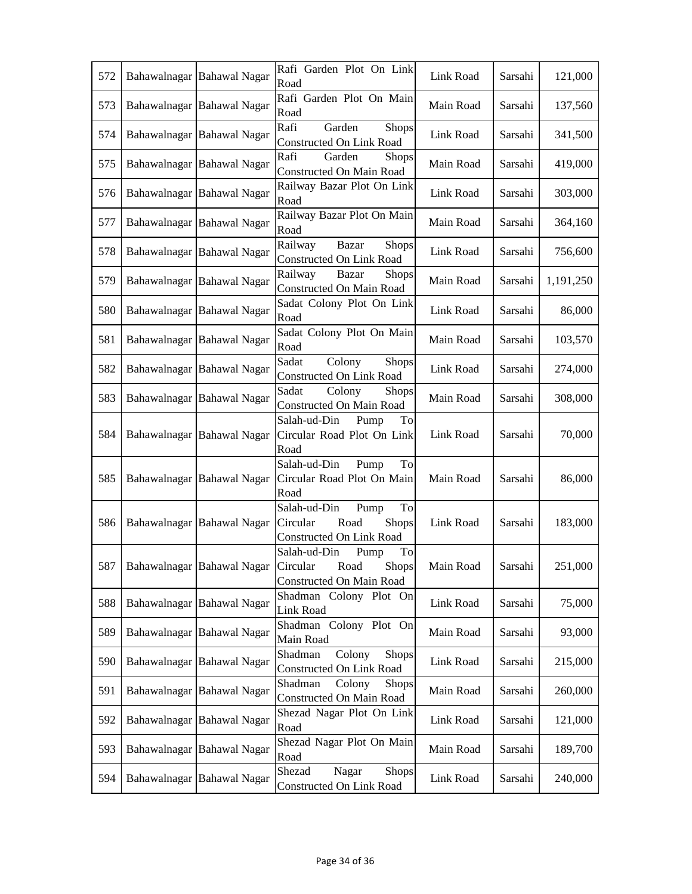| | | | | | | |
|---|---|---|---|---|---|---|
| 572 | Bahawalnagar | Bahawal Nagar | Rafi Garden Plot On Link Road | Link Road | Sarsahi | 121,000 |
| 573 | Bahawalnagar | Bahawal Nagar | Rafi Garden Plot On Main Road | Main Road | Sarsahi | 137,560 |
| 574 | Bahawalnagar | Bahawal Nagar | Rafi Garden Shops Constructed On Link Road | Link Road | Sarsahi | 341,500 |
| 575 | Bahawalnagar | Bahawal Nagar | Rafi Garden Shops Constructed On Main Road | Main Road | Sarsahi | 419,000 |
| 576 | Bahawalnagar | Bahawal Nagar | Railway Bazar Plot On Link Road | Link Road | Sarsahi | 303,000 |
| 577 | Bahawalnagar | Bahawal Nagar | Railway Bazar Plot On Main Road | Main Road | Sarsahi | 364,160 |
| 578 | Bahawalnagar | Bahawal Nagar | Railway Bazar Shops Constructed On Link Road | Link Road | Sarsahi | 756,600 |
| 579 | Bahawalnagar | Bahawal Nagar | Railway Bazar Shops Constructed On Main Road | Main Road | Sarsahi | 1,191,250 |
| 580 | Bahawalnagar | Bahawal Nagar | Sadat Colony Plot On Link Road | Link Road | Sarsahi | 86,000 |
| 581 | Bahawalnagar | Bahawal Nagar | Sadat Colony Plot On Main Road | Main Road | Sarsahi | 103,570 |
| 582 | Bahawalnagar | Bahawal Nagar | Sadat Colony Shops Constructed On Link Road | Link Road | Sarsahi | 274,000 |
| 583 | Bahawalnagar | Bahawal Nagar | Sadat Colony Shops Constructed On Main Road | Main Road | Sarsahi | 308,000 |
| 584 | Bahawalnagar | Bahawal Nagar | Salah-ud-Din Pump To Circular Road Plot On Link Road | Link Road | Sarsahi | 70,000 |
| 585 | Bahawalnagar | Bahawal Nagar | Salah-ud-Din Pump To Circular Road Plot On Main Road | Main Road | Sarsahi | 86,000 |
| 586 | Bahawalnagar | Bahawal Nagar | Salah-ud-Din Pump To Circular Road Shops Constructed On Link Road | Link Road | Sarsahi | 183,000 |
| 587 | Bahawalnagar | Bahawal Nagar | Salah-ud-Din Pump To Circular Road Shops Constructed On Main Road | Main Road | Sarsahi | 251,000 |
| 588 | Bahawalnagar | Bahawal Nagar | Shadman Colony Plot On Link Road | Link Road | Sarsahi | 75,000 |
| 589 | Bahawalnagar | Bahawal Nagar | Shadman Colony Plot On Main Road | Main Road | Sarsahi | 93,000 |
| 590 | Bahawalnagar | Bahawal Nagar | Shadman Colony Shops Constructed On Link Road | Link Road | Sarsahi | 215,000 |
| 591 | Bahawalnagar | Bahawal Nagar | Shadman Colony Shops Constructed On Main Road | Main Road | Sarsahi | 260,000 |
| 592 | Bahawalnagar | Bahawal Nagar | Shezad Nagar Plot On Link Road | Link Road | Sarsahi | 121,000 |
| 593 | Bahawalnagar | Bahawal Nagar | Shezad Nagar Plot On Main Road | Main Road | Sarsahi | 189,700 |
| 594 | Bahawalnagar | Bahawal Nagar | Shezad Nagar Shops Constructed On Link Road | Link Road | Sarsahi | 240,000 |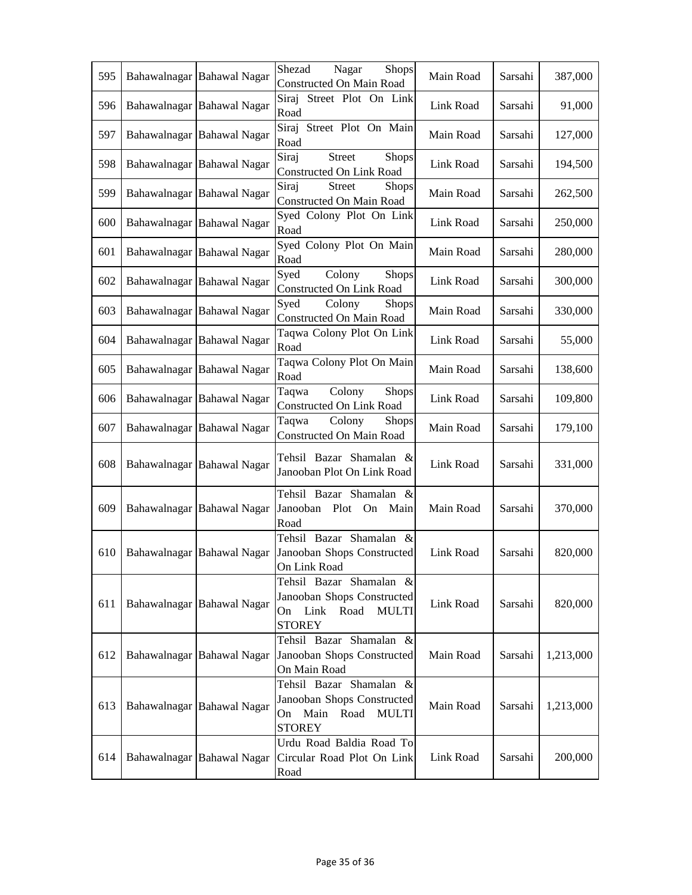| | | | | | | |
|---|---|---|---|---|---|---|
| 595 | Bahawalnagar | Bahawal Nagar | Shezad Nagar Shops Constructed On Main Road | Main Road | Sarsahi | 387,000 |
| 596 | Bahawalnagar | Bahawal Nagar | Siraj Street Plot On Link Road | Link Road | Sarsahi | 91,000 |
| 597 | Bahawalnagar | Bahawal Nagar | Siraj Street Plot On Main Road | Main Road | Sarsahi | 127,000 |
| 598 | Bahawalnagar | Bahawal Nagar | Siraj Street Shops Constructed On Link Road | Link Road | Sarsahi | 194,500 |
| 599 | Bahawalnagar | Bahawal Nagar | Siraj Street Shops Constructed On Main Road | Main Road | Sarsahi | 262,500 |
| 600 | Bahawalnagar | Bahawal Nagar | Syed Colony Plot On Link Road | Link Road | Sarsahi | 250,000 |
| 601 | Bahawalnagar | Bahawal Nagar | Syed Colony Plot On Main Road | Main Road | Sarsahi | 280,000 |
| 602 | Bahawalnagar | Bahawal Nagar | Syed Colony Shops Constructed On Link Road | Link Road | Sarsahi | 300,000 |
| 603 | Bahawalnagar | Bahawal Nagar | Syed Colony Shops Constructed On Main Road | Main Road | Sarsahi | 330,000 |
| 604 | Bahawalnagar | Bahawal Nagar | Taqwa Colony Plot On Link Road | Link Road | Sarsahi | 55,000 |
| 605 | Bahawalnagar | Bahawal Nagar | Taqwa Colony Plot On Main Road | Main Road | Sarsahi | 138,600 |
| 606 | Bahawalnagar | Bahawal Nagar | Taqwa Colony Shops Constructed On Link Road | Link Road | Sarsahi | 109,800 |
| 607 | Bahawalnagar | Bahawal Nagar | Taqwa Colony Shops Constructed On Main Road | Main Road | Sarsahi | 179,100 |
| 608 | Bahawalnagar | Bahawal Nagar | Tehsil Bazar Shamalan & Janooban Plot On Link Road | Link Road | Sarsahi | 331,000 |
| 609 | Bahawalnagar | Bahawal Nagar | Tehsil Bazar Shamalan & Janooban Plot On Main Road | Main Road | Sarsahi | 370,000 |
| 610 | Bahawalnagar | Bahawal Nagar | Tehsil Bazar Shamalan & Janooban Shops Constructed On Link Road | Link Road | Sarsahi | 820,000 |
| 611 | Bahawalnagar | Bahawal Nagar | Tehsil Bazar Shamalan & Janooban Shops Constructed On Link Road MULTI STOREY | Link Road | Sarsahi | 820,000 |
| 612 | Bahawalnagar | Bahawal Nagar | Tehsil Bazar Shamalan & Janooban Shops Constructed On Main Road | Main Road | Sarsahi | 1,213,000 |
| 613 | Bahawalnagar | Bahawal Nagar | Tehsil Bazar Shamalan & Janooban Shops Constructed On Main Road MULTI STOREY | Main Road | Sarsahi | 1,213,000 |
| 614 | Bahawalnagar | Bahawal Nagar | Urdu Road Baldia Road To Circular Road Plot On Link Road | Link Road | Sarsahi | 200,000 |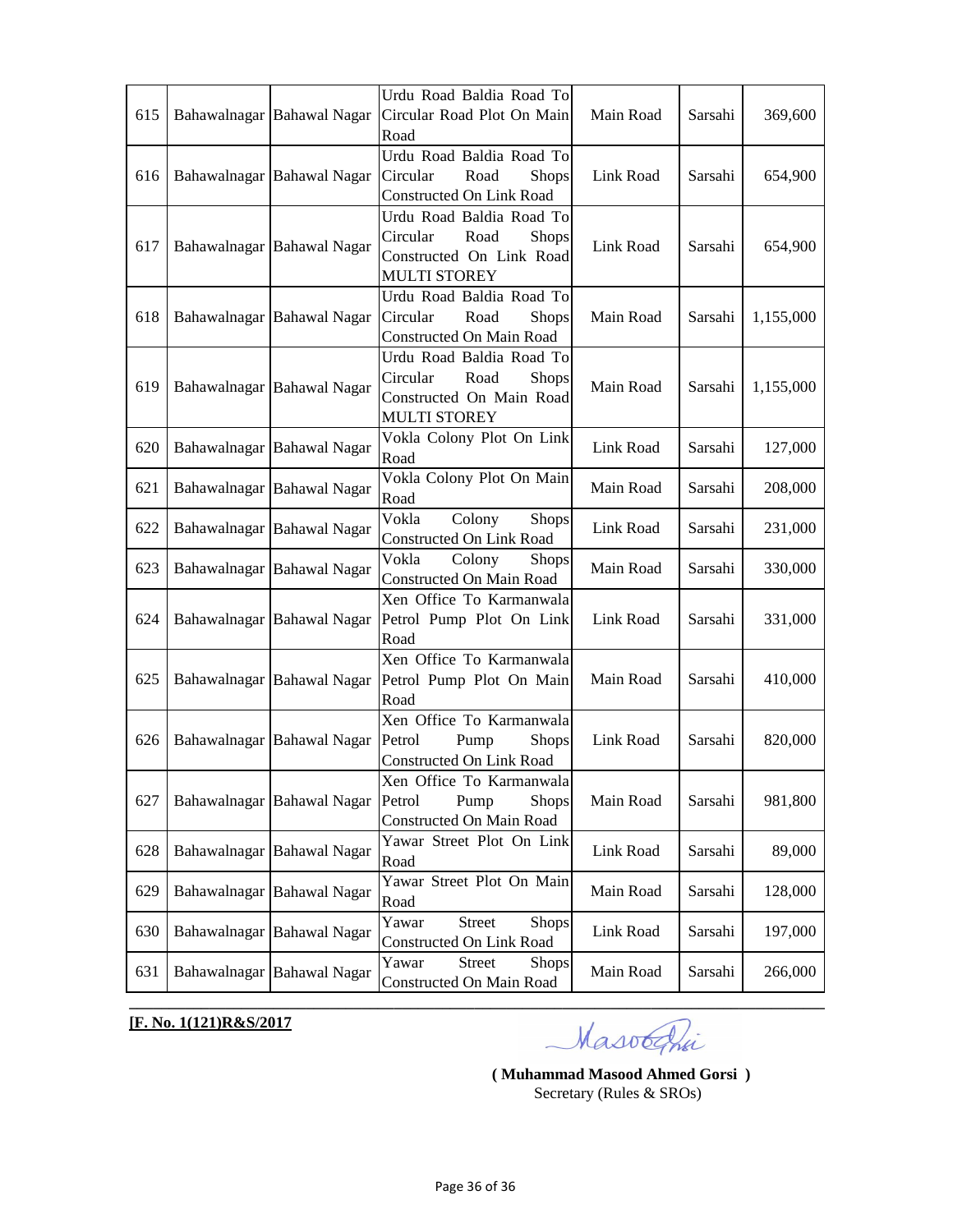| | | | | | | |
|---|---|---|---|---|---|---|
| 615 | Bahawalnagar | Bahawal Nagar | Urdu Road Baldia Road To Circular Road Plot On Main Road | Main Road | Sarsahi | 369,600 |
| 616 | Bahawalnagar | Bahawal Nagar | Urdu Road Baldia Road To Circular Road Shops Constructed On Link Road | Link Road | Sarsahi | 654,900 |
| 617 | Bahawalnagar | Bahawal Nagar | Urdu Road Baldia Road To Circular Road Shops Constructed On Link Road MULTI STOREY | Link Road | Sarsahi | 654,900 |
| 618 | Bahawalnagar | Bahawal Nagar | Urdu Road Baldia Road To Circular Road Shops Constructed On Main Road | Main Road | Sarsahi | 1,155,000 |
| 619 | Bahawalnagar | Bahawal Nagar | Urdu Road Baldia Road To Circular Road Shops Constructed On Main Road MULTI STOREY | Main Road | Sarsahi | 1,155,000 |
| 620 | Bahawalnagar | Bahawal Nagar | Vokla Colony Plot On Link Road | Link Road | Sarsahi | 127,000 |
| 621 | Bahawalnagar | Bahawal Nagar | Vokla Colony Plot On Main Road | Main Road | Sarsahi | 208,000 |
| 622 | Bahawalnagar | Bahawal Nagar | Vokla Colony Shops Constructed On Link Road | Link Road | Sarsahi | 231,000 |
| 623 | Bahawalnagar | Bahawal Nagar | Vokla Colony Shops Constructed On Main Road | Main Road | Sarsahi | 330,000 |
| 624 | Bahawalnagar | Bahawal Nagar | Xen Office To Karmanwala Petrol Pump Plot On Link Road | Link Road | Sarsahi | 331,000 |
| 625 | Bahawalnagar | Bahawal Nagar | Xen Office To Karmanwala Petrol Pump Plot On Main Road | Main Road | Sarsahi | 410,000 |
| 626 | Bahawalnagar | Bahawal Nagar | Xen Office To Karmanwala Petrol Pump Shops Constructed On Link Road | Link Road | Sarsahi | 820,000 |
| 627 | Bahawalnagar | Bahawal Nagar | Xen Office To Karmanwala Petrol Pump Shops Constructed On Main Road | Main Road | Sarsahi | 981,800 |
| 628 | Bahawalnagar | Bahawal Nagar | Yawar Street Plot On Link Road | Link Road | Sarsahi | 89,000 |
| 629 | Bahawalnagar | Bahawal Nagar | Yawar Street Plot On Main Road | Main Road | Sarsahi | 128,000 |
| 630 | Bahawalnagar | Bahawal Nagar | Yawar Street Shops Constructed On Link Road | Link Road | Sarsahi | 197,000 |
| 631 | Bahawalnagar | Bahawal Nagar | Yawar Street Shops Constructed On Main Road | Main Road | Sarsahi | 266,000 |

**[F. No. 1(121)R&S/2017**

**( Muhammad Masood Ahmed Gorsi )**
Secretary (Rules & SROs)